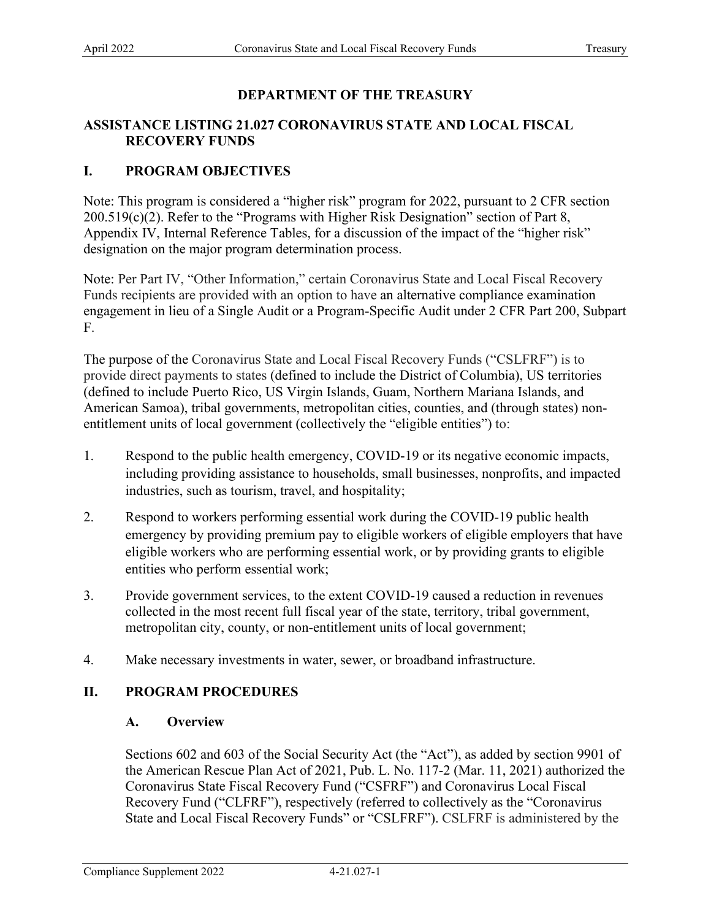# DEPARTMENT OF THE TREASURY

## ASSISTANCE LISTING 21.027 CORONAVIRUS STATE AND LOCAL FISCAL RECOVERY FUNDS

## I. PROGRAM OBJECTIVES

Note: This program is considered a "higher risk" program for 2022, pursuant to 2 CFR section 200.519(c)(2). Refer to the "Programs with Higher Risk Designation" section of Part 8, Appendix IV, Internal Reference Tables, for a discussion of the impact of the "higher risk" designation on the major program determination process.

Note: Per Part IV, "Other Information," certain Coronavirus State and Local Fiscal Recovery Funds recipients are provided with an option to have an alternative compliance examination engagement in lieu of a Single Audit or a Program-Specific Audit under 2 CFR Part 200, Subpart F.

The purpose of the Coronavirus State and Local Fiscal Recovery Funds ("CSLFRF") is to provide direct payments to states (defined to include the District of Columbia), US territories (defined to include Puerto Rico, US Virgin Islands, Guam, Northern Mariana Islands, and American Samoa), tribal governments, metropolitan cities, counties, and (through states) non-entitlement units of local government (collectively the "eligible entities") to:

1. Respond to the public health emergency, COVID-19 or its negative economic impacts, including providing assistance to households, small businesses, nonprofits, and impacted industries, such as tourism, travel, and hospitality;
2. Respond to workers performing essential work during the COVID-19 public health emergency by providing premium pay to eligible workers of eligible employers that have eligible workers who are performing essential work, or by providing grants to eligible entities who perform essential work;
3. Provide government services, to the extent COVID-19 caused a reduction in revenues collected in the most recent full fiscal year of the state, territory, tribal government, metropolitan city, county, or non-entitlement units of local government;
4. Make necessary investments in water, sewer, or broadband infrastructure.

## II. PROGRAM PROCEDURES

### A. Overview

Sections 602 and 603 of the Social Security Act (the "Act"), as added by section 9901 of the American Rescue Plan Act of 2021, Pub. L. No. 117-2 (Mar. 11, 2021) authorized the Coronavirus State Fiscal Recovery Fund ("CSFRF") and Coronavirus Local Fiscal Recovery Fund ("CLFRF"), respectively (referred to collectively as the "Coronavirus State and Local Fiscal Recovery Funds" or "CSLFRF"). CSLFRF is administered by the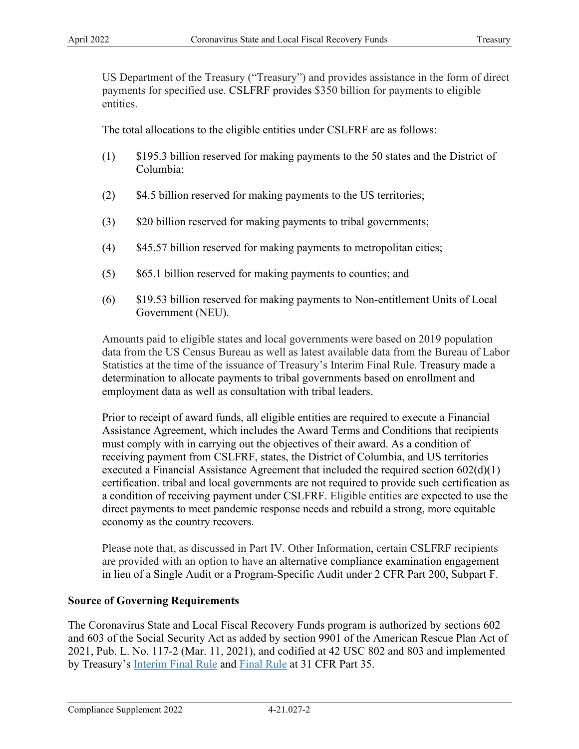US Department of the Treasury ("Treasury") and provides assistance in the form of direct payments for specified use. CSLFRF provides $350 billion for payments to eligible entities.

The total allocations to the eligible entities under CSLFRF are as follows:

(1) $195.3 billion reserved for making payments to the 50 states and the District of Columbia;

(2) $4.5 billion reserved for making payments to the US territories;

(3) $20 billion reserved for making payments to tribal governments;

(4) $45.57 billion reserved for making payments to metropolitan cities;

(5) $65.1 billion reserved for making payments to counties; and

(6) $19.53 billion reserved for making payments to Non-entitlement Units of Local Government (NEU).

Amounts paid to eligible states and local governments were based on 2019 population data from the US Census Bureau as well as latest available data from the Bureau of Labor Statistics at the time of the issuance of Treasury's Interim Final Rule. Treasury made a determination to allocate payments to tribal governments based on enrollment and employment data as well as consultation with tribal leaders.

Prior to receipt of award funds, all eligible entities are required to execute a Financial Assistance Agreement, which includes the Award Terms and Conditions that recipients must comply with in carrying out the objectives of their award. As a condition of receiving payment from CSLFRF, states, the District of Columbia, and US territories executed a Financial Assistance Agreement that included the required section 602(d)(1) certification. tribal and local governments are not required to provide such certification as a condition of receiving payment under CSLFRF. Eligible entities are expected to use the direct payments to meet pandemic response needs and rebuild a strong, more equitable economy as the country recovers.

Please note that, as discussed in Part IV. Other Information, certain CSLFRF recipients are provided with an option to have an alternative compliance examination engagement in lieu of a Single Audit or a Program-Specific Audit under 2 CFR Part 200, Subpart F.

**Source of Governing Requirements**

The Coronavirus State and Local Fiscal Recovery Funds program is authorized by sections 602 and 603 of the Social Security Act as added by section 9901 of the American Rescue Plan Act of 2021, Pub. L. No. 117-2 (Mar. 11, 2021), and codified at 42 USC 802 and 803 and implemented by Treasury's Interim Final Rule and Final Rule at 31 CFR Part 35.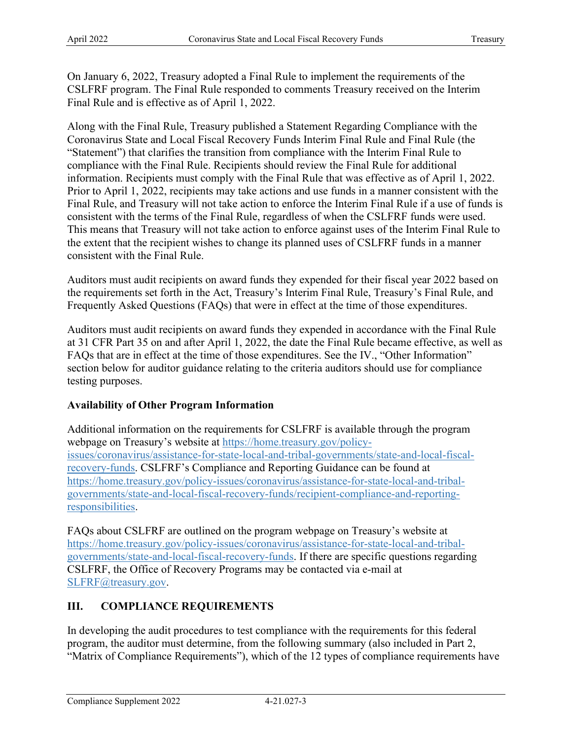On January 6, 2022, Treasury adopted a Final Rule to implement the requirements of the CSLFRF program. The Final Rule responded to comments Treasury received on the Interim Final Rule and is effective as of April 1, 2022.

Along with the Final Rule, Treasury published a Statement Regarding Compliance with the Coronavirus State and Local Fiscal Recovery Funds Interim Final Rule and Final Rule (the "Statement") that clarifies the transition from compliance with the Interim Final Rule to compliance with the Final Rule. Recipients should review the Final Rule for additional information. Recipients must comply with the Final Rule that was effective as of April 1, 2022. Prior to April 1, 2022, recipients may take actions and use funds in a manner consistent with the Final Rule, and Treasury will not take action to enforce the Interim Final Rule if a use of funds is consistent with the terms of the Final Rule, regardless of when the CSLFRF funds were used. This means that Treasury will not take action to enforce against uses of the Interim Final Rule to the extent that the recipient wishes to change its planned uses of CSLFRF funds in a manner consistent with the Final Rule.

Auditors must audit recipients on award funds they expended for their fiscal year 2022 based on the requirements set forth in the Act, Treasury's Interim Final Rule, Treasury's Final Rule, and Frequently Asked Questions (FAQs) that were in effect at the time of those expenditures.

Auditors must audit recipients on award funds they expended in accordance with the Final Rule at 31 CFR Part 35 on and after April 1, 2022, the date the Final Rule became effective, as well as FAQs that are in effect at the time of those expenditures. See the IV., "Other Information" section below for auditor guidance relating to the criteria auditors should use for compliance testing purposes.

**Availability of Other Program Information**

Additional information on the requirements for CSLFRF is available through the program webpage on Treasury's website at https://home.treasury.gov/policy-issues/coronavirus/assistance-for-state-local-and-tribal-governments/state-and-local-fiscal-recovery-funds. CSLFRF's Compliance and Reporting Guidance can be found at https://home.treasury.gov/policy-issues/coronavirus/assistance-for-state-local-and-tribal-governments/state-and-local-fiscal-recovery-funds/recipient-compliance-and-reporting-responsibilities.

FAQs about CSLFRF are outlined on the program webpage on Treasury's website at https://home.treasury.gov/policy-issues/coronavirus/assistance-for-state-local-and-tribal-governments/state-and-local-fiscal-recovery-funds. If there are specific questions regarding CSLFRF, the Office of Recovery Programs may be contacted via e-mail at SLFRF@treasury.gov.

## III. COMPLIANCE REQUIREMENTS

In developing the audit procedures to test compliance with the requirements for this federal program, the auditor must determine, from the following summary (also included in Part 2, "Matrix of Compliance Requirements"), which of the 12 types of compliance requirements have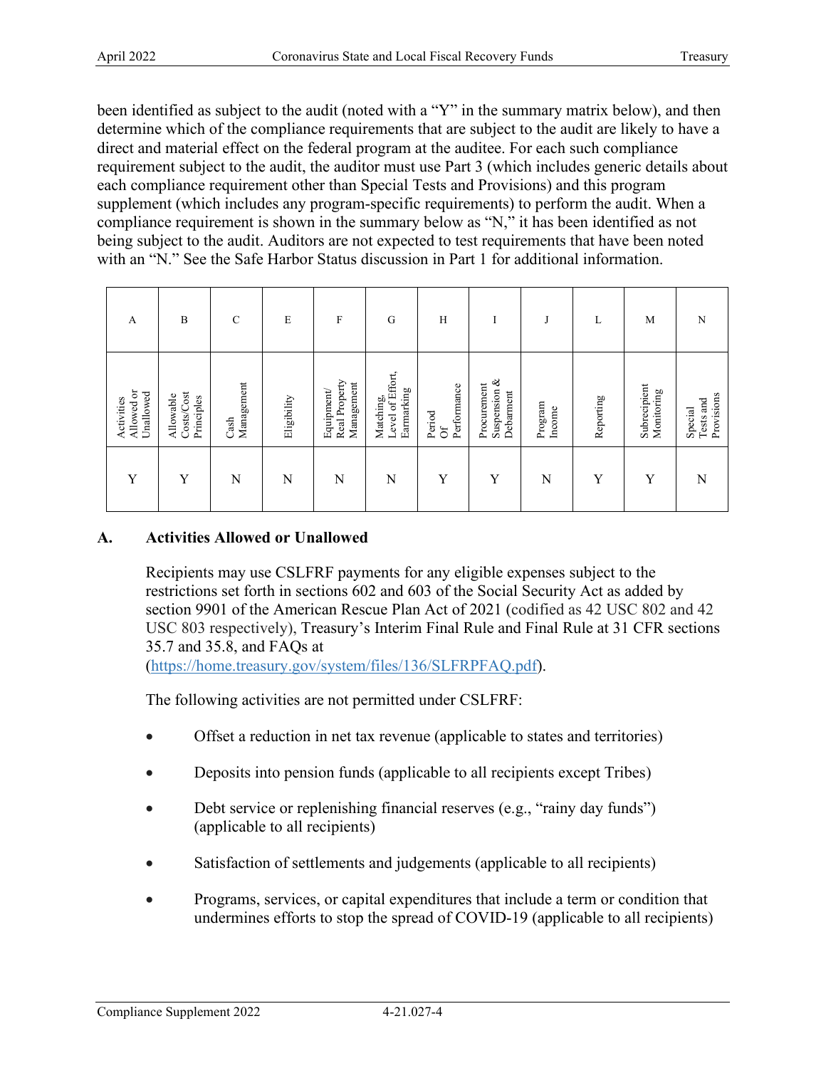been identified as subject to the audit (noted with a "Y" in the summary matrix below), and then determine which of the compliance requirements that are subject to the audit are likely to have a direct and material effect on the federal program at the auditee. For each such compliance requirement subject to the audit, the auditor must use Part 3 (which includes generic details about each compliance requirement other than Special Tests and Provisions) and this program supplement (which includes any program-specific requirements) to perform the audit. When a compliance requirement is shown in the summary below as "N," it has been identified as not being subject to the audit. Auditors are not expected to test requirements that have been noted with an "N." See the Safe Harbor Status discussion in Part 1 for additional information.

| A | B | C | E | F | G | H | I | J | L | M | N |
|---|---|---|---|---|---|---|---|---|---|---|---|
| Activities Allowed or Unallowed | Allowable Costs/Cost Principles | Cash Management | Eligibility | Equipment/ Real Property Management | Matching, Level of Effort, Earmarking | Period Of Performance | Procurement Suspension & Debarment | Program Income | Reporting | Subrecipient Monitoring | Special Tests and Provisions |
| Y | Y | N | N | N | N | Y | Y | N | Y | Y | N |

## A. Activities Allowed or Unallowed

Recipients may use CSLFRF payments for any eligible expenses subject to the restrictions set forth in sections 602 and 603 of the Social Security Act as added by section 9901 of the American Rescue Plan Act of 2021 (codified as 42 USC 802 and 42 USC 803 respectively), Treasury's Interim Final Rule and Final Rule at 31 CFR sections 35.7 and 35.8, and FAQs at (https://home.treasury.gov/system/files/136/SLFRPFAQ.pdf).

The following activities are not permitted under CSLFRF:

- Offset a reduction in net tax revenue (applicable to states and territories)
- Deposits into pension funds (applicable to all recipients except Tribes)
- Debt service or replenishing financial reserves (e.g., "rainy day funds") (applicable to all recipients)
- Satisfaction of settlements and judgements (applicable to all recipients)
- Programs, services, or capital expenditures that include a term or condition that undermines efforts to stop the spread of COVID-19 (applicable to all recipients)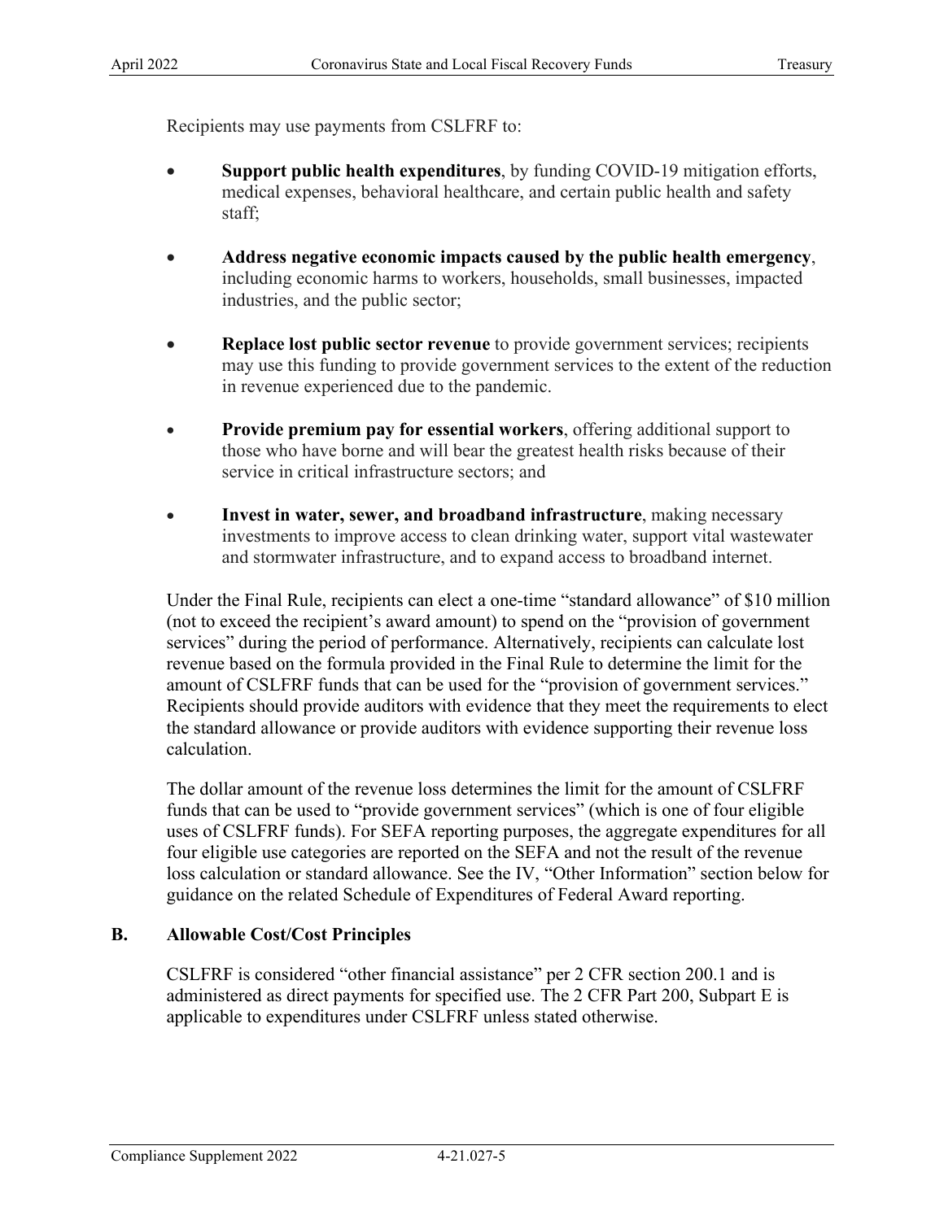Recipients may use payments from CSLFRF to:

- **Support public health expenditures**, by funding COVID-19 mitigation efforts, medical expenses, behavioral healthcare, and certain public health and safety staff;
- **Address negative economic impacts caused by the public health emergency**, including economic harms to workers, households, small businesses, impacted industries, and the public sector;
- **Replace lost public sector revenue** to provide government services; recipients may use this funding to provide government services to the extent of the reduction in revenue experienced due to the pandemic.
- **Provide premium pay for essential workers**, offering additional support to those who have borne and will bear the greatest health risks because of their service in critical infrastructure sectors; and
- **Invest in water, sewer, and broadband infrastructure**, making necessary investments to improve access to clean drinking water, support vital wastewater and stormwater infrastructure, and to expand access to broadband internet.

Under the Final Rule, recipients can elect a one-time "standard allowance" of $10 million (not to exceed the recipient's award amount) to spend on the "provision of government services" during the period of performance. Alternatively, recipients can calculate lost revenue based on the formula provided in the Final Rule to determine the limit for the amount of CSLFRF funds that can be used for the "provision of government services." Recipients should provide auditors with evidence that they meet the requirements to elect the standard allowance or provide auditors with evidence supporting their revenue loss calculation.

The dollar amount of the revenue loss determines the limit for the amount of CSLFRF funds that can be used to "provide government services" (which is one of four eligible uses of CSLFRF funds). For SEFA reporting purposes, the aggregate expenditures for all four eligible use categories are reported on the SEFA and not the result of the revenue loss calculation or standard allowance. See the IV, "Other Information" section below for guidance on the related Schedule of Expenditures of Federal Award reporting.

### B. Allowable Cost/Cost Principles

CSLFRF is considered "other financial assistance" per 2 CFR section 200.1 and is administered as direct payments for specified use. The 2 CFR Part 200, Subpart E is applicable to expenditures under CSLFRF unless stated otherwise.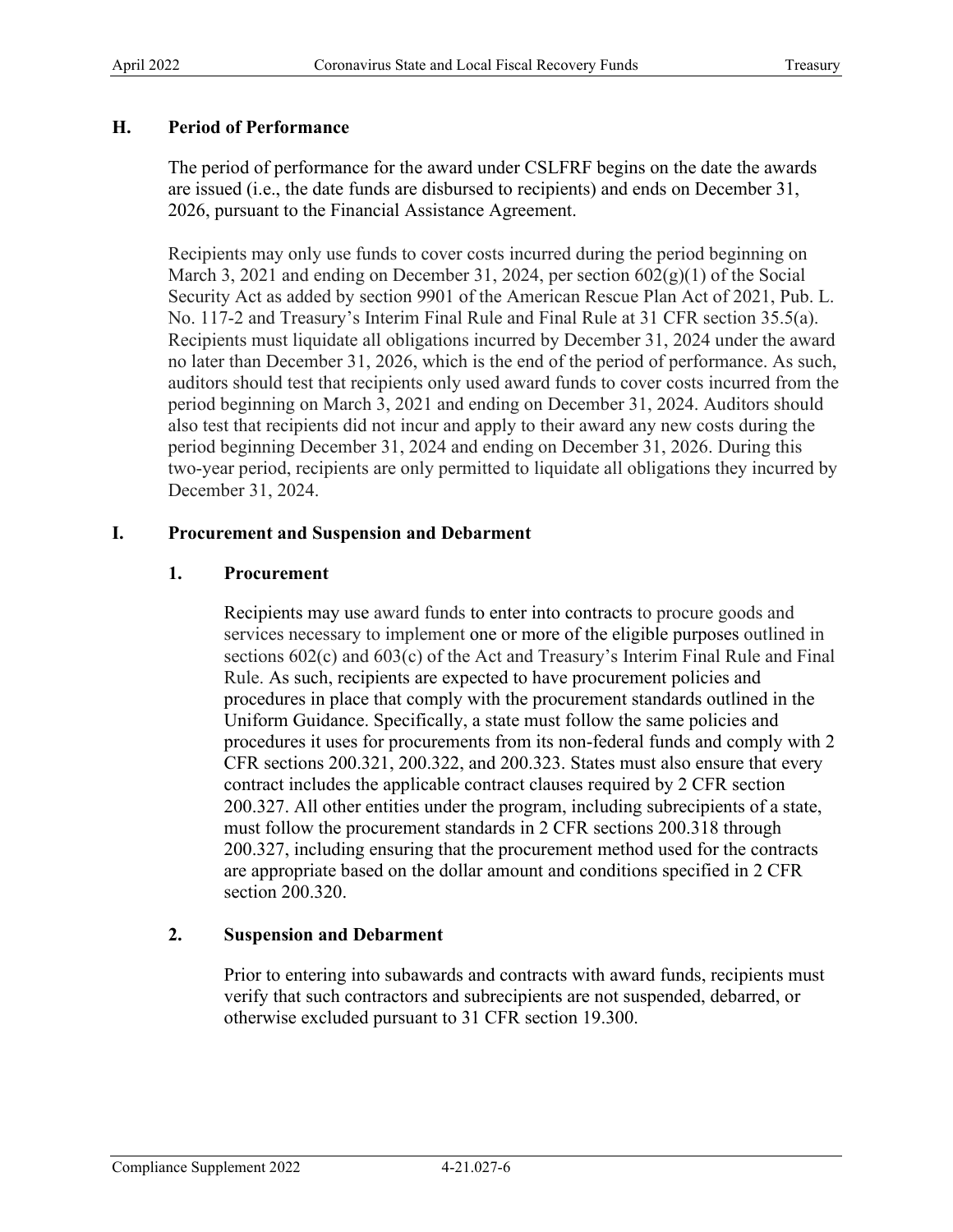## H. Period of Performance

The period of performance for the award under CSLFRF begins on the date the awards are issued (i.e., the date funds are disbursed to recipients) and ends on December 31, 2026, pursuant to the Financial Assistance Agreement.

Recipients may only use funds to cover costs incurred during the period beginning on March 3, 2021 and ending on December 31, 2024, per section 602(g)(1) of the Social Security Act as added by section 9901 of the American Rescue Plan Act of 2021, Pub. L. No. 117-2 and Treasury's Interim Final Rule and Final Rule at 31 CFR section 35.5(a). Recipients must liquidate all obligations incurred by December 31, 2024 under the award no later than December 31, 2026, which is the end of the period of performance. As such, auditors should test that recipients only used award funds to cover costs incurred from the period beginning on March 3, 2021 and ending on December 31, 2024. Auditors should also test that recipients did not incur and apply to their award any new costs during the period beginning December 31, 2024 and ending on December 31, 2026. During this two-year period, recipients are only permitted to liquidate all obligations they incurred by December 31, 2024.

## I. Procurement and Suspension and Debarment

### 1. Procurement

Recipients may use award funds to enter into contracts to procure goods and services necessary to implement one or more of the eligible purposes outlined in sections 602(c) and 603(c) of the Act and Treasury's Interim Final Rule and Final Rule. As such, recipients are expected to have procurement policies and procedures in place that comply with the procurement standards outlined in the Uniform Guidance. Specifically, a state must follow the same policies and procedures it uses for procurements from its non-federal funds and comply with 2 CFR sections 200.321, 200.322, and 200.323. States must also ensure that every contract includes the applicable contract clauses required by 2 CFR section 200.327. All other entities under the program, including subrecipients of a state, must follow the procurement standards in 2 CFR sections 200.318 through 200.327, including ensuring that the procurement method used for the contracts are appropriate based on the dollar amount and conditions specified in 2 CFR section 200.320.

### 2. Suspension and Debarment

Prior to entering into subawards and contracts with award funds, recipients must verify that such contractors and subrecipients are not suspended, debarred, or otherwise excluded pursuant to 31 CFR section 19.300.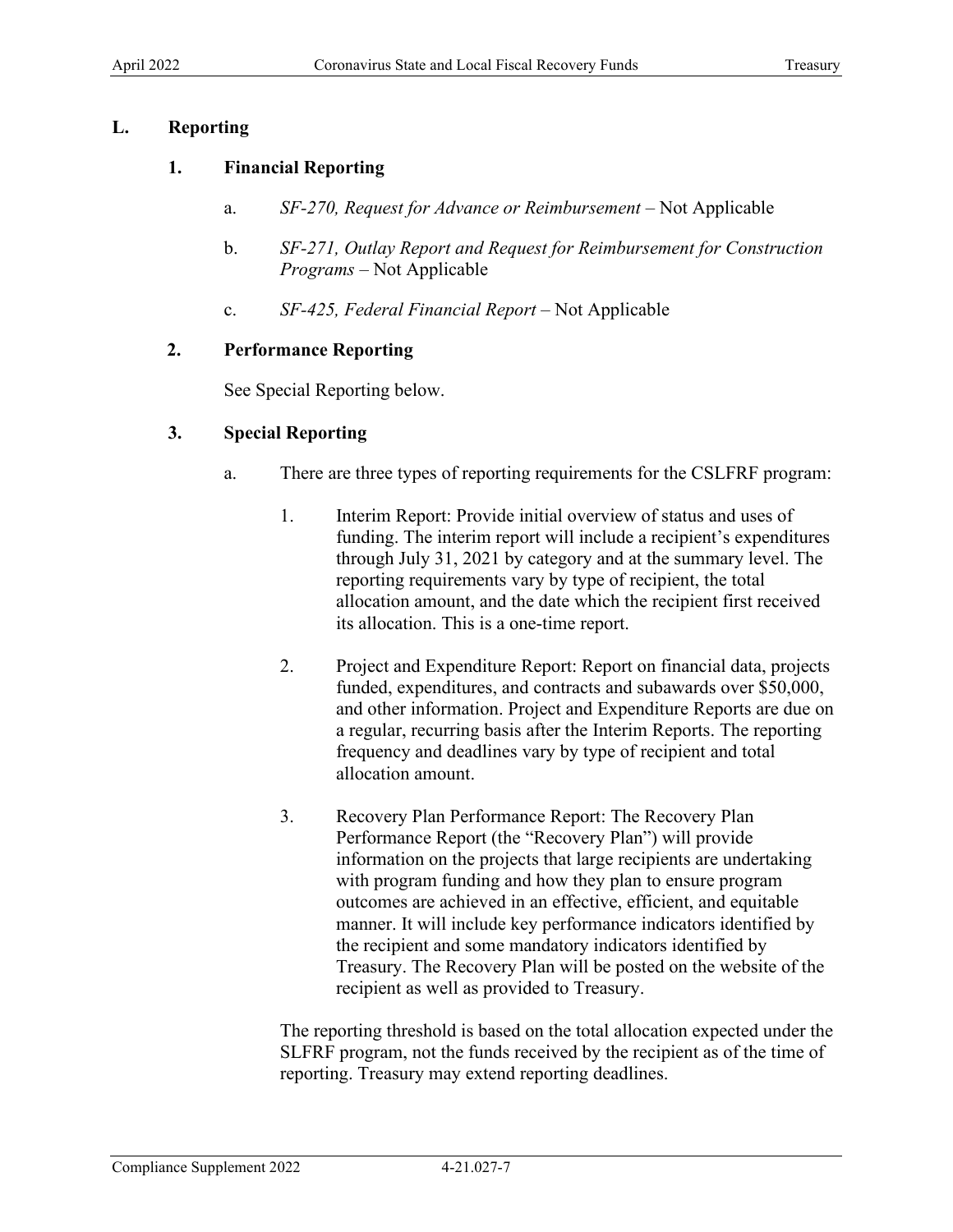## L. Reporting

### 1. Financial Reporting

a. *SF-270, Request for Advance or Reimbursement* – Not Applicable

b. *SF-271, Outlay Report and Request for Reimbursement for Construction Programs* – Not Applicable

c. *SF-425, Federal Financial Report* – Not Applicable

### 2. Performance Reporting

See Special Reporting below.

### 3. Special Reporting

a. There are three types of reporting requirements for the CSLFRF program:

1. Interim Report: Provide initial overview of status and uses of funding. The interim report will include a recipient's expenditures through July 31, 2021 by category and at the summary level. The reporting requirements vary by type of recipient, the total allocation amount, and the date which the recipient first received its allocation. This is a one-time report.

2. Project and Expenditure Report: Report on financial data, projects funded, expenditures, and contracts and subawards over $50,000, and other information. Project and Expenditure Reports are due on a regular, recurring basis after the Interim Reports. The reporting frequency and deadlines vary by type of recipient and total allocation amount.

3. Recovery Plan Performance Report: The Recovery Plan Performance Report (the "Recovery Plan") will provide information on the projects that large recipients are undertaking with program funding and how they plan to ensure program outcomes are achieved in an effective, efficient, and equitable manner. It will include key performance indicators identified by the recipient and some mandatory indicators identified by Treasury. The Recovery Plan will be posted on the website of the recipient as well as provided to Treasury.

The reporting threshold is based on the total allocation expected under the SLFRF program, not the funds received by the recipient as of the time of reporting. Treasury may extend reporting deadlines.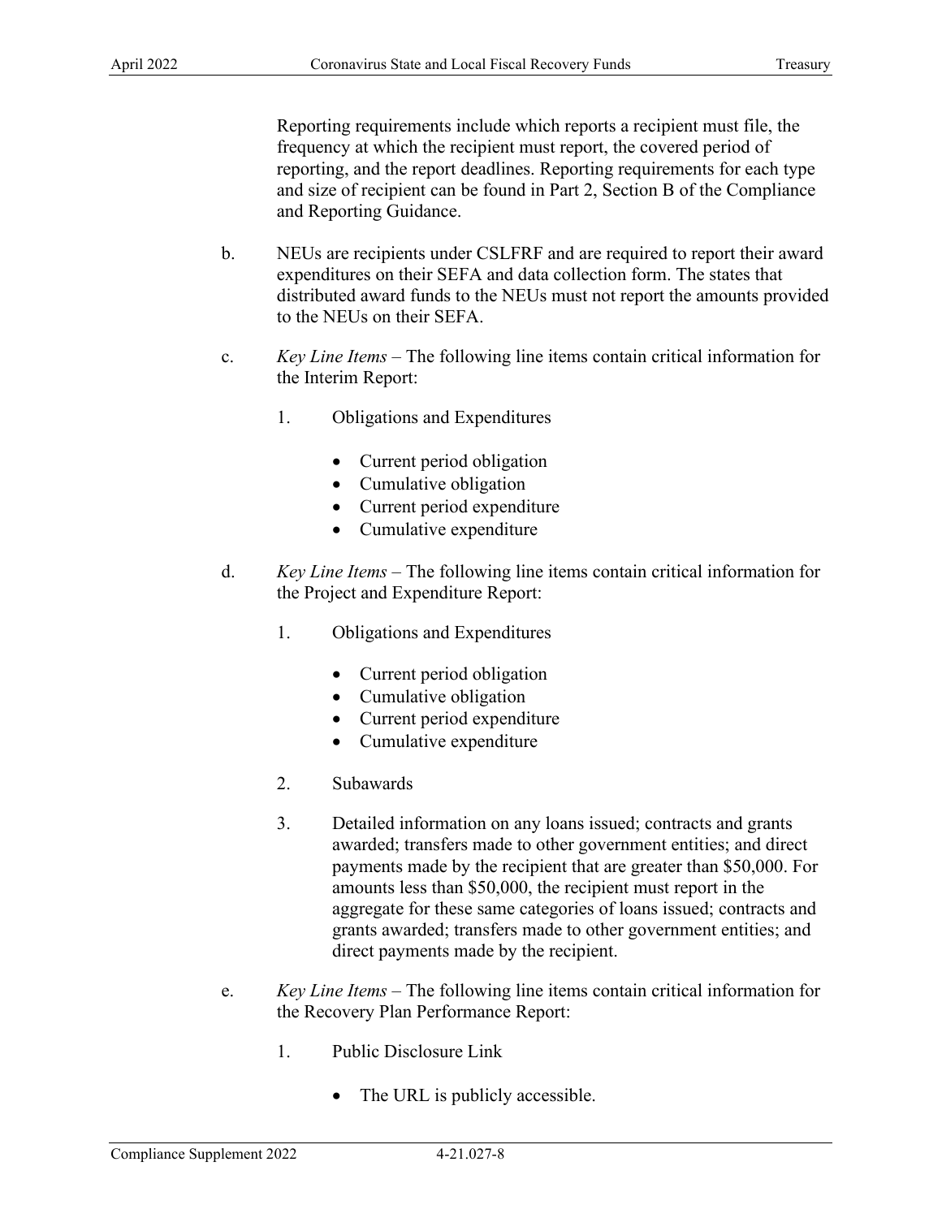Reporting requirements include which reports a recipient must file, the frequency at which the recipient must report, the covered period of reporting, and the report deadlines. Reporting requirements for each type and size of recipient can be found in Part 2, Section B of the Compliance and Reporting Guidance.

b. NEUs are recipients under CSLFRF and are required to report their award expenditures on their SEFA and data collection form. The states that distributed award funds to the NEUs must not report the amounts provided to the NEUs on their SEFA.

c. *Key Line Items* – The following line items contain critical information for the Interim Report:

  1. Obligations and Expenditures

     - Current period obligation
     - Cumulative obligation
     - Current period expenditure
     - Cumulative expenditure

d. *Key Line Items* – The following line items contain critical information for the Project and Expenditure Report:

  1. Obligations and Expenditures

     - Current period obligation
     - Cumulative obligation
     - Current period expenditure
     - Cumulative expenditure

  2. Subawards

  3. Detailed information on any loans issued; contracts and grants awarded; transfers made to other government entities; and direct payments made by the recipient that are greater than $50,000. For amounts less than $50,000, the recipient must report in the aggregate for these same categories of loans issued; contracts and grants awarded; transfers made to other government entities; and direct payments made by the recipient.

e. *Key Line Items* – The following line items contain critical information for the Recovery Plan Performance Report:

  1. Public Disclosure Link

     - The URL is publicly accessible.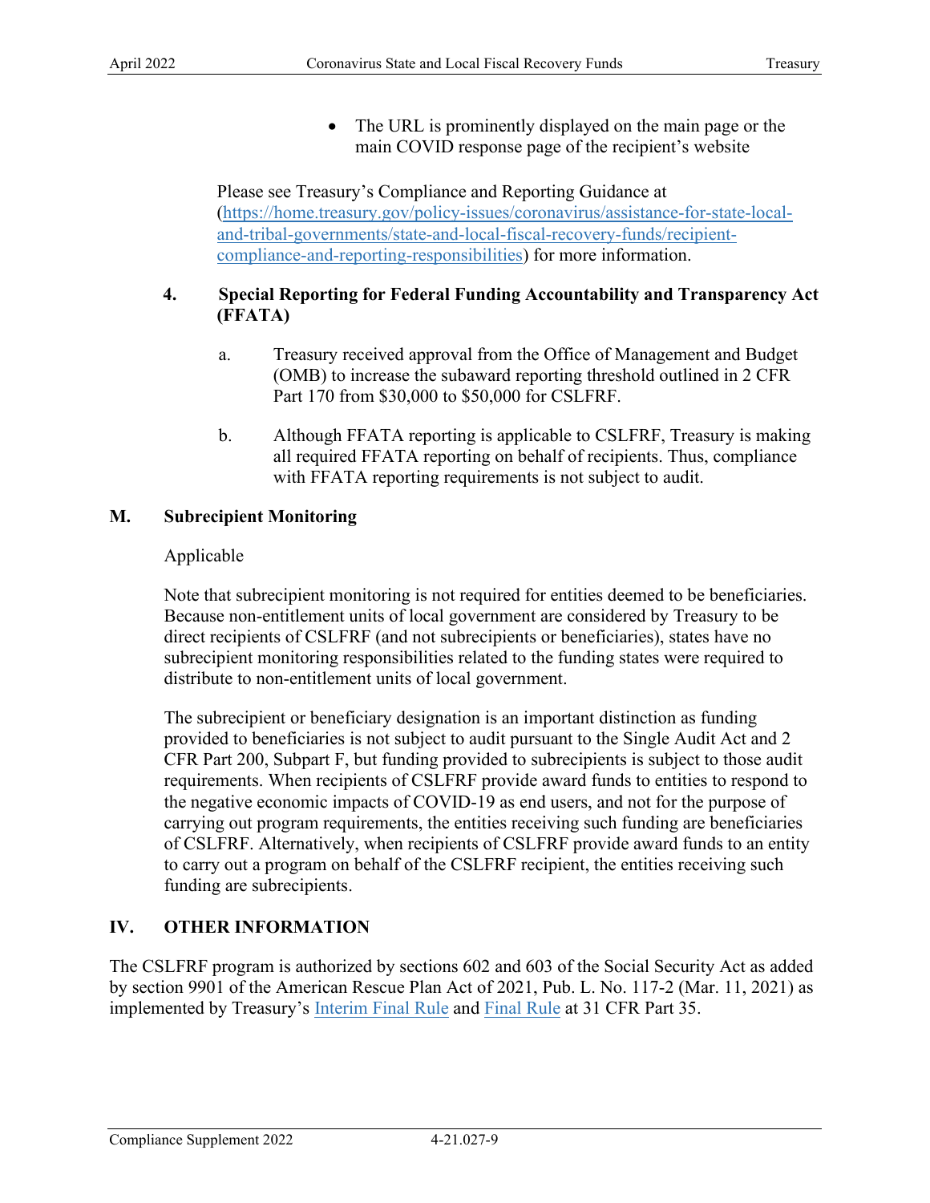- The URL is prominently displayed on the main page or the main COVID response page of the recipient's website

Please see Treasury's Compliance and Reporting Guidance at (https://home.treasury.gov/policy-issues/coronavirus/assistance-for-state-local-and-tribal-governments/state-and-local-fiscal-recovery-funds/recipient-compliance-and-reporting-responsibilities) for more information.

### 4. Special Reporting for Federal Funding Accountability and Transparency Act (FFATA)

a. Treasury received approval from the Office of Management and Budget (OMB) to increase the subaward reporting threshold outlined in 2 CFR Part 170 from $30,000 to $50,000 for CSLFRF.

b. Although FFATA reporting is applicable to CSLFRF, Treasury is making all required FFATA reporting on behalf of recipients. Thus, compliance with FFATA reporting requirements is not subject to audit.

## M. Subrecipient Monitoring

Applicable

Note that subrecipient monitoring is not required for entities deemed to be beneficiaries. Because non-entitlement units of local government are considered by Treasury to be direct recipients of CSLFRF (and not subrecipients or beneficiaries), states have no subrecipient monitoring responsibilities related to the funding states were required to distribute to non-entitlement units of local government.

The subrecipient or beneficiary designation is an important distinction as funding provided to beneficiaries is not subject to audit pursuant to the Single Audit Act and 2 CFR Part 200, Subpart F, but funding provided to subrecipients is subject to those audit requirements. When recipients of CSLFRF provide award funds to entities to respond to the negative economic impacts of COVID-19 as end users, and not for the purpose of carrying out program requirements, the entities receiving such funding are beneficiaries of CSLFRF. Alternatively, when recipients of CSLFRF provide award funds to an entity to carry out a program on behalf of the CSLFRF recipient, the entities receiving such funding are subrecipients.

# IV. OTHER INFORMATION

The CSLFRF program is authorized by sections 602 and 603 of the Social Security Act as added by section 9901 of the American Rescue Plan Act of 2021, Pub. L. No. 117-2 (Mar. 11, 2021) as implemented by Treasury's Interim Final Rule and Final Rule at 31 CFR Part 35.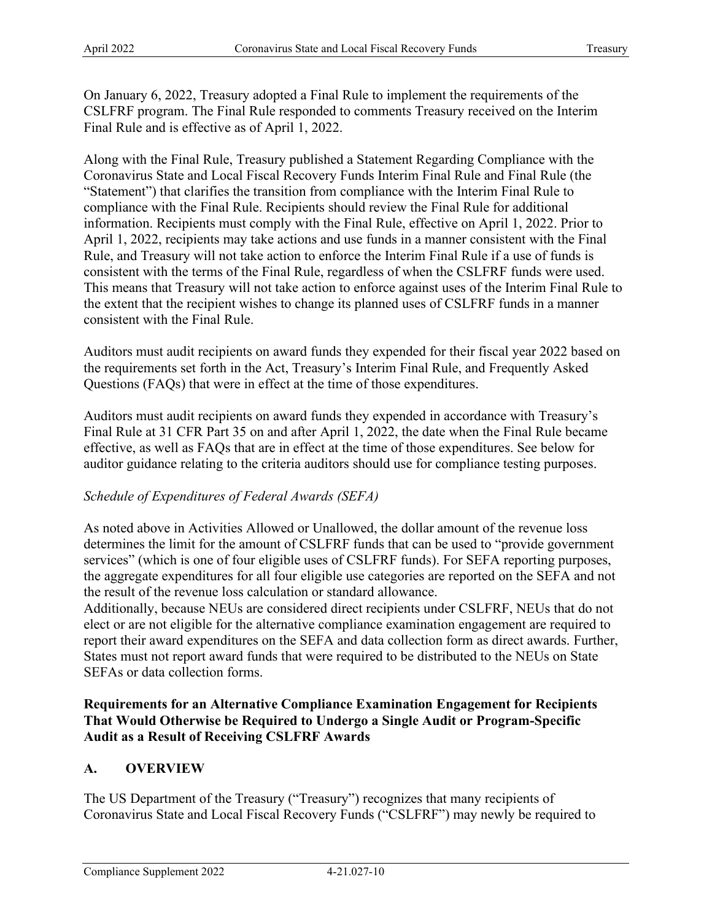On January 6, 2022, Treasury adopted a Final Rule to implement the requirements of the CSLFRF program. The Final Rule responded to comments Treasury received on the Interim Final Rule and is effective as of April 1, 2022.

Along with the Final Rule, Treasury published a Statement Regarding Compliance with the Coronavirus State and Local Fiscal Recovery Funds Interim Final Rule and Final Rule (the "Statement") that clarifies the transition from compliance with the Interim Final Rule to compliance with the Final Rule. Recipients should review the Final Rule for additional information. Recipients must comply with the Final Rule, effective on April 1, 2022. Prior to April 1, 2022, recipients may take actions and use funds in a manner consistent with the Final Rule, and Treasury will not take action to enforce the Interim Final Rule if a use of funds is consistent with the terms of the Final Rule, regardless of when the CSLFRF funds were used. This means that Treasury will not take action to enforce against uses of the Interim Final Rule to the extent that the recipient wishes to change its planned uses of CSLFRF funds in a manner consistent with the Final Rule.

Auditors must audit recipients on award funds they expended for their fiscal year 2022 based on the requirements set forth in the Act, Treasury's Interim Final Rule, and Frequently Asked Questions (FAQs) that were in effect at the time of those expenditures.

Auditors must audit recipients on award funds they expended in accordance with Treasury's Final Rule at 31 CFR Part 35 on and after April 1, 2022, the date when the Final Rule became effective, as well as FAQs that are in effect at the time of those expenditures. See below for auditor guidance relating to the criteria auditors should use for compliance testing purposes.

*Schedule of Expenditures of Federal Awards (SEFA)*

As noted above in Activities Allowed or Unallowed, the dollar amount of the revenue loss determines the limit for the amount of CSLFRF funds that can be used to "provide government services" (which is one of four eligible uses of CSLFRF funds). For SEFA reporting purposes, the aggregate expenditures for all four eligible use categories are reported on the SEFA and not the result of the revenue loss calculation or standard allowance.
Additionally, because NEUs are considered direct recipients under CSLFRF, NEUs that do not elect or are not eligible for the alternative compliance examination engagement are required to report their award expenditures on the SEFA and data collection form as direct awards. Further, States must not report award funds that were required to be distributed to the NEUs on State SEFAs or data collection forms.

**Requirements for an Alternative Compliance Examination Engagement for Recipients That Would Otherwise be Required to Undergo a Single Audit or Program-Specific Audit as a Result of Receiving CSLFRF Awards**

## A. OVERVIEW

The US Department of the Treasury ("Treasury") recognizes that many recipients of Coronavirus State and Local Fiscal Recovery Funds ("CSLFRF") may newly be required to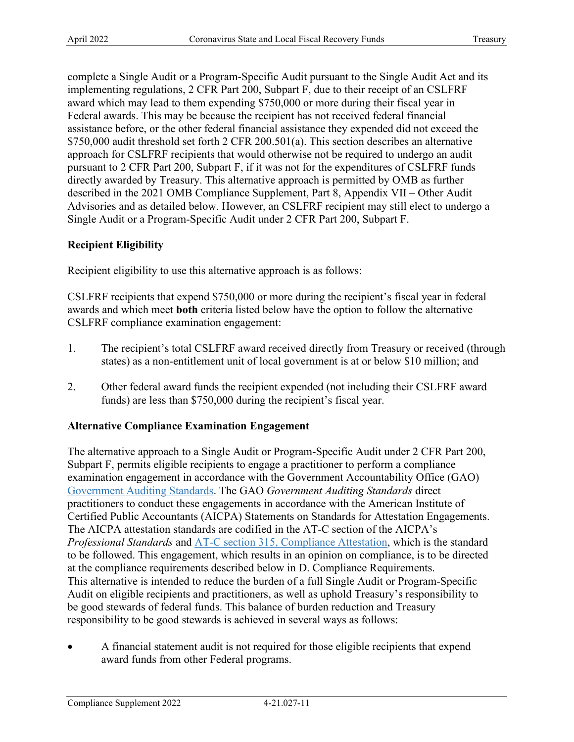complete a Single Audit or a Program-Specific Audit pursuant to the Single Audit Act and its implementing regulations, 2 CFR Part 200, Subpart F, due to their receipt of an CSLFRF award which may lead to them expending $750,000 or more during their fiscal year in Federal awards. This may be because the recipient has not received federal financial assistance before, or the other federal financial assistance they expended did not exceed the $750,000 audit threshold set forth 2 CFR 200.501(a). This section describes an alternative approach for CSLFRF recipients that would otherwise not be required to undergo an audit pursuant to 2 CFR Part 200, Subpart F, if it was not for the expenditures of CSLFRF funds directly awarded by Treasury. This alternative approach is permitted by OMB as further described in the 2021 OMB Compliance Supplement, Part 8, Appendix VII – Other Audit Advisories and as detailed below. However, an CSLFRF recipient may still elect to undergo a Single Audit or a Program-Specific Audit under 2 CFR Part 200, Subpart F.

**Recipient Eligibility**

Recipient eligibility to use this alternative approach is as follows:

CSLFRF recipients that expend $750,000 or more during the recipient's fiscal year in federal awards and which meet **both** criteria listed below have the option to follow the alternative CSLFRF compliance examination engagement:

1. The recipient's total CSLFRF award received directly from Treasury or received (through states) as a non-entitlement unit of local government is at or below $10 million; and
2. Other federal award funds the recipient expended (not including their CSLFRF award funds) are less than $750,000 during the recipient's fiscal year.

**Alternative Compliance Examination Engagement**

The alternative approach to a Single Audit or Program-Specific Audit under 2 CFR Part 200, Subpart F, permits eligible recipients to engage a practitioner to perform a compliance examination engagement in accordance with the Government Accountability Office (GAO) Government Auditing Standards. The GAO *Government Auditing Standards* direct practitioners to conduct these engagements in accordance with the American Institute of Certified Public Accountants (AICPA) Statements on Standards for Attestation Engagements. The AICPA attestation standards are codified in the AT-C section of the AICPA's *Professional Standards* and AT-C section 315, Compliance Attestation, which is the standard to be followed. This engagement, which results in an opinion on compliance, is to be directed at the compliance requirements described below in D. Compliance Requirements.
This alternative is intended to reduce the burden of a full Single Audit or Program-Specific Audit on eligible recipients and practitioners, as well as uphold Treasury's responsibility to be good stewards of federal funds. This balance of burden reduction and Treasury responsibility to be good stewards is achieved in several ways as follows:

- A financial statement audit is not required for those eligible recipients that expend award funds from other Federal programs.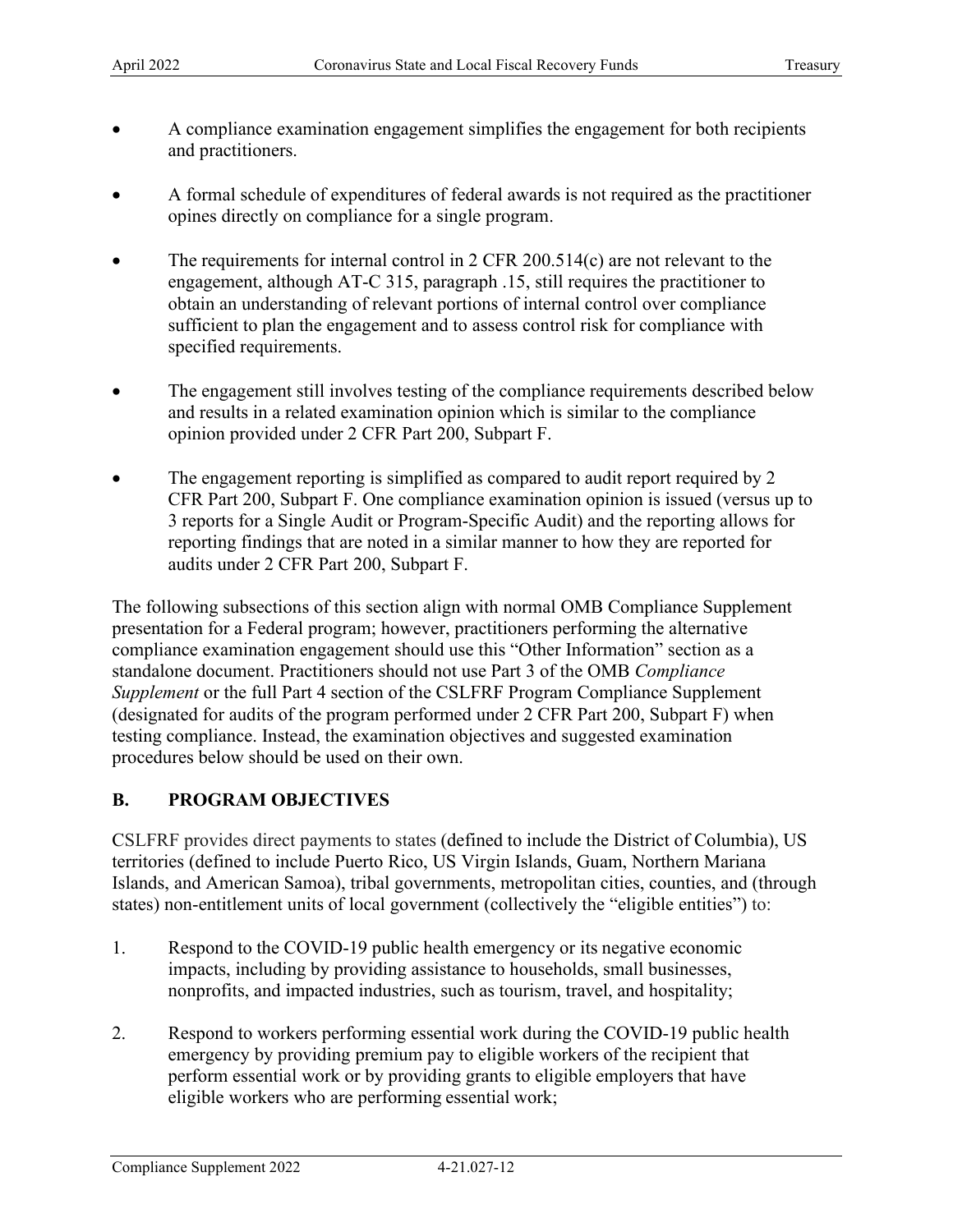- A compliance examination engagement simplifies the engagement for both recipients and practitioners.

- A formal schedule of expenditures of federal awards is not required as the practitioner opines directly on compliance for a single program.

- The requirements for internal control in 2 CFR 200.514(c) are not relevant to the engagement, although AT-C 315, paragraph .15, still requires the practitioner to obtain an understanding of relevant portions of internal control over compliance sufficient to plan the engagement and to assess control risk for compliance with specified requirements.

- The engagement still involves testing of the compliance requirements described below and results in a related examination opinion which is similar to the compliance opinion provided under 2 CFR Part 200, Subpart F.

- The engagement reporting is simplified as compared to audit report required by 2 CFR Part 200, Subpart F. One compliance examination opinion is issued (versus up to 3 reports for a Single Audit or Program-Specific Audit) and the reporting allows for reporting findings that are noted in a similar manner to how they are reported for audits under 2 CFR Part 200, Subpart F.

The following subsections of this section align with normal OMB Compliance Supplement presentation for a Federal program; however, practitioners performing the alternative compliance examination engagement should use this "Other Information" section as a standalone document. Practitioners should not use Part 3 of the OMB *Compliance Supplement* or the full Part 4 section of the CSLFRF Program Compliance Supplement (designated for audits of the program performed under 2 CFR Part 200, Subpart F) when testing compliance. Instead, the examination objectives and suggested examination procedures below should be used on their own.

## B. PROGRAM OBJECTIVES

CSLFRF provides direct payments to states (defined to include the District of Columbia), US territories (defined to include Puerto Rico, US Virgin Islands, Guam, Northern Mariana Islands, and American Samoa), tribal governments, metropolitan cities, counties, and (through states) non-entitlement units of local government (collectively the "eligible entities") to:

1. Respond to the COVID-19 public health emergency or its negative economic impacts, including by providing assistance to households, small businesses, nonprofits, and impacted industries, such as tourism, travel, and hospitality;

2. Respond to workers performing essential work during the COVID-19 public health emergency by providing premium pay to eligible workers of the recipient that perform essential work or by providing grants to eligible employers that have eligible workers who are performing essential work;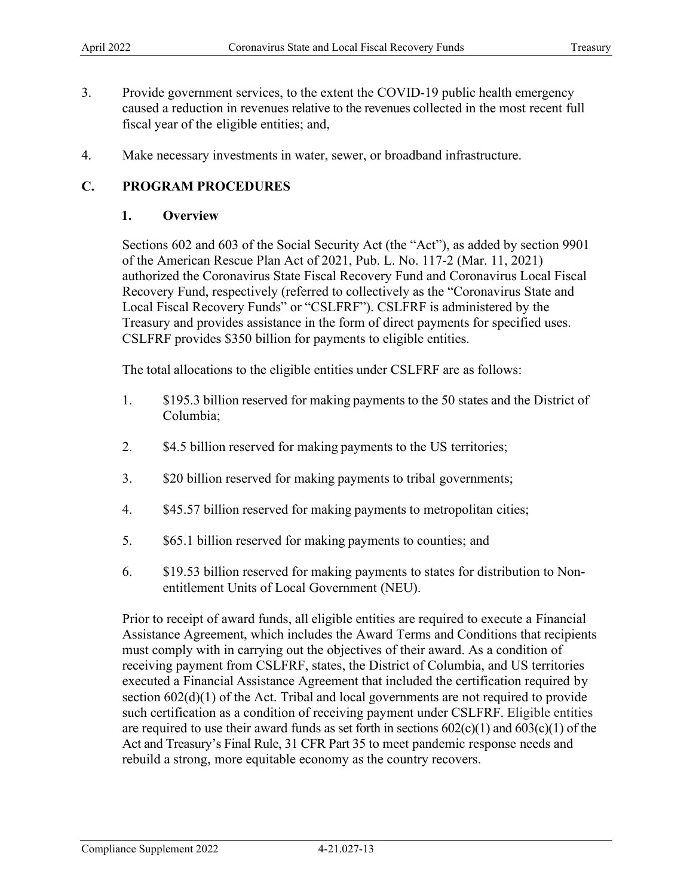3. Provide government services, to the extent the COVID-19 public health emergency caused a reduction in revenues relative to the revenues collected in the most recent full fiscal year of the eligible entities; and,

4. Make necessary investments in water, sewer, or broadband infrastructure.

## C. PROGRAM PROCEDURES

### 1. Overview

Sections 602 and 603 of the Social Security Act (the "Act"), as added by section 9901 of the American Rescue Plan Act of 2021, Pub. L. No. 117-2 (Mar. 11, 2021) authorized the Coronavirus State Fiscal Recovery Fund and Coronavirus Local Fiscal Recovery Fund, respectively (referred to collectively as the "Coronavirus State and Local Fiscal Recovery Funds" or "CSLFRF"). CSLFRF is administered by the Treasury and provides assistance in the form of direct payments for specified uses. CSLFRF provides $350 billion for payments to eligible entities.

The total allocations to the eligible entities under CSLFRF are as follows:

1. $195.3 billion reserved for making payments to the 50 states and the District of Columbia;
2. $4.5 billion reserved for making payments to the US territories;
3. $20 billion reserved for making payments to tribal governments;
4. $45.57 billion reserved for making payments to metropolitan cities;
5. $65.1 billion reserved for making payments to counties; and
6. $19.53 billion reserved for making payments to states for distribution to Non-entitlement Units of Local Government (NEU).

Prior to receipt of award funds, all eligible entities are required to execute a Financial Assistance Agreement, which includes the Award Terms and Conditions that recipients must comply with in carrying out the objectives of their award. As a condition of receiving payment from CSLFRF, states, the District of Columbia, and US territories executed a Financial Assistance Agreement that included the certification required by section 602(d)(1) of the Act. Tribal and local governments are not required to provide such certification as a condition of receiving payment under CSLFRF. Eligible entities are required to use their award funds as set forth in sections 602(c)(1) and 603(c)(1) of the Act and Treasury's Final Rule, 31 CFR Part 35 to meet pandemic response needs and rebuild a strong, more equitable economy as the country recovers.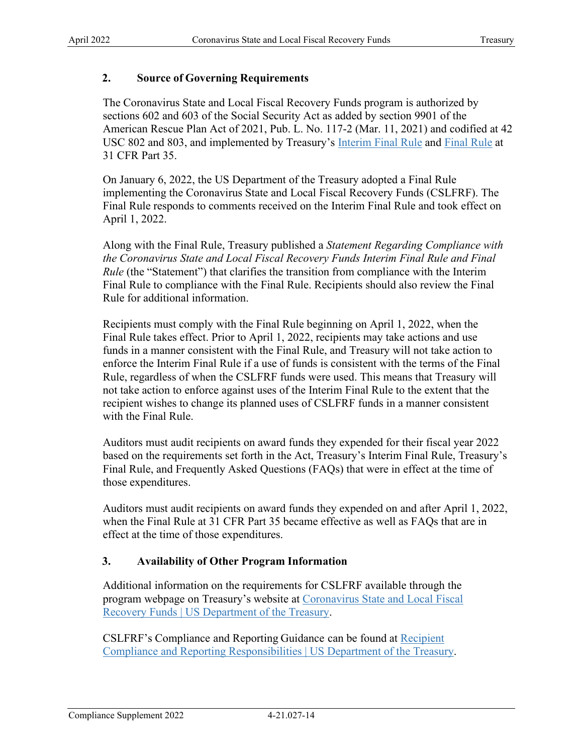### 2. Source of Governing Requirements

The Coronavirus State and Local Fiscal Recovery Funds program is authorized by sections 602 and 603 of the Social Security Act as added by section 9901 of the American Rescue Plan Act of 2021, Pub. L. No. 117-2 (Mar. 11, 2021) and codified at 42 USC 802 and 803, and implemented by Treasury's Interim Final Rule and Final Rule at 31 CFR Part 35.

On January 6, 2022, the US Department of the Treasury adopted a Final Rule implementing the Coronavirus State and Local Fiscal Recovery Funds (CSLFRF). The Final Rule responds to comments received on the Interim Final Rule and took effect on April 1, 2022.

Along with the Final Rule, Treasury published a *Statement Regarding Compliance with the Coronavirus State and Local Fiscal Recovery Funds Interim Final Rule and Final Rule* (the "Statement") that clarifies the transition from compliance with the Interim Final Rule to compliance with the Final Rule. Recipients should also review the Final Rule for additional information.

Recipients must comply with the Final Rule beginning on April 1, 2022, when the Final Rule takes effect. Prior to April 1, 2022, recipients may take actions and use funds in a manner consistent with the Final Rule, and Treasury will not take action to enforce the Interim Final Rule if a use of funds is consistent with the terms of the Final Rule, regardless of when the CSLFRF funds were used. This means that Treasury will not take action to enforce against uses of the Interim Final Rule to the extent that the recipient wishes to change its planned uses of CSLFRF funds in a manner consistent with the Final Rule.

Auditors must audit recipients on award funds they expended for their fiscal year 2022 based on the requirements set forth in the Act, Treasury's Interim Final Rule, Treasury's Final Rule, and Frequently Asked Questions (FAQs) that were in effect at the time of those expenditures.

Auditors must audit recipients on award funds they expended on and after April 1, 2022, when the Final Rule at 31 CFR Part 35 became effective as well as FAQs that are in effect at the time of those expenditures.

### 3. Availability of Other Program Information

Additional information on the requirements for CSLFRF available through the program webpage on Treasury's website at Coronavirus State and Local Fiscal Recovery Funds | US Department of the Treasury.

CSLFRF's Compliance and Reporting Guidance can be found at Recipient Compliance and Reporting Responsibilities | US Department of the Treasury.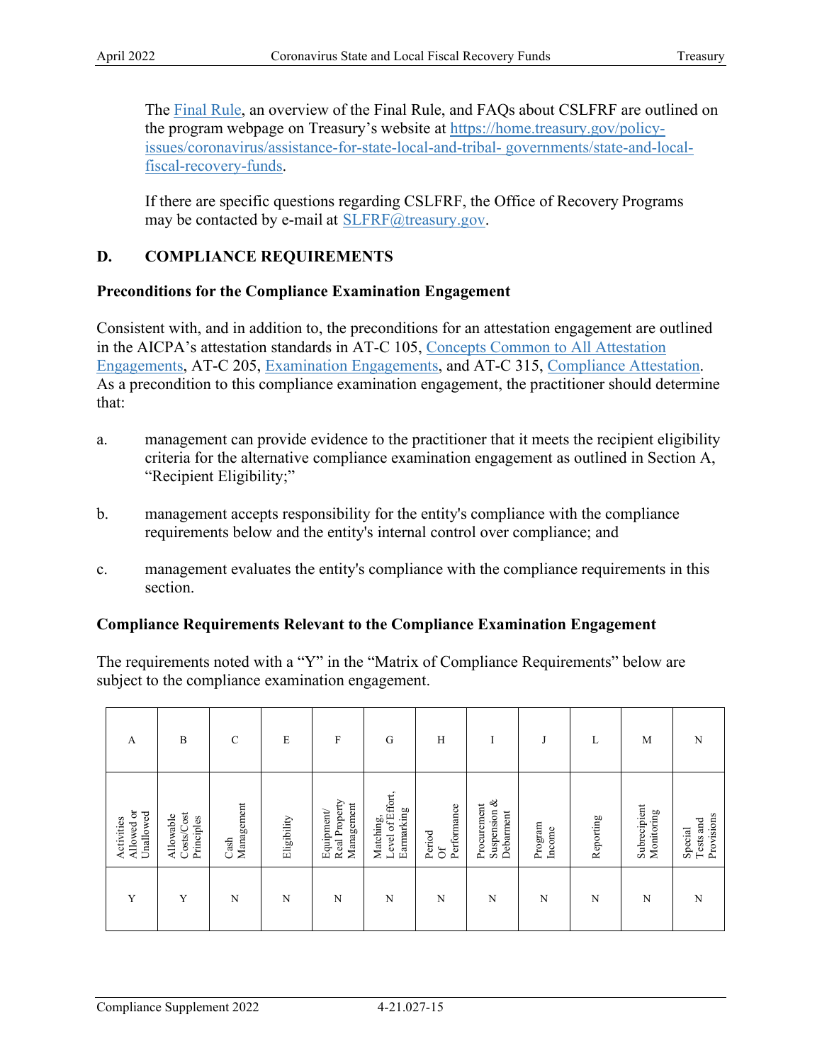The [Final Rule](), an overview of the Final Rule, and FAQs about CSLFRF are outlined on the program webpage on Treasury's website at [https://home.treasury.gov/policy-issues/coronavirus/assistance-for-state-local-and-tribal- governments/state-and-local-fiscal-recovery-funds](https://home.treasury.gov/policy-issues/coronavirus/assistance-for-state-local-and-tribal-governments/state-and-local-fiscal-recovery-funds).

If there are specific questions regarding CSLFRF, the Office of Recovery Programs may be contacted by e-mail at [SLFRF@treasury.gov](mailto:SLFRF@treasury.gov).

## D. COMPLIANCE REQUIREMENTS

**Preconditions for the Compliance Examination Engagement**

Consistent with, and in addition to, the preconditions for an attestation engagement are outlined in the AICPA's attestation standards in AT-C 105, [Concepts Common to All Attestation Engagements](), AT-C 205, [Examination Engagements](), and AT-C 315, [Compliance Attestation](). As a precondition to this compliance examination engagement, the practitioner should determine that:

a. management can provide evidence to the practitioner that it meets the recipient eligibility criteria for the alternative compliance examination engagement as outlined in Section A, "Recipient Eligibility;"

b. management accepts responsibility for the entity's compliance with the compliance requirements below and the entity's internal control over compliance; and

c. management evaluates the entity's compliance with the compliance requirements in this section.

**Compliance Requirements Relevant to the Compliance Examination Engagement**

The requirements noted with a "Y" in the "Matrix of Compliance Requirements" below are subject to the compliance examination engagement.

| A | B | C | E | F | G | H | I | J | L | M | N |
|---|---|---|---|---|---|---|---|---|---|---|---|
| Activities Allowed or Unallowed | Allowable Costs/Cost Principles | Cash Management | Eligibility | Equipment/ Real Property Management | Matching, Level of Effort, Earmarking | Period Of Performance | Procurement Suspension & Debarment | Program Income | Reporting | Subrecipient Monitoring | Special Tests and Provisions |
| Y | Y | N | N | N | N | N | N | N | N | N | N |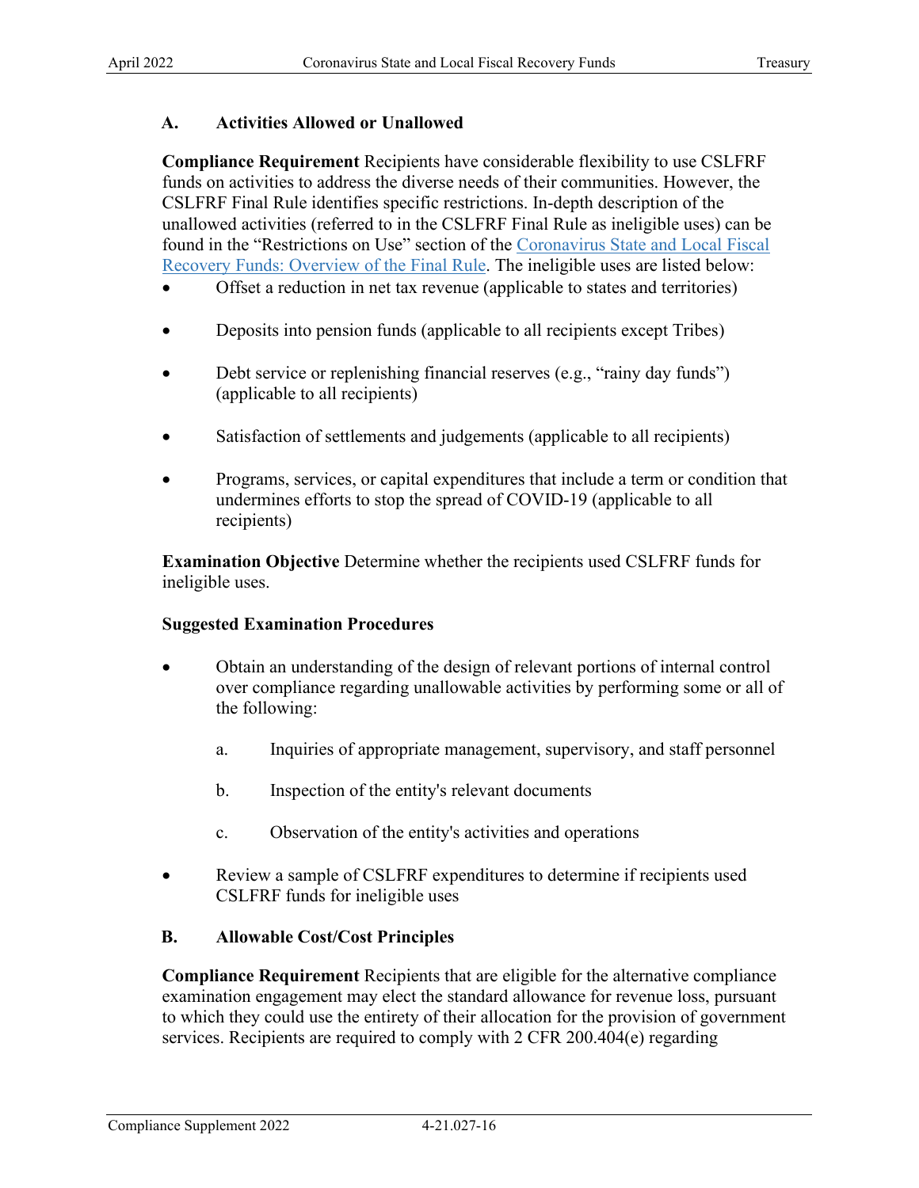### A. Activities Allowed or Unallowed

**Compliance Requirement** Recipients have considerable flexibility to use CSLFRF funds on activities to address the diverse needs of their communities. However, the CSLFRF Final Rule identifies specific restrictions. In-depth description of the unallowed activities (referred to in the CSLFRF Final Rule as ineligible uses) can be found in the "Restrictions on Use" section of the [Coronavirus State and Local Fiscal Recovery Funds: Overview of the Final Rule](). The ineligible uses are listed below:

- Offset a reduction in net tax revenue (applicable to states and territories)
- Deposits into pension funds (applicable to all recipients except Tribes)
- Debt service or replenishing financial reserves (e.g., "rainy day funds") (applicable to all recipients)
- Satisfaction of settlements and judgements (applicable to all recipients)
- Programs, services, or capital expenditures that include a term or condition that undermines efforts to stop the spread of COVID-19 (applicable to all recipients)

**Examination Objective** Determine whether the recipients used CSLFRF funds for ineligible uses.

**Suggested Examination Procedures**

- Obtain an understanding of the design of relevant portions of internal control over compliance regarding unallowable activities by performing some or all of the following:
  - a. Inquiries of appropriate management, supervisory, and staff personnel
  - b. Inspection of the entity's relevant documents
  - c. Observation of the entity's activities and operations
- Review a sample of CSLFRF expenditures to determine if recipients used CSLFRF funds for ineligible uses

### B. Allowable Cost/Cost Principles

**Compliance Requirement** Recipients that are eligible for the alternative compliance examination engagement may elect the standard allowance for revenue loss, pursuant to which they could use the entirety of their allocation for the provision of government services. Recipients are required to comply with 2 CFR 200.404(e) regarding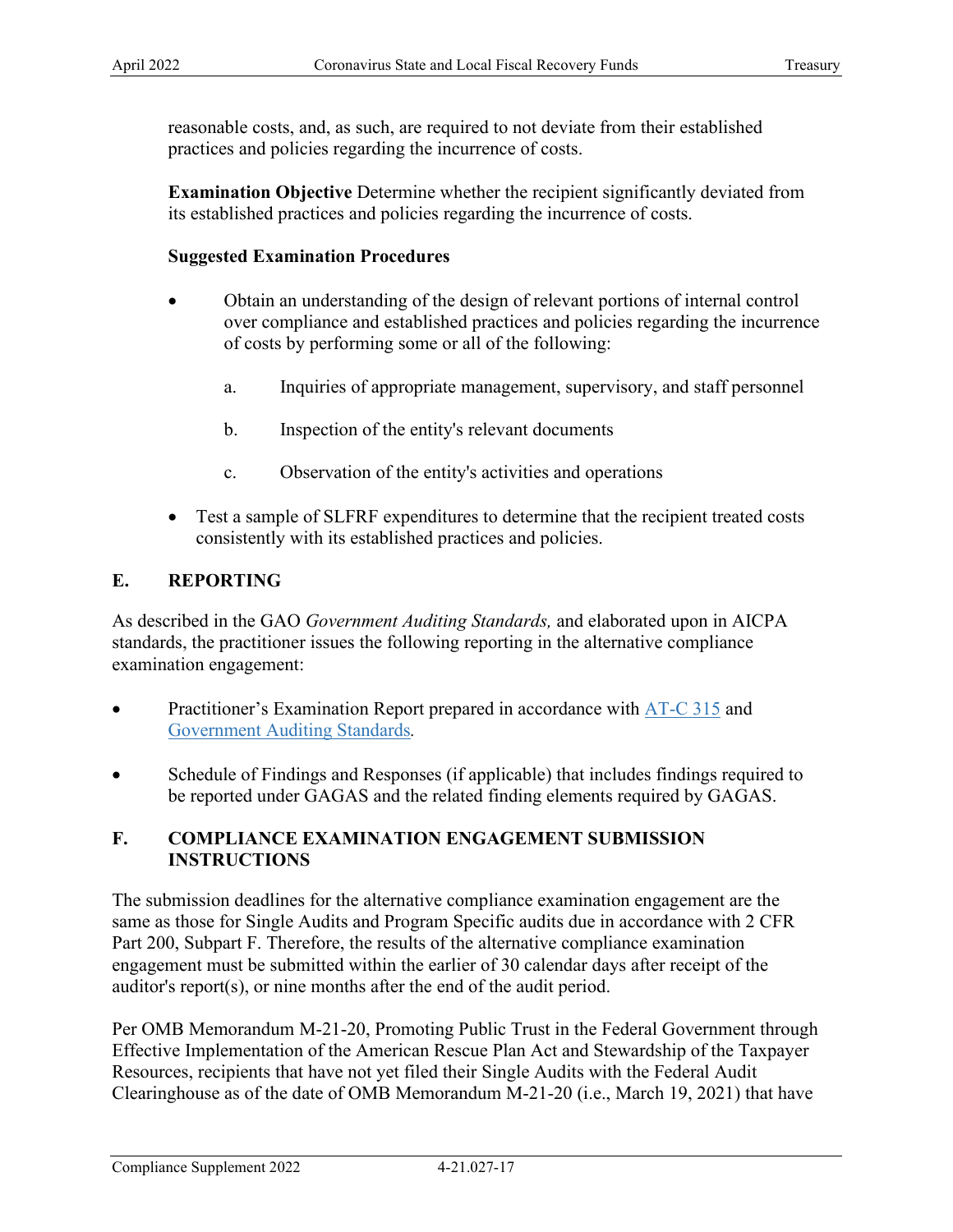reasonable costs, and, as such, are required to not deviate from their established practices and policies regarding the incurrence of costs.

**Examination Objective** Determine whether the recipient significantly deviated from its established practices and policies regarding the incurrence of costs.

**Suggested Examination Procedures**

- Obtain an understanding of the design of relevant portions of internal control over compliance and established practices and policies regarding the incurrence of costs by performing some or all of the following:

  a. Inquiries of appropriate management, supervisory, and staff personnel

  b. Inspection of the entity's relevant documents

  c. Observation of the entity's activities and operations

- Test a sample of SLFRF expenditures to determine that the recipient treated costs consistently with its established practices and policies.

## E. REPORTING

As described in the GAO *Government Auditing Standards,* and elaborated upon in AICPA standards, the practitioner issues the following reporting in the alternative compliance examination engagement:

- Practitioner's Examination Report prepared in accordance with AT-C 315 and Government Auditing Standards.

- Schedule of Findings and Responses (if applicable) that includes findings required to be reported under GAGAS and the related finding elements required by GAGAS.

## F. COMPLIANCE EXAMINATION ENGAGEMENT SUBMISSION INSTRUCTIONS

The submission deadlines for the alternative compliance examination engagement are the same as those for Single Audits and Program Specific audits due in accordance with 2 CFR Part 200, Subpart F. Therefore, the results of the alternative compliance examination engagement must be submitted within the earlier of 30 calendar days after receipt of the auditor's report(s), or nine months after the end of the audit period.

Per OMB Memorandum M-21-20, Promoting Public Trust in the Federal Government through Effective Implementation of the American Rescue Plan Act and Stewardship of the Taxpayer Resources, recipients that have not yet filed their Single Audits with the Federal Audit Clearinghouse as of the date of OMB Memorandum M-21-20 (i.e., March 19, 2021) that have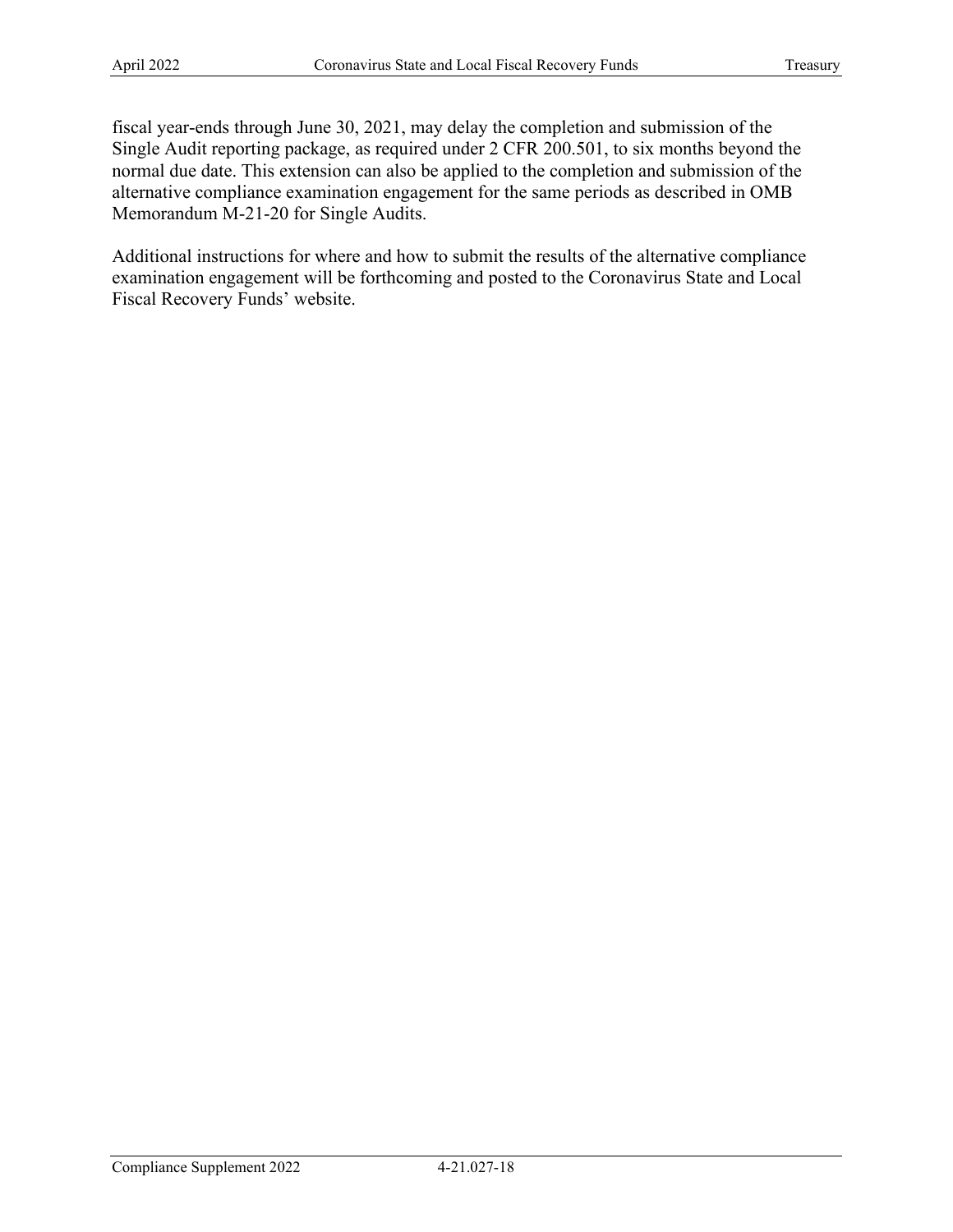fiscal year-ends through June 30, 2021, may delay the completion and submission of the Single Audit reporting package, as required under 2 CFR 200.501, to six months beyond the normal due date. This extension can also be applied to the completion and submission of the alternative compliance examination engagement for the same periods as described in OMB Memorandum M-21-20 for Single Audits.

Additional instructions for where and how to submit the results of the alternative compliance examination engagement will be forthcoming and posted to the Coronavirus State and Local Fiscal Recovery Funds' website.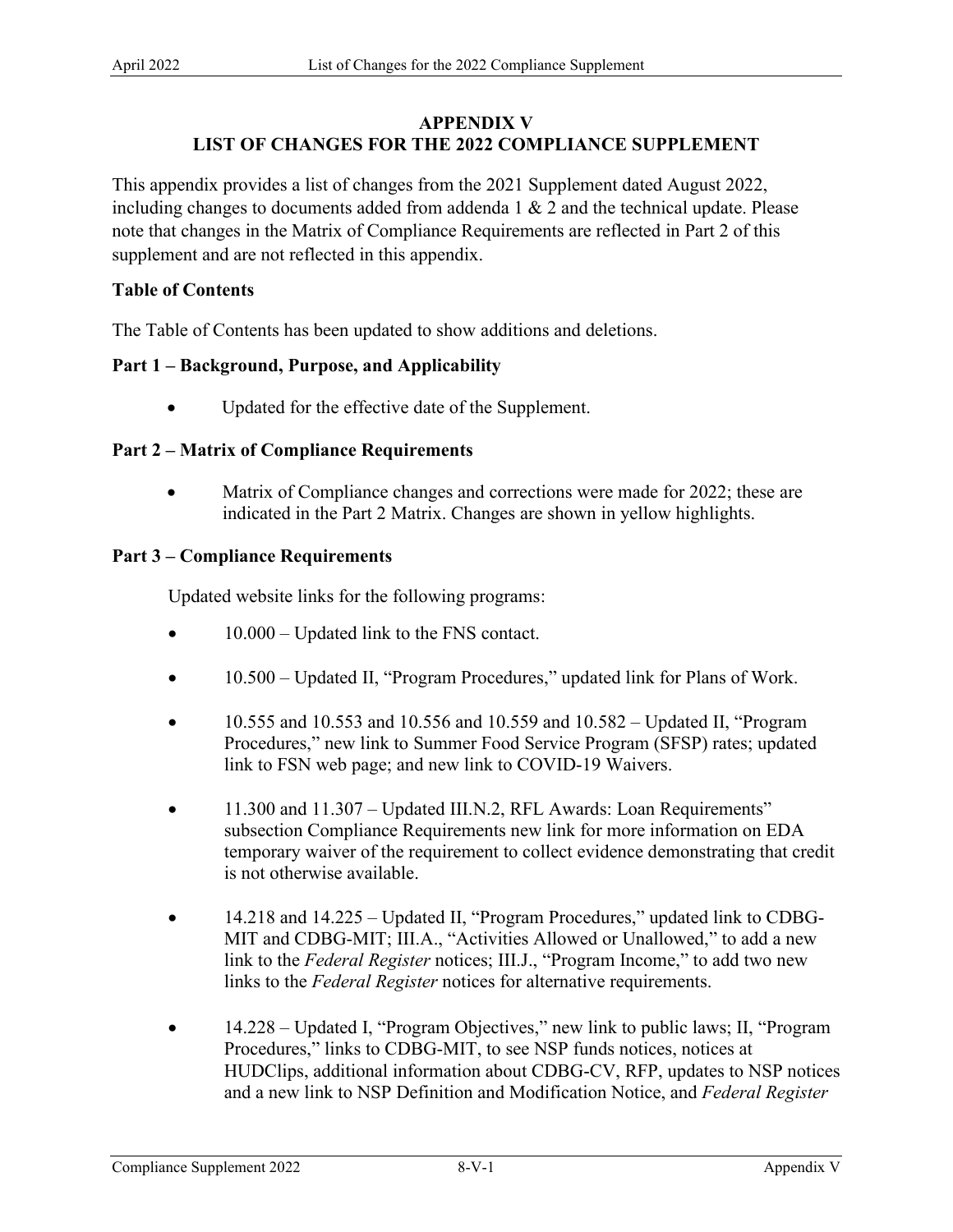## APPENDIX V
## LIST OF CHANGES FOR THE 2022 COMPLIANCE SUPPLEMENT

This appendix provides a list of changes from the 2021 Supplement dated August 2022, including changes to documents added from addenda 1 & 2 and the technical update. Please note that changes in the Matrix of Compliance Requirements are reflected in Part 2 of this supplement and are not reflected in this appendix.

**Table of Contents**

The Table of Contents has been updated to show additions and deletions.

**Part 1 – Background, Purpose, and Applicability**

- Updated for the effective date of the Supplement.

**Part 2 – Matrix of Compliance Requirements**

- Matrix of Compliance changes and corrections were made for 2022; these are indicated in the Part 2 Matrix. Changes are shown in yellow highlights.

**Part 3 – Compliance Requirements**

Updated website links for the following programs:

- 10.000 – Updated link to the FNS contact.
- 10.500 – Updated II, "Program Procedures," updated link for Plans of Work.
- 10.555 and 10.553 and 10.556 and 10.559 and 10.582 – Updated II, "Program Procedures," new link to Summer Food Service Program (SFSP) rates; updated link to FSN web page; and new link to COVID-19 Waivers.
- 11.300 and 11.307 – Updated III.N.2, RFL Awards: Loan Requirements" subsection Compliance Requirements new link for more information on EDA temporary waiver of the requirement to collect evidence demonstrating that credit is not otherwise available.
- 14.218 and 14.225 – Updated II, "Program Procedures," updated link to CDBG-MIT and CDBG-MIT; III.A., "Activities Allowed or Unallowed," to add a new link to the *Federal Register* notices; III.J., "Program Income," to add two new links to the *Federal Register* notices for alternative requirements.
- 14.228 – Updated I, "Program Objectives," new link to public laws; II, "Program Procedures," links to CDBG-MIT, to see NSP funds notices, notices at HUDClips, additional information about CDBG-CV, RFP, updates to NSP notices and a new link to NSP Definition and Modification Notice, and *Federal Register*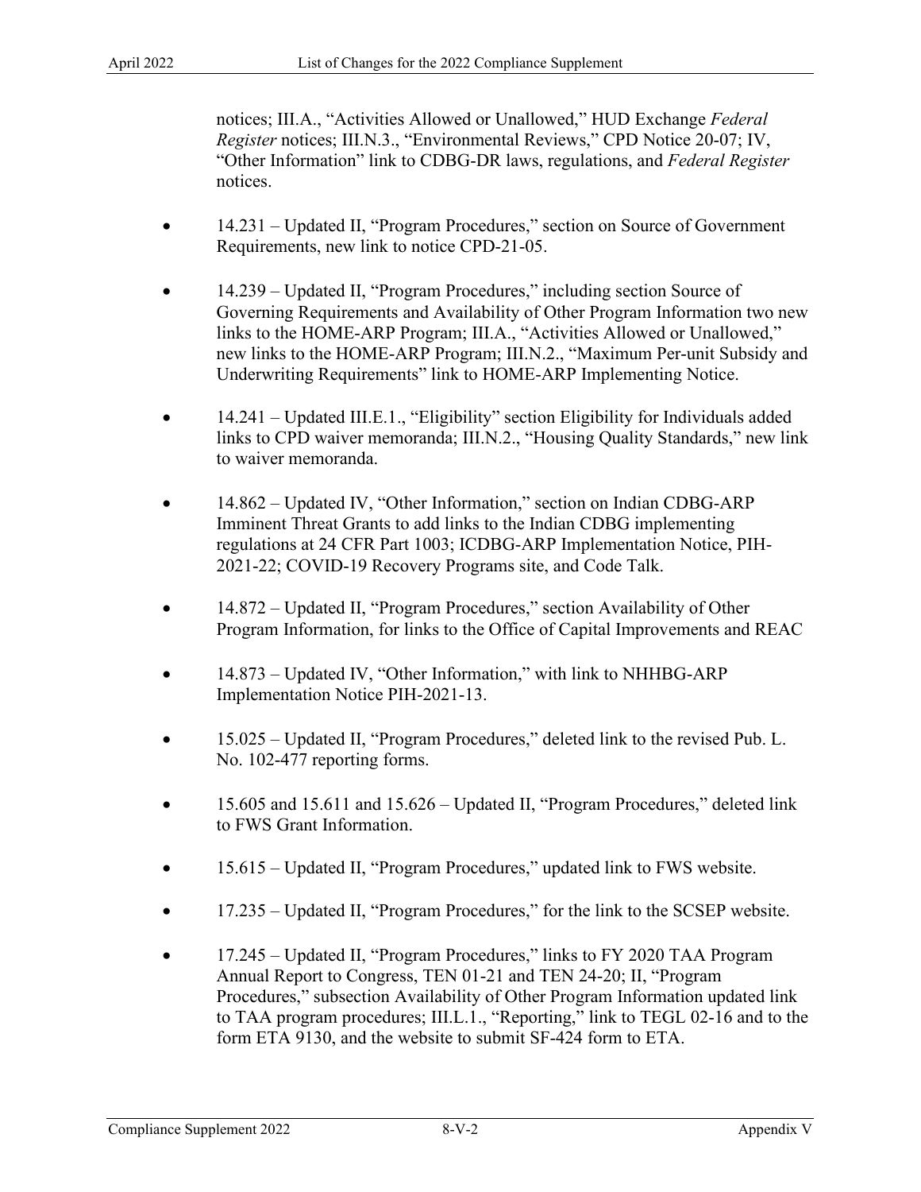notices; III.A., “Activities Allowed or Unallowed,” HUD Exchange *Federal Register* notices; III.N.3., “Environmental Reviews,” CPD Notice 20-07; IV, “Other Information” link to CDBG-DR laws, regulations, and *Federal Register* notices.

- 14.231 – Updated II, “Program Procedures,” section on Source of Government Requirements, new link to notice CPD-21-05.
- 14.239 – Updated II, “Program Procedures,” including section Source of Governing Requirements and Availability of Other Program Information two new links to the HOME-ARP Program; III.A., “Activities Allowed or Unallowed,” new links to the HOME-ARP Program; III.N.2., “Maximum Per-unit Subsidy and Underwriting Requirements” link to HOME-ARP Implementing Notice.
- 14.241 – Updated III.E.1., “Eligibility” section Eligibility for Individuals added links to CPD waiver memoranda; III.N.2., “Housing Quality Standards,” new link to waiver memoranda.
- 14.862 – Updated IV, “Other Information,” section on Indian CDBG-ARP Imminent Threat Grants to add links to the Indian CDBG implementing regulations at 24 CFR Part 1003; ICDBG-ARP Implementation Notice, PIH-2021-22; COVID-19 Recovery Programs site, and Code Talk.
- 14.872 – Updated II, “Program Procedures,” section Availability of Other Program Information, for links to the Office of Capital Improvements and REAC
- 14.873 – Updated IV, “Other Information,” with link to NHHBG-ARP Implementation Notice PIH-2021-13.
- 15.025 – Updated II, “Program Procedures,” deleted link to the revised Pub. L. No. 102-477 reporting forms.
- 15.605 and 15.611 and 15.626 – Updated II, “Program Procedures,” deleted link to FWS Grant Information.
- 15.615 – Updated II, “Program Procedures,” updated link to FWS website.
- 17.235 – Updated II, “Program Procedures,” for the link to the SCSEP website.
- 17.245 – Updated II, “Program Procedures,” links to FY 2020 TAA Program Annual Report to Congress, TEN 01-21 and TEN 24-20; II, “Program Procedures,” subsection Availability of Other Program Information updated link to TAA program procedures; III.L.1., “Reporting,” link to TEGL 02-16 and to the form ETA 9130, and the website to submit SF-424 form to ETA.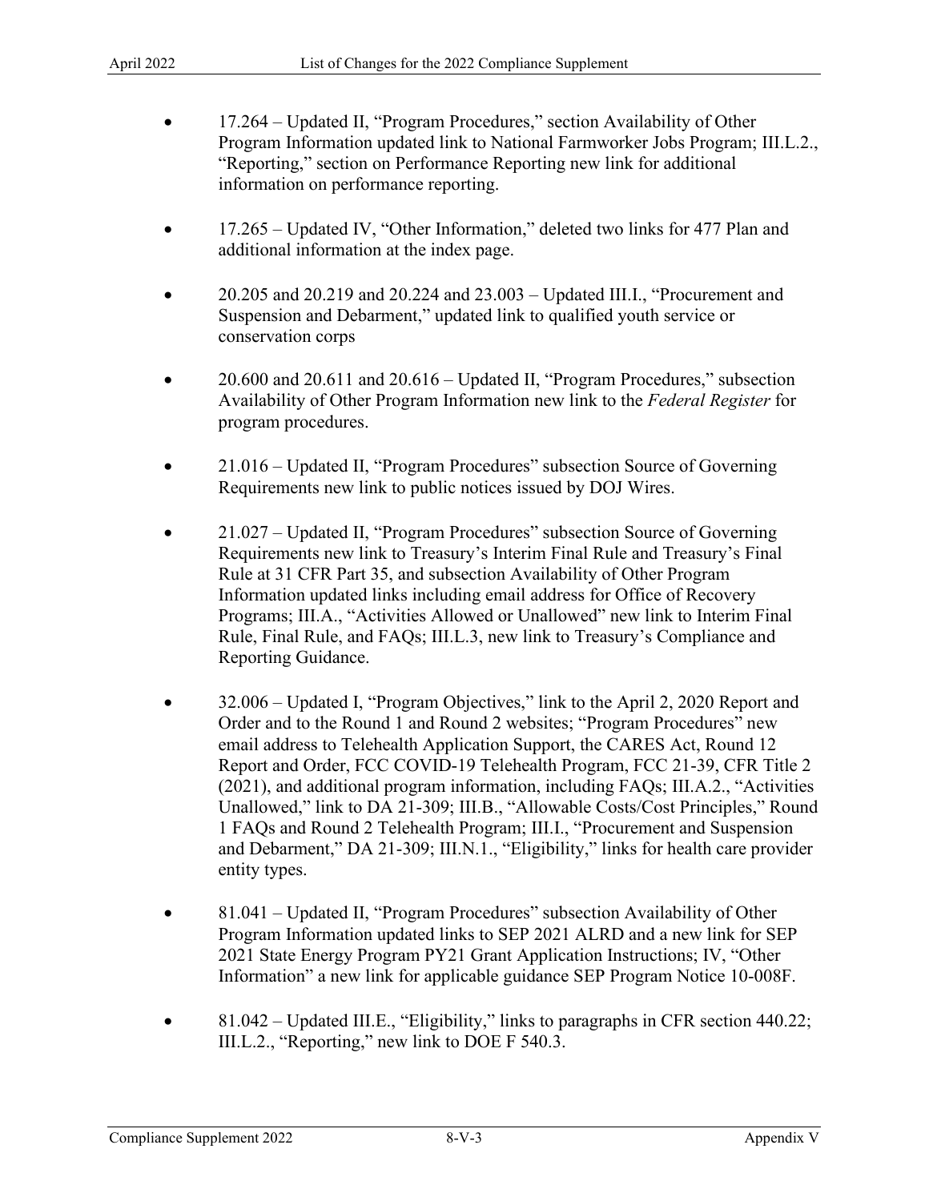- 17.264 – Updated II, "Program Procedures," section Availability of Other Program Information updated link to National Farmworker Jobs Program; III.L.2., "Reporting," section on Performance Reporting new link for additional information on performance reporting.

- 17.265 – Updated IV, "Other Information," deleted two links for 477 Plan and additional information at the index page.

- 20.205 and 20.219 and 20.224 and 23.003 – Updated III.I., "Procurement and Suspension and Debarment," updated link to qualified youth service or conservation corps

- 20.600 and 20.611 and 20.616 – Updated II, "Program Procedures," subsection Availability of Other Program Information new link to the *Federal Register* for program procedures.

- 21.016 – Updated II, "Program Procedures" subsection Source of Governing Requirements new link to public notices issued by DOJ Wires.

- 21.027 – Updated II, "Program Procedures" subsection Source of Governing Requirements new link to Treasury's Interim Final Rule and Treasury's Final Rule at 31 CFR Part 35, and subsection Availability of Other Program Information updated links including email address for Office of Recovery Programs; III.A., "Activities Allowed or Unallowed" new link to Interim Final Rule, Final Rule, and FAQs; III.L.3, new link to Treasury's Compliance and Reporting Guidance.

- 32.006 – Updated I, "Program Objectives," link to the April 2, 2020 Report and Order and to the Round 1 and Round 2 websites; "Program Procedures" new email address to Telehealth Application Support, the CARES Act, Round 12 Report and Order, FCC COVID-19 Telehealth Program, FCC 21-39, CFR Title 2 (2021), and additional program information, including FAQs; III.A.2., "Activities Unallowed," link to DA 21-309; III.B., "Allowable Costs/Cost Principles," Round 1 FAQs and Round 2 Telehealth Program; III.I., "Procurement and Suspension and Debarment," DA 21-309; III.N.1., "Eligibility," links for health care provider entity types.

- 81.041 – Updated II, "Program Procedures" subsection Availability of Other Program Information updated links to SEP 2021 ALRD and a new link for SEP 2021 State Energy Program PY21 Grant Application Instructions; IV, "Other Information" a new link for applicable guidance SEP Program Notice 10-008F.

- 81.042 – Updated III.E., "Eligibility," links to paragraphs in CFR section 440.22; III.L.2., "Reporting," new link to DOE F 540.3.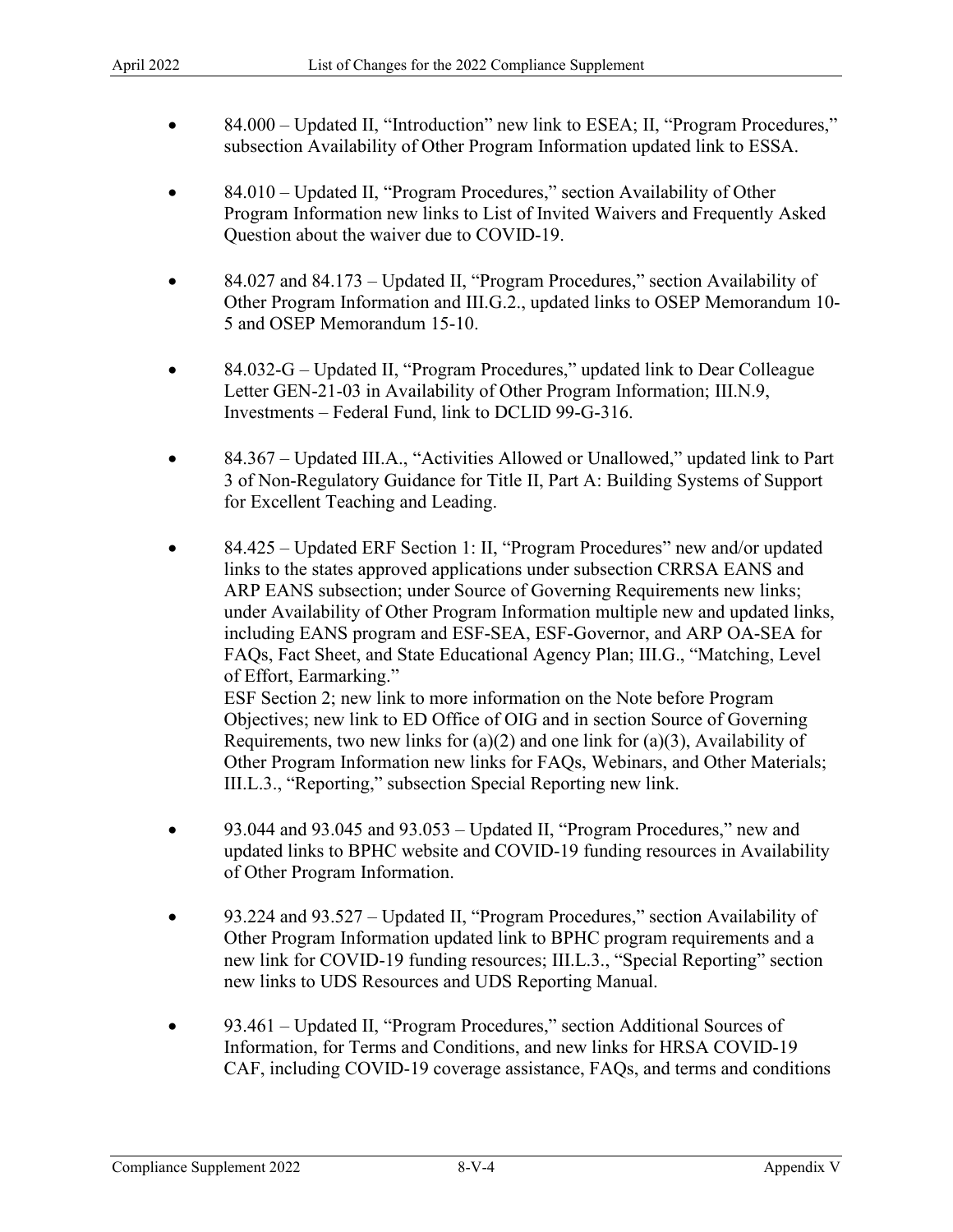- 84.000 – Updated II, "Introduction" new link to ESEA; II, "Program Procedures," subsection Availability of Other Program Information updated link to ESSA.

- 84.010 – Updated II, "Program Procedures," section Availability of Other Program Information new links to List of Invited Waivers and Frequently Asked Question about the waiver due to COVID-19.

- 84.027 and 84.173 – Updated II, "Program Procedures," section Availability of Other Program Information and III.G.2., updated links to OSEP Memorandum 10-5 and OSEP Memorandum 15-10.

- 84.032-G – Updated II, "Program Procedures," updated link to Dear Colleague Letter GEN-21-03 in Availability of Other Program Information; III.N.9, Investments – Federal Fund, link to DCLID 99-G-316.

- 84.367 – Updated III.A., "Activities Allowed or Unallowed," updated link to Part 3 of Non-Regulatory Guidance for Title II, Part A: Building Systems of Support for Excellent Teaching and Leading.

- 84.425 – Updated ERF Section 1: II, "Program Procedures" new and/or updated links to the states approved applications under subsection CRRSA EANS and ARP EANS subsection; under Source of Governing Requirements new links; under Availability of Other Program Information multiple new and updated links, including EANS program and ESF-SEA, ESF-Governor, and ARP OA-SEA for FAQs, Fact Sheet, and State Educational Agency Plan; III.G., "Matching, Level of Effort, Earmarking."
  ESF Section 2; new link to more information on the Note before Program Objectives; new link to ED Office of OIG and in section Source of Governing Requirements, two new links for (a)(2) and one link for (a)(3), Availability of Other Program Information new links for FAQs, Webinars, and Other Materials; III.L.3., "Reporting," subsection Special Reporting new link.

- 93.044 and 93.045 and 93.053 – Updated II, "Program Procedures," new and updated links to BPHC website and COVID-19 funding resources in Availability of Other Program Information.

- 93.224 and 93.527 – Updated II, "Program Procedures," section Availability of Other Program Information updated link to BPHC program requirements and a new link for COVID-19 funding resources; III.L.3., "Special Reporting" section new links to UDS Resources and UDS Reporting Manual.

- 93.461 – Updated II, "Program Procedures," section Additional Sources of Information, for Terms and Conditions, and new links for HRSA COVID-19 CAF, including COVID-19 coverage assistance, FAQs, and terms and conditions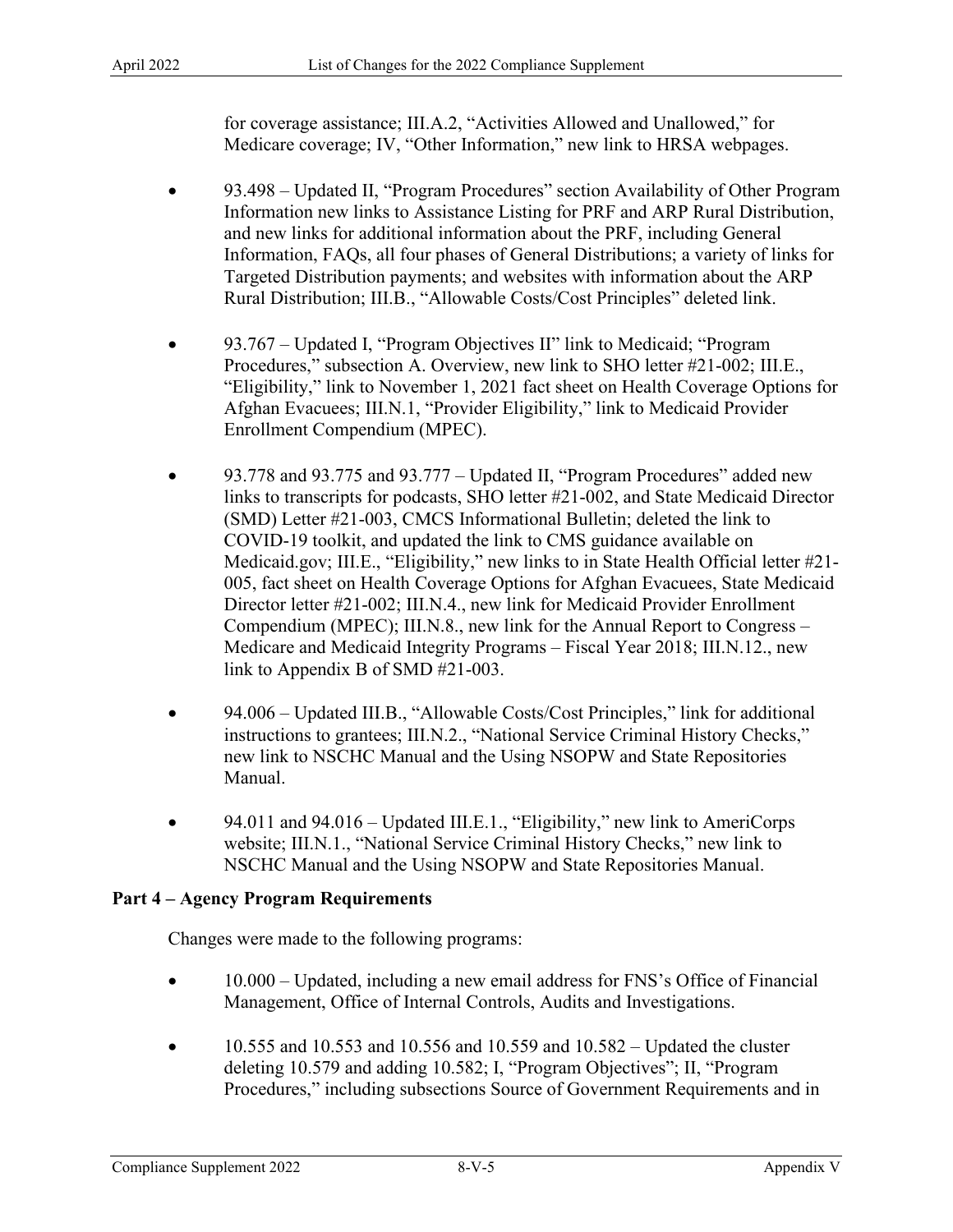for coverage assistance; III.A.2, “Activities Allowed and Unallowed,” for Medicare coverage; IV, “Other Information,” new link to HRSA webpages.

- 93.498 – Updated II, “Program Procedures” section Availability of Other Program Information new links to Assistance Listing for PRF and ARP Rural Distribution, and new links for additional information about the PRF, including General Information, FAQs, all four phases of General Distributions; a variety of links for Targeted Distribution payments; and websites with information about the ARP Rural Distribution; III.B., “Allowable Costs/Cost Principles” deleted link.

- 93.767 – Updated I, “Program Objectives II” link to Medicaid; “Program Procedures,” subsection A. Overview, new link to SHO letter #21-002; III.E., “Eligibility,” link to November 1, 2021 fact sheet on Health Coverage Options for Afghan Evacuees; III.N.1, “Provider Eligibility,” link to Medicaid Provider Enrollment Compendium (MPEC).

- 93.778 and 93.775 and 93.777 – Updated II, “Program Procedures” added new links to transcripts for podcasts, SHO letter #21-002, and State Medicaid Director (SMD) Letter #21-003, CMCS Informational Bulletin; deleted the link to COVID-19 toolkit, and updated the link to CMS guidance available on Medicaid.gov; III.E., “Eligibility,” new links to in State Health Official letter #21-005, fact sheet on Health Coverage Options for Afghan Evacuees, State Medicaid Director letter #21-002; III.N.4., new link for Medicaid Provider Enrollment Compendium (MPEC); III.N.8., new link for the Annual Report to Congress – Medicare and Medicaid Integrity Programs – Fiscal Year 2018; III.N.12., new link to Appendix B of SMD #21-003.

- 94.006 – Updated III.B., “Allowable Costs/Cost Principles,” link for additional instructions to grantees; III.N.2., “National Service Criminal History Checks,” new link to NSCHC Manual and the Using NSOPW and State Repositories Manual.

- 94.011 and 94.016 – Updated III.E.1., “Eligibility,” new link to AmeriCorps website; III.N.1., “National Service Criminal History Checks,” new link to NSCHC Manual and the Using NSOPW and State Repositories Manual.

**Part 4 – Agency Program Requirements**

Changes were made to the following programs:

- 10.000 – Updated, including a new email address for FNS’s Office of Financial Management, Office of Internal Controls, Audits and Investigations.

- 10.555 and 10.553 and 10.556 and 10.559 and 10.582 – Updated the cluster deleting 10.579 and adding 10.582; I, “Program Objectives”; II, “Program Procedures,” including subsections Source of Government Requirements and in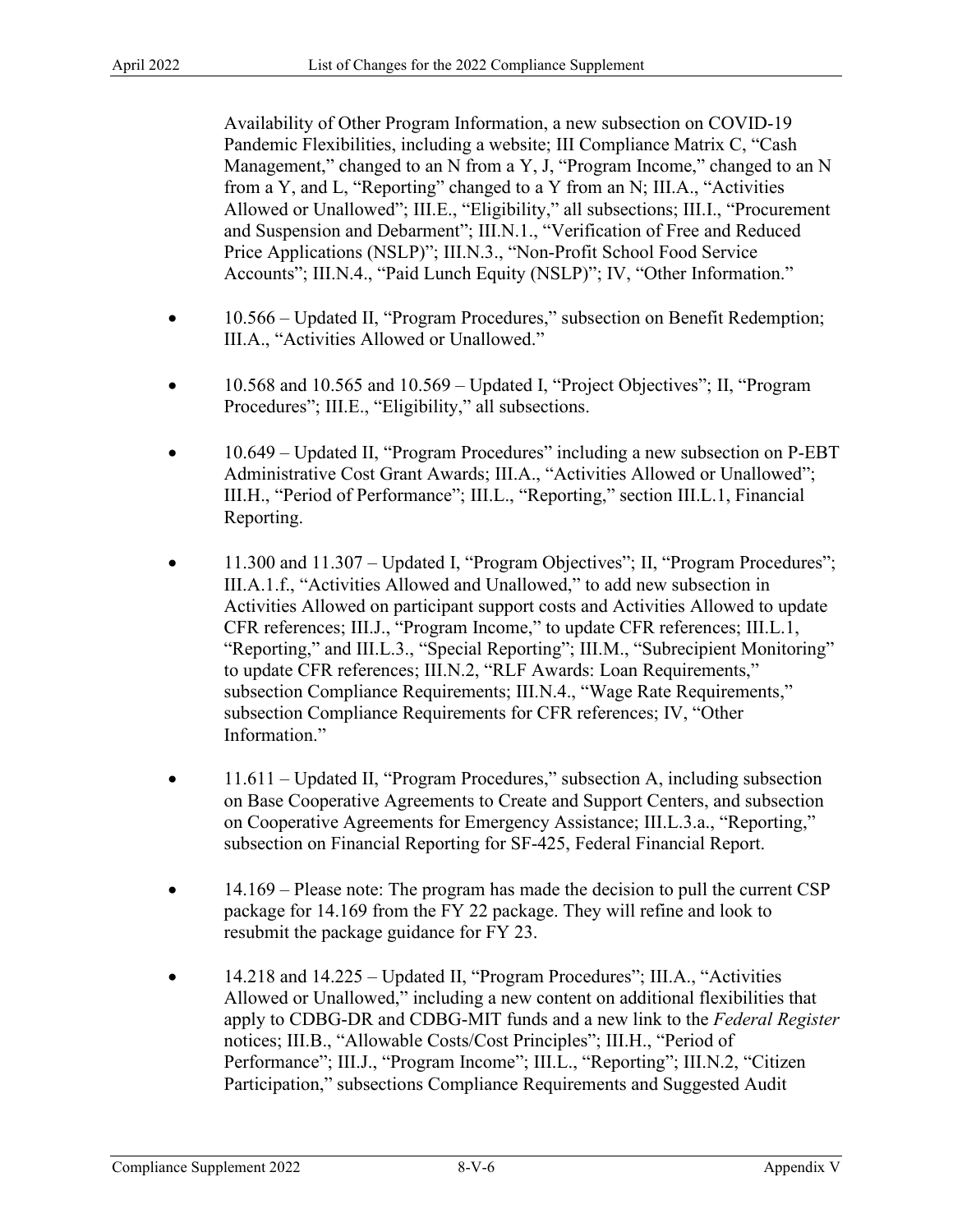Availability of Other Program Information, a new subsection on COVID-19 Pandemic Flexibilities, including a website; III Compliance Matrix C, "Cash Management," changed to an N from a Y, J, "Program Income," changed to an N from a Y, and L, "Reporting" changed to a Y from an N; III.A., "Activities Allowed or Unallowed"; III.E., "Eligibility," all subsections; III.I., "Procurement and Suspension and Debarment"; III.N.1., "Verification of Free and Reduced Price Applications (NSLP)"; III.N.3., "Non-Profit School Food Service Accounts"; III.N.4., "Paid Lunch Equity (NSLP)"; IV, "Other Information."

- 10.566 – Updated II, "Program Procedures," subsection on Benefit Redemption; III.A., "Activities Allowed or Unallowed."

- 10.568 and 10.565 and 10.569 – Updated I, "Project Objectives"; II, "Program Procedures"; III.E., "Eligibility," all subsections.

- 10.649 – Updated II, "Program Procedures" including a new subsection on P-EBT Administrative Cost Grant Awards; III.A., "Activities Allowed or Unallowed"; III.H., "Period of Performance"; III.L., "Reporting," section III.L.1, Financial Reporting.

- 11.300 and 11.307 – Updated I, "Program Objectives"; II, "Program Procedures"; III.A.1.f., "Activities Allowed and Unallowed," to add new subsection in Activities Allowed on participant support costs and Activities Allowed to update CFR references; III.J., "Program Income," to update CFR references; III.L.1, "Reporting," and III.L.3., "Special Reporting"; III.M., "Subrecipient Monitoring" to update CFR references; III.N.2, "RLF Awards: Loan Requirements," subsection Compliance Requirements; III.N.4., "Wage Rate Requirements," subsection Compliance Requirements for CFR references; IV, "Other Information."

- 11.611 – Updated II, "Program Procedures," subsection A, including subsection on Base Cooperative Agreements to Create and Support Centers, and subsection on Cooperative Agreements for Emergency Assistance; III.L.3.a., "Reporting," subsection on Financial Reporting for SF-425, Federal Financial Report.

- 14.169 – Please note: The program has made the decision to pull the current CSP package for 14.169 from the FY 22 package. They will refine and look to resubmit the package guidance for FY 23.

- 14.218 and 14.225 – Updated II, "Program Procedures"; III.A., "Activities Allowed or Unallowed," including a new content on additional flexibilities that apply to CDBG-DR and CDBG-MIT funds and a new link to the *Federal Register* notices; III.B., "Allowable Costs/Cost Principles"; III.H., "Period of Performance"; III.J., "Program Income"; III.L., "Reporting"; III.N.2, "Citizen Participation," subsections Compliance Requirements and Suggested Audit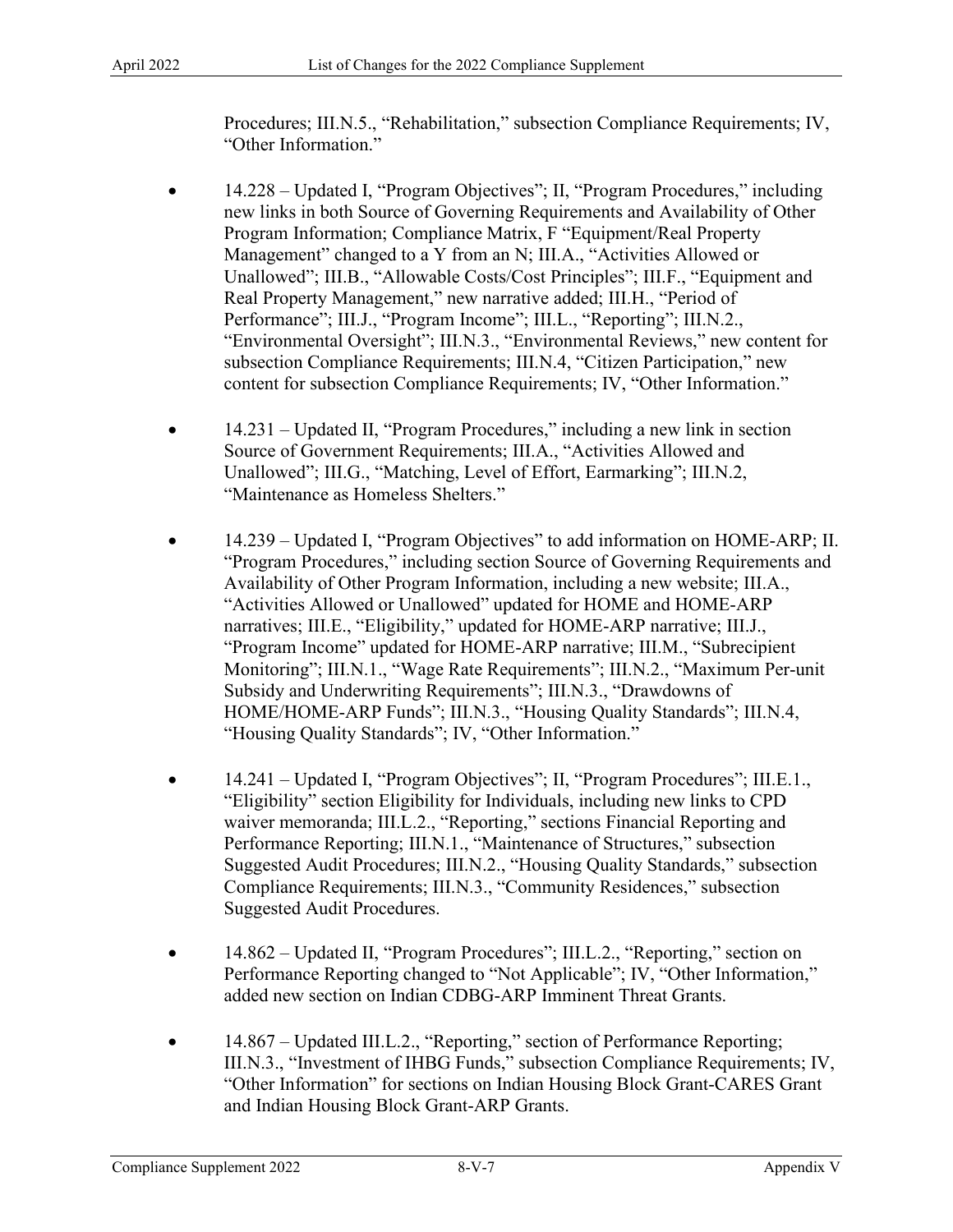Procedures; III.N.5., "Rehabilitation," subsection Compliance Requirements; IV, "Other Information."

- 14.228 – Updated I, "Program Objectives"; II, "Program Procedures," including new links in both Source of Governing Requirements and Availability of Other Program Information; Compliance Matrix, F "Equipment/Real Property Management" changed to a Y from an N; III.A., "Activities Allowed or Unallowed"; III.B., "Allowable Costs/Cost Principles"; III.F., "Equipment and Real Property Management," new narrative added; III.H., "Period of Performance"; III.J., "Program Income"; III.L., "Reporting"; III.N.2., "Environmental Oversight"; III.N.3., "Environmental Reviews," new content for subsection Compliance Requirements; III.N.4, "Citizen Participation," new content for subsection Compliance Requirements; IV, "Other Information."

- 14.231 – Updated II, "Program Procedures," including a new link in section Source of Government Requirements; III.A., "Activities Allowed and Unallowed"; III.G., "Matching, Level of Effort, Earmarking"; III.N.2, "Maintenance as Homeless Shelters."

- 14.239 – Updated I, "Program Objectives" to add information on HOME-ARP; II. "Program Procedures," including section Source of Governing Requirements and Availability of Other Program Information, including a new website; III.A., "Activities Allowed or Unallowed" updated for HOME and HOME-ARP narratives; III.E., "Eligibility," updated for HOME-ARP narrative; III.J., "Program Income" updated for HOME-ARP narrative; III.M., "Subrecipient Monitoring"; III.N.1., "Wage Rate Requirements"; III.N.2., "Maximum Per-unit Subsidy and Underwriting Requirements"; III.N.3., "Drawdowns of HOME/HOME-ARP Funds"; III.N.3., "Housing Quality Standards"; III.N.4, "Housing Quality Standards"; IV, "Other Information."

- 14.241 – Updated I, "Program Objectives"; II, "Program Procedures"; III.E.1., "Eligibility" section Eligibility for Individuals, including new links to CPD waiver memoranda; III.L.2., "Reporting," sections Financial Reporting and Performance Reporting; III.N.1., "Maintenance of Structures," subsection Suggested Audit Procedures; III.N.2., "Housing Quality Standards," subsection Compliance Requirements; III.N.3., "Community Residences," subsection Suggested Audit Procedures.

- 14.862 – Updated II, "Program Procedures"; III.L.2., "Reporting," section on Performance Reporting changed to "Not Applicable"; IV, "Other Information," added new section on Indian CDBG-ARP Imminent Threat Grants.

- 14.867 – Updated III.L.2., "Reporting," section of Performance Reporting; III.N.3., "Investment of IHBG Funds," subsection Compliance Requirements; IV, "Other Information" for sections on Indian Housing Block Grant-CARES Grant and Indian Housing Block Grant-ARP Grants.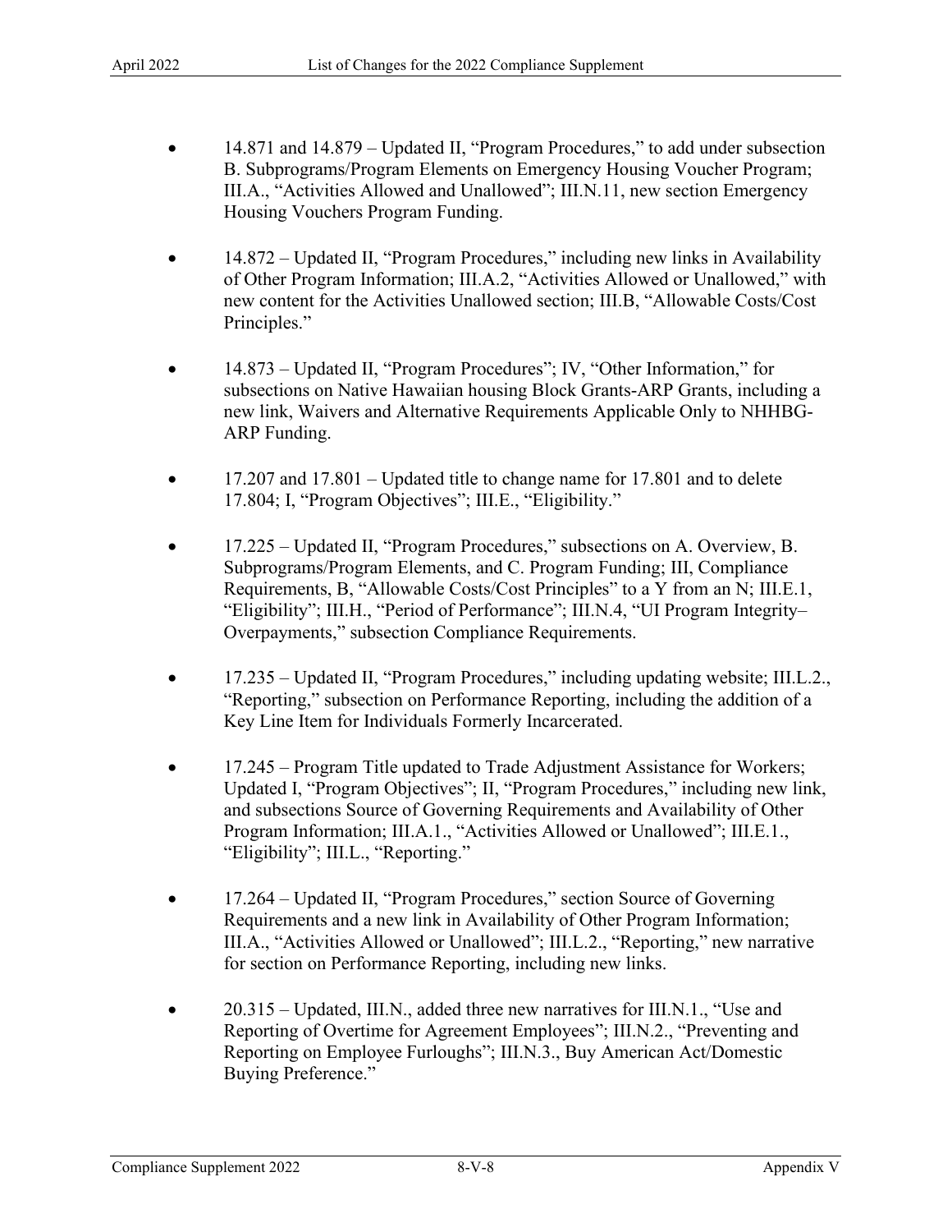- 14.871 and 14.879 – Updated II, "Program Procedures," to add under subsection B. Subprograms/Program Elements on Emergency Housing Voucher Program; III.A., "Activities Allowed and Unallowed"; III.N.11, new section Emergency Housing Vouchers Program Funding.

- 14.872 – Updated II, "Program Procedures," including new links in Availability of Other Program Information; III.A.2, "Activities Allowed or Unallowed," with new content for the Activities Unallowed section; III.B, "Allowable Costs/Cost Principles."

- 14.873 – Updated II, "Program Procedures"; IV, "Other Information," for subsections on Native Hawaiian housing Block Grants-ARP Grants, including a new link, Waivers and Alternative Requirements Applicable Only to NHHBG-ARP Funding.

- 17.207 and 17.801 – Updated title to change name for 17.801 and to delete 17.804; I, "Program Objectives"; III.E., "Eligibility."

- 17.225 – Updated II, "Program Procedures," subsections on A. Overview, B. Subprograms/Program Elements, and C. Program Funding; III, Compliance Requirements, B, "Allowable Costs/Cost Principles" to a Y from an N; III.E.1, "Eligibility"; III.H., "Period of Performance"; III.N.4, "UI Program Integrity–Overpayments," subsection Compliance Requirements.

- 17.235 – Updated II, "Program Procedures," including updating website; III.L.2., "Reporting," subsection on Performance Reporting, including the addition of a Key Line Item for Individuals Formerly Incarcerated.

- 17.245 – Program Title updated to Trade Adjustment Assistance for Workers; Updated I, "Program Objectives"; II, "Program Procedures," including new link, and subsections Source of Governing Requirements and Availability of Other Program Information; III.A.1., "Activities Allowed or Unallowed"; III.E.1., "Eligibility"; III.L., "Reporting."

- 17.264 – Updated II, "Program Procedures," section Source of Governing Requirements and a new link in Availability of Other Program Information; III.A., "Activities Allowed or Unallowed"; III.L.2., "Reporting," new narrative for section on Performance Reporting, including new links.

- 20.315 – Updated, III.N., added three new narratives for III.N.1., "Use and Reporting of Overtime for Agreement Employees"; III.N.2., "Preventing and Reporting on Employee Furloughs"; III.N.3., Buy American Act/Domestic Buying Preference."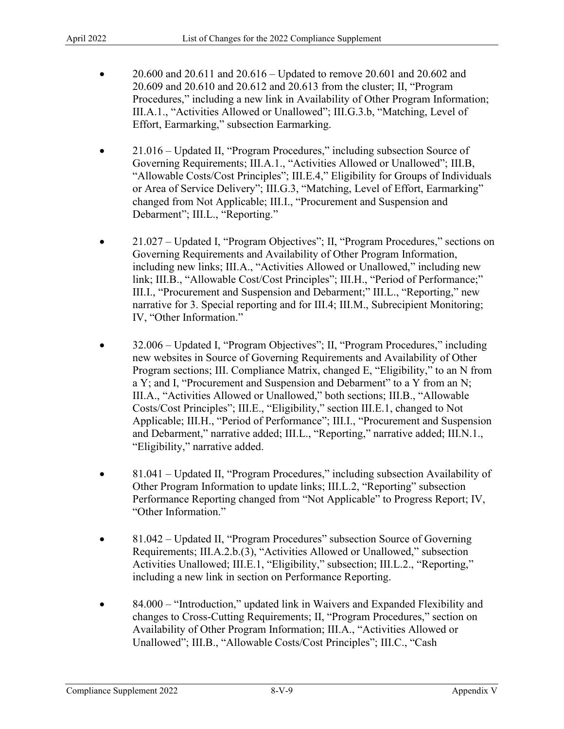- 20.600 and 20.611 and 20.616 – Updated to remove 20.601 and 20.602 and 20.609 and 20.610 and 20.612 and 20.613 from the cluster; II, "Program Procedures," including a new link in Availability of Other Program Information; III.A.1., "Activities Allowed or Unallowed"; III.G.3.b, "Matching, Level of Effort, Earmarking," subsection Earmarking.

- 21.016 – Updated II, "Program Procedures," including subsection Source of Governing Requirements; III.A.1., "Activities Allowed or Unallowed"; III.B, "Allowable Costs/Cost Principles"; III.E.4," Eligibility for Groups of Individuals or Area of Service Delivery"; III.G.3, "Matching, Level of Effort, Earmarking" changed from Not Applicable; III.I., "Procurement and Suspension and Debarment"; III.L., "Reporting."

- 21.027 – Updated I, "Program Objectives"; II, "Program Procedures," sections on Governing Requirements and Availability of Other Program Information, including new links; III.A., "Activities Allowed or Unallowed," including new link; III.B., "Allowable Cost/Cost Principles"; III.H., "Period of Performance;" III.I., "Procurement and Suspension and Debarment;" III.L., "Reporting," new narrative for 3. Special reporting and for III.4; III.M., Subrecipient Monitoring; IV, "Other Information."

- 32.006 – Updated I, "Program Objectives"; II, "Program Procedures," including new websites in Source of Governing Requirements and Availability of Other Program sections; III. Compliance Matrix, changed E, "Eligibility," to an N from a Y; and I, "Procurement and Suspension and Debarment" to a Y from an N; III.A., "Activities Allowed or Unallowed," both sections; III.B., "Allowable Costs/Cost Principles"; III.E., "Eligibility," section III.E.1, changed to Not Applicable; III.H., "Period of Performance"; III.I., "Procurement and Suspension and Debarment," narrative added; III.L., "Reporting," narrative added; III.N.1., "Eligibility," narrative added.

- 81.041 – Updated II, "Program Procedures," including subsection Availability of Other Program Information to update links; III.L.2, "Reporting" subsection Performance Reporting changed from "Not Applicable" to Progress Report; IV, "Other Information."

- 81.042 – Updated II, "Program Procedures" subsection Source of Governing Requirements; III.A.2.b.(3), "Activities Allowed or Unallowed," subsection Activities Unallowed; III.E.1, "Eligibility," subsection; III.L.2., "Reporting," including a new link in section on Performance Reporting.

- 84.000 – "Introduction," updated link in Waivers and Expanded Flexibility and changes to Cross-Cutting Requirements; II, "Program Procedures," section on Availability of Other Program Information; III.A., "Activities Allowed or Unallowed"; III.B., "Allowable Costs/Cost Principles"; III.C., "Cash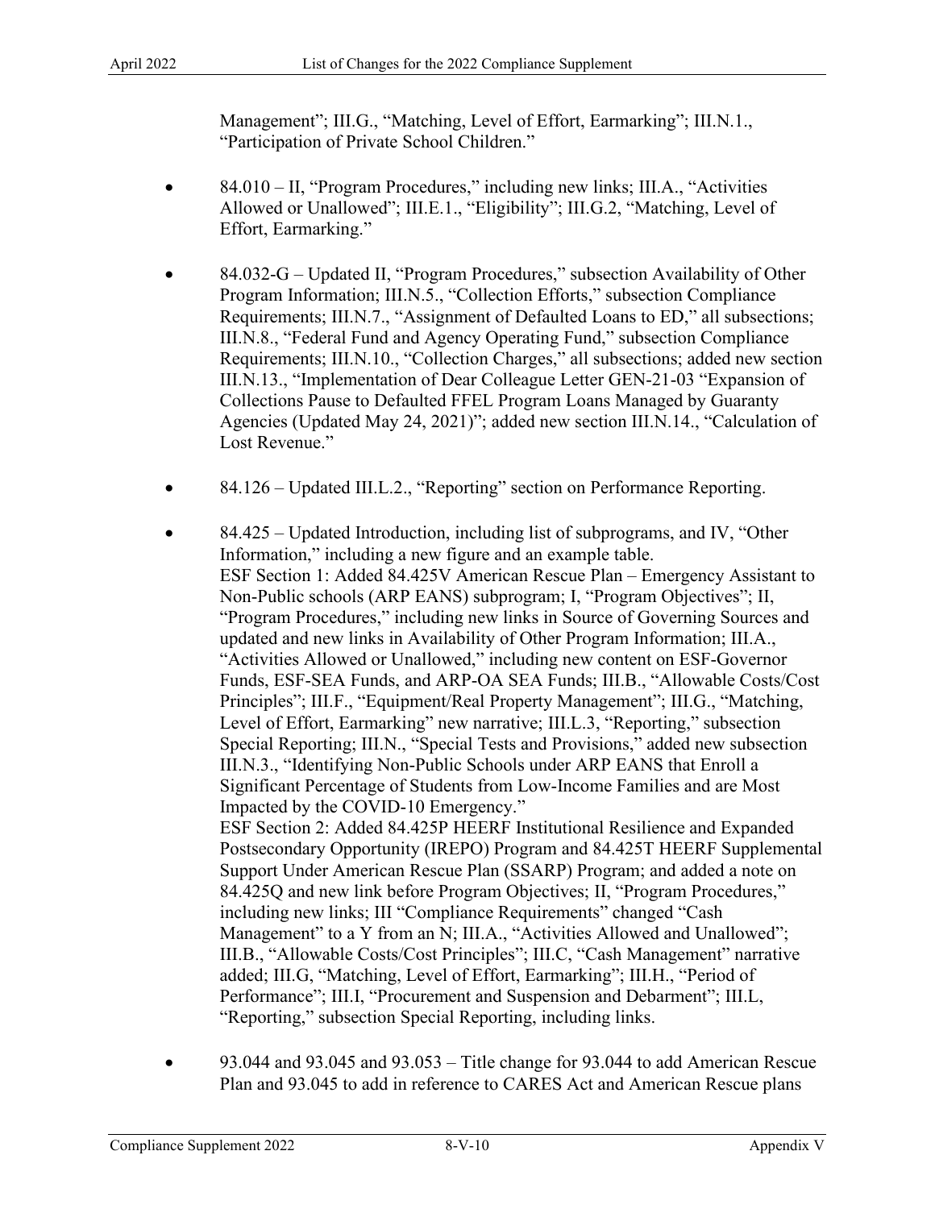Management"; III.G., "Matching, Level of Effort, Earmarking"; III.N.1., "Participation of Private School Children."

- 84.010 – II, "Program Procedures," including new links; III.A., "Activities Allowed or Unallowed"; III.E.1., "Eligibility"; III.G.2, "Matching, Level of Effort, Earmarking."

- 84.032-G – Updated II, "Program Procedures," subsection Availability of Other Program Information; III.N.5., "Collection Efforts," subsection Compliance Requirements; III.N.7., "Assignment of Defaulted Loans to ED," all subsections; III.N.8., "Federal Fund and Agency Operating Fund," subsection Compliance Requirements; III.N.10., "Collection Charges," all subsections; added new section III.N.13., "Implementation of Dear Colleague Letter GEN-21-03 "Expansion of Collections Pause to Defaulted FFEL Program Loans Managed by Guaranty Agencies (Updated May 24, 2021)"; added new section III.N.14., "Calculation of Lost Revenue."

- 84.126 – Updated III.L.2., "Reporting" section on Performance Reporting.

- 84.425 – Updated Introduction, including list of subprograms, and IV, "Other Information," including a new figure and an example table.
  ESF Section 1: Added 84.425V American Rescue Plan – Emergency Assistant to Non-Public schools (ARP EANS) subprogram; I, "Program Objectives"; II, "Program Procedures," including new links in Source of Governing Sources and updated and new links in Availability of Other Program Information; III.A., "Activities Allowed or Unallowed," including new content on ESF-Governor Funds, ESF-SEA Funds, and ARP-OA SEA Funds; III.B., "Allowable Costs/Cost Principles"; III.F., "Equipment/Real Property Management"; III.G., "Matching, Level of Effort, Earmarking" new narrative; III.L.3, "Reporting," subsection Special Reporting; III.N., "Special Tests and Provisions," added new subsection III.N.3., "Identifying Non-Public Schools under ARP EANS that Enroll a Significant Percentage of Students from Low-Income Families and are Most Impacted by the COVID-10 Emergency."
  ESF Section 2: Added 84.425P HEERF Institutional Resilience and Expanded Postsecondary Opportunity (IREPO) Program and 84.425T HEERF Supplemental Support Under American Rescue Plan (SSARP) Program; and added a note on 84.425Q and new link before Program Objectives; II, "Program Procedures," including new links; III "Compliance Requirements" changed "Cash Management" to a Y from an N; III.A., "Activities Allowed and Unallowed"; III.B., "Allowable Costs/Cost Principles"; III.C, "Cash Management" narrative added; III.G, "Matching, Level of Effort, Earmarking"; III.H., "Period of Performance"; III.I, "Procurement and Suspension and Debarment"; III.L, "Reporting," subsection Special Reporting, including links.

- 93.044 and 93.045 and 93.053 – Title change for 93.044 to add American Rescue Plan and 93.045 to add in reference to CARES Act and American Rescue plans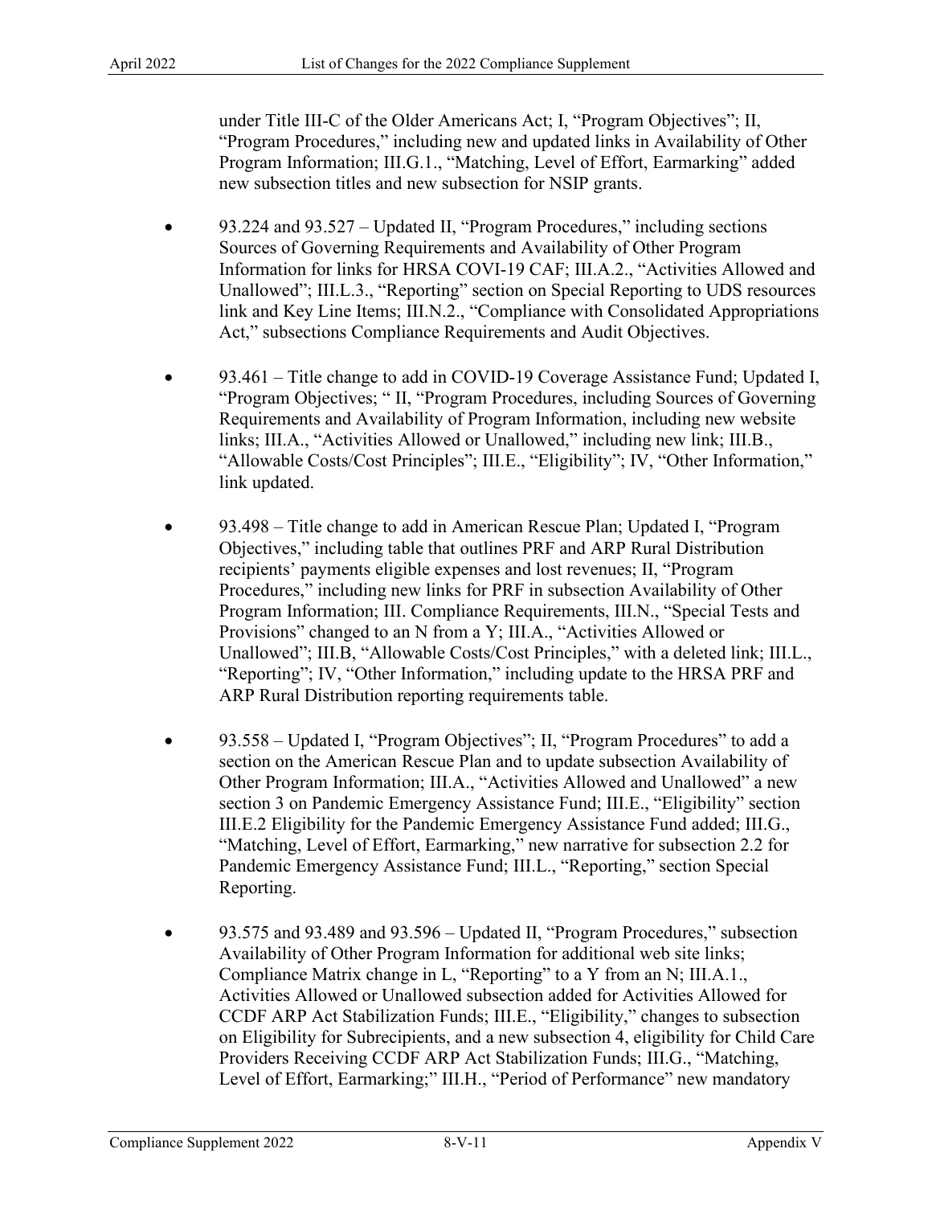under Title III-C of the Older Americans Act; I, "Program Objectives"; II, "Program Procedures," including new and updated links in Availability of Other Program Information; III.G.1., "Matching, Level of Effort, Earmarking" added new subsection titles and new subsection for NSIP grants.

- 93.224 and 93.527 – Updated II, "Program Procedures," including sections Sources of Governing Requirements and Availability of Other Program Information for links for HRSA COVI-19 CAF; III.A.2., "Activities Allowed and Unallowed"; III.L.3., "Reporting" section on Special Reporting to UDS resources link and Key Line Items; III.N.2., "Compliance with Consolidated Appropriations Act," subsections Compliance Requirements and Audit Objectives.

- 93.461 – Title change to add in COVID-19 Coverage Assistance Fund; Updated I, "Program Objectives; " II, "Program Procedures, including Sources of Governing Requirements and Availability of Program Information, including new website links; III.A., "Activities Allowed or Unallowed," including new link; III.B., "Allowable Costs/Cost Principles"; III.E., "Eligibility"; IV, "Other Information," link updated.

- 93.498 – Title change to add in American Rescue Plan; Updated I, "Program Objectives," including table that outlines PRF and ARP Rural Distribution recipients' payments eligible expenses and lost revenues; II, "Program Procedures," including new links for PRF in subsection Availability of Other Program Information; III. Compliance Requirements, III.N., "Special Tests and Provisions" changed to an N from a Y; III.A., "Activities Allowed or Unallowed"; III.B, "Allowable Costs/Cost Principles," with a deleted link; III.L., "Reporting"; IV, "Other Information," including update to the HRSA PRF and ARP Rural Distribution reporting requirements table.

- 93.558 – Updated I, "Program Objectives"; II, "Program Procedures" to add a section on the American Rescue Plan and to update subsection Availability of Other Program Information; III.A., "Activities Allowed and Unallowed" a new section 3 on Pandemic Emergency Assistance Fund; III.E., "Eligibility" section III.E.2 Eligibility for the Pandemic Emergency Assistance Fund added; III.G., "Matching, Level of Effort, Earmarking," new narrative for subsection 2.2 for Pandemic Emergency Assistance Fund; III.L., "Reporting," section Special Reporting.

- 93.575 and 93.489 and 93.596 – Updated II, "Program Procedures," subsection Availability of Other Program Information for additional web site links; Compliance Matrix change in L, "Reporting" to a Y from an N; III.A.1., Activities Allowed or Unallowed subsection added for Activities Allowed for CCDF ARP Act Stabilization Funds; III.E., "Eligibility," changes to subsection on Eligibility for Subrecipients, and a new subsection 4, eligibility for Child Care Providers Receiving CCDF ARP Act Stabilization Funds; III.G., "Matching, Level of Effort, Earmarking;" III.H., "Period of Performance" new mandatory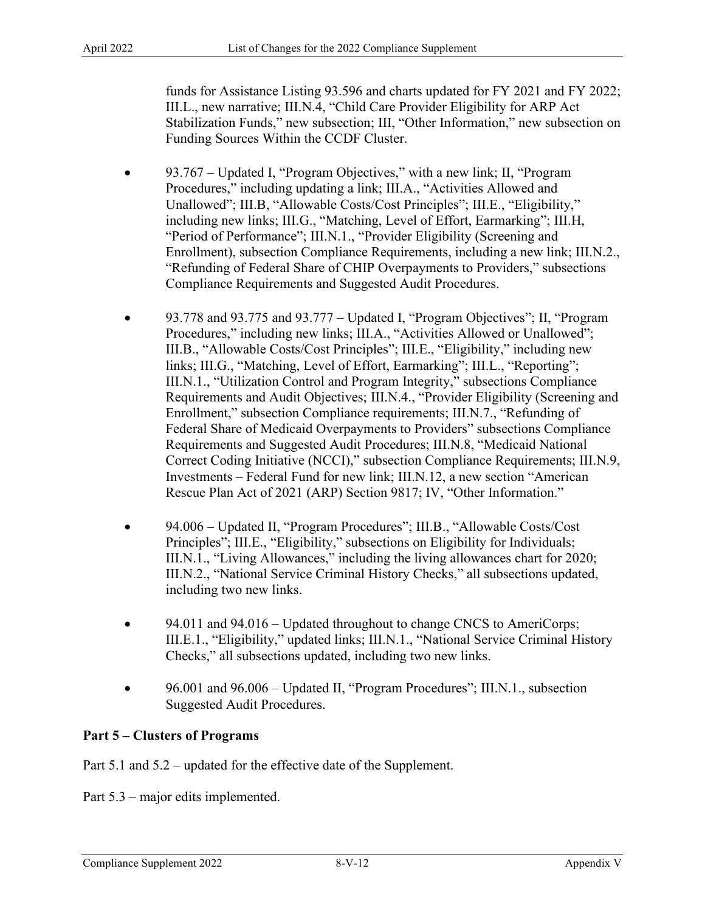funds for Assistance Listing 93.596 and charts updated for FY 2021 and FY 2022; III.L., new narrative; III.N.4, "Child Care Provider Eligibility for ARP Act Stabilization Funds," new subsection; III, "Other Information," new subsection on Funding Sources Within the CCDF Cluster.

- 93.767 – Updated I, "Program Objectives," with a new link; II, "Program Procedures," including updating a link; III.A., "Activities Allowed and Unallowed"; III.B, "Allowable Costs/Cost Principles"; III.E., "Eligibility," including new links; III.G., "Matching, Level of Effort, Earmarking"; III.H, "Period of Performance"; III.N.1., "Provider Eligibility (Screening and Enrollment), subsection Compliance Requirements, including a new link; III.N.2., "Refunding of Federal Share of CHIP Overpayments to Providers," subsections Compliance Requirements and Suggested Audit Procedures.

- 93.778 and 93.775 and 93.777 – Updated I, "Program Objectives"; II, "Program Procedures," including new links; III.A., "Activities Allowed or Unallowed"; III.B., "Allowable Costs/Cost Principles"; III.E., "Eligibility," including new links; III.G., "Matching, Level of Effort, Earmarking"; III.L., "Reporting"; III.N.1., "Utilization Control and Program Integrity," subsections Compliance Requirements and Audit Objectives; III.N.4., "Provider Eligibility (Screening and Enrollment," subsection Compliance requirements; III.N.7., "Refunding of Federal Share of Medicaid Overpayments to Providers" subsections Compliance Requirements and Suggested Audit Procedures; III.N.8, "Medicaid National Correct Coding Initiative (NCCI)," subsection Compliance Requirements; III.N.9, Investments – Federal Fund for new link; III.N.12, a new section "American Rescue Plan Act of 2021 (ARP) Section 9817; IV, "Other Information."

- 94.006 – Updated II, "Program Procedures"; III.B., "Allowable Costs/Cost Principles"; III.E., "Eligibility," subsections on Eligibility for Individuals; III.N.1., "Living Allowances," including the living allowances chart for 2020; III.N.2., "National Service Criminal History Checks," all subsections updated, including two new links.

- 94.011 and 94.016 – Updated throughout to change CNCS to AmeriCorps; III.E.1., "Eligibility," updated links; III.N.1., "National Service Criminal History Checks," all subsections updated, including two new links.

- 96.001 and 96.006 – Updated II, "Program Procedures"; III.N.1., subsection Suggested Audit Procedures.

**Part 5 – Clusters of Programs**

Part 5.1 and 5.2 – updated for the effective date of the Supplement.

Part 5.3 – major edits implemented.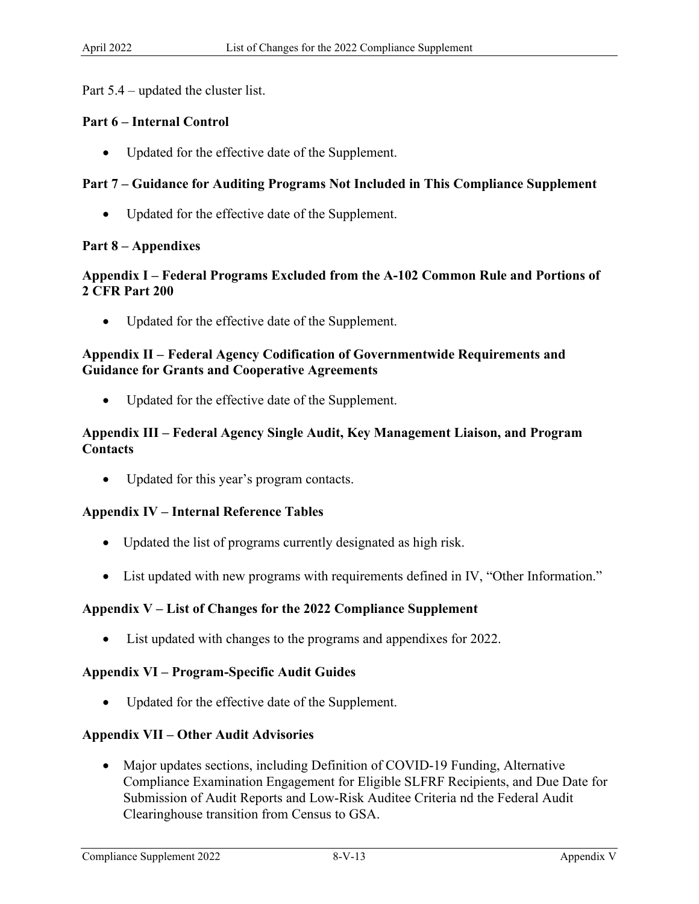Part 5.4 – updated the cluster list.

## Part 6 – Internal Control

- Updated for the effective date of the Supplement.

## Part 7 – Guidance for Auditing Programs Not Included in This Compliance Supplement

- Updated for the effective date of the Supplement.

## Part 8 – Appendixes

### Appendix I – Federal Programs Excluded from the A-102 Common Rule and Portions of 2 CFR Part 200

- Updated for the effective date of the Supplement.

### Appendix II – Federal Agency Codification of Governmentwide Requirements and Guidance for Grants and Cooperative Agreements

- Updated for the effective date of the Supplement.

### Appendix III – Federal Agency Single Audit, Key Management Liaison, and Program Contacts

- Updated for this year's program contacts.

### Appendix IV – Internal Reference Tables

- Updated the list of programs currently designated as high risk.
- List updated with new programs with requirements defined in IV, "Other Information."

### Appendix V – List of Changes for the 2022 Compliance Supplement

- List updated with changes to the programs and appendixes for 2022.

### Appendix VI – Program-Specific Audit Guides

- Updated for the effective date of the Supplement.

### Appendix VII – Other Audit Advisories

- Major updates sections, including Definition of COVID-19 Funding, Alternative Compliance Examination Engagement for Eligible SLFRF Recipients, and Due Date for Submission of Audit Reports and Low-Risk Auditee Criteria nd the Federal Audit Clearinghouse transition from Census to GSA.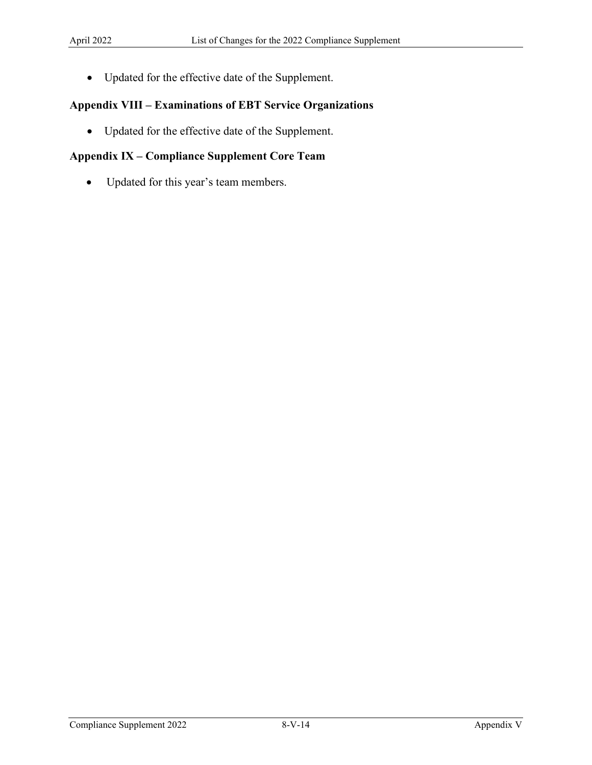- Updated for the effective date of the Supplement.

### Appendix VIII – Examinations of EBT Service Organizations

- Updated for the effective date of the Supplement.

### Appendix IX – Compliance Supplement Core Team

- Updated for this year's team members.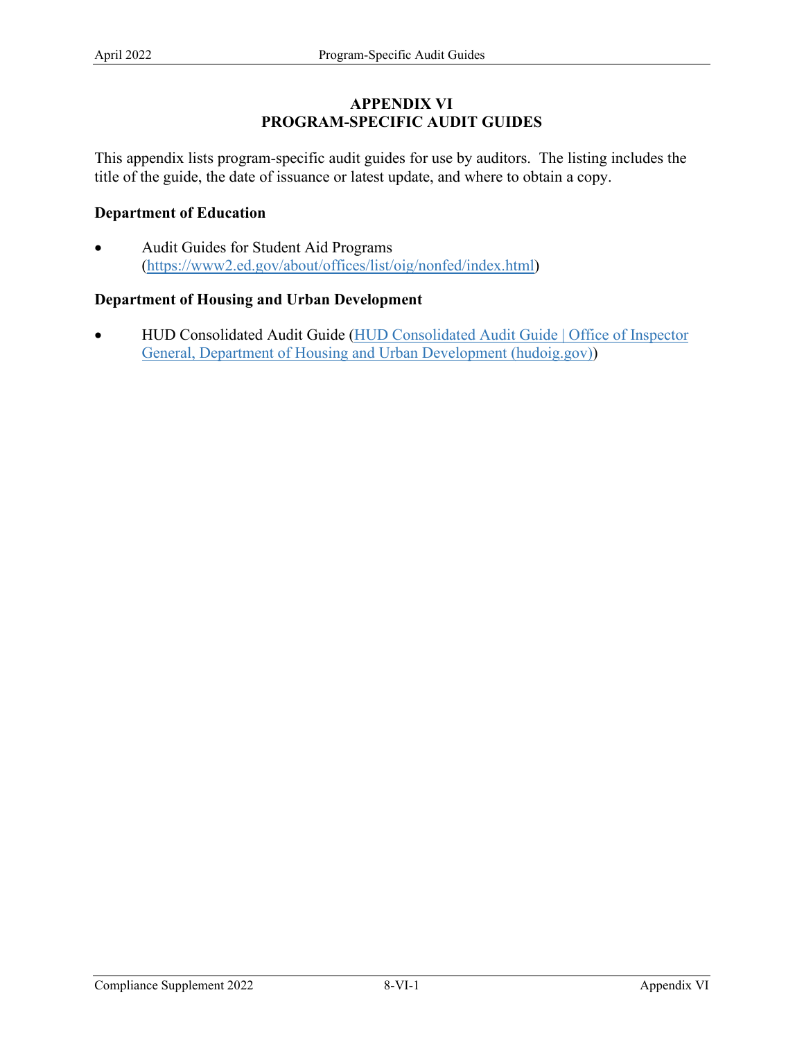# APPENDIX VI
# PROGRAM-SPECIFIC AUDIT GUIDES

This appendix lists program-specific audit guides for use by auditors. The listing includes the title of the guide, the date of issuance or latest update, and where to obtain a copy.

**Department of Education**

- Audit Guides for Student Aid Programs (https://www2.ed.gov/about/offices/list/oig/nonfed/index.html)

**Department of Housing and Urban Development**

- HUD Consolidated Audit Guide (HUD Consolidated Audit Guide | Office of Inspector General, Department of Housing and Urban Development (hudoig.gov))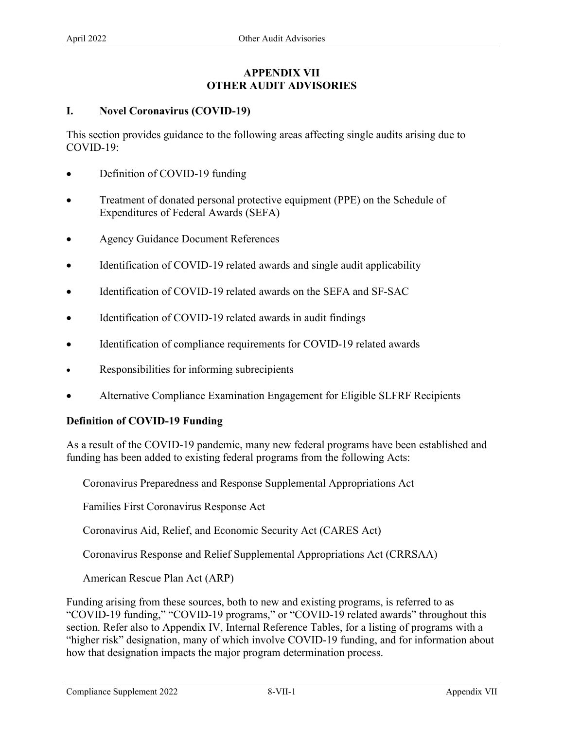# APPENDIX VII
# OTHER AUDIT ADVISORIES

## I. Novel Coronavirus (COVID-19)

This section provides guidance to the following areas affecting single audits arising due to COVID-19:

- Definition of COVID-19 funding
- Treatment of donated personal protective equipment (PPE) on the Schedule of Expenditures of Federal Awards (SEFA)
- Agency Guidance Document References
- Identification of COVID-19 related awards and single audit applicability
- Identification of COVID-19 related awards on the SEFA and SF-SAC
- Identification of COVID-19 related awards in audit findings
- Identification of compliance requirements for COVID-19 related awards
- Responsibilities for informing subrecipients
- Alternative Compliance Examination Engagement for Eligible SLFRF Recipients

### Definition of COVID-19 Funding

As a result of the COVID-19 pandemic, many new federal programs have been established and funding has been added to existing federal programs from the following Acts:

Coronavirus Preparedness and Response Supplemental Appropriations Act

Families First Coronavirus Response Act

Coronavirus Aid, Relief, and Economic Security Act (CARES Act)

Coronavirus Response and Relief Supplemental Appropriations Act (CRRSAA)

American Rescue Plan Act (ARP)

Funding arising from these sources, both to new and existing programs, is referred to as "COVID-19 funding," "COVID-19 programs," or "COVID-19 related awards" throughout this section. Refer also to Appendix IV, Internal Reference Tables, for a listing of programs with a "higher risk" designation, many of which involve COVID-19 funding, and for information about how that designation impacts the major program determination process.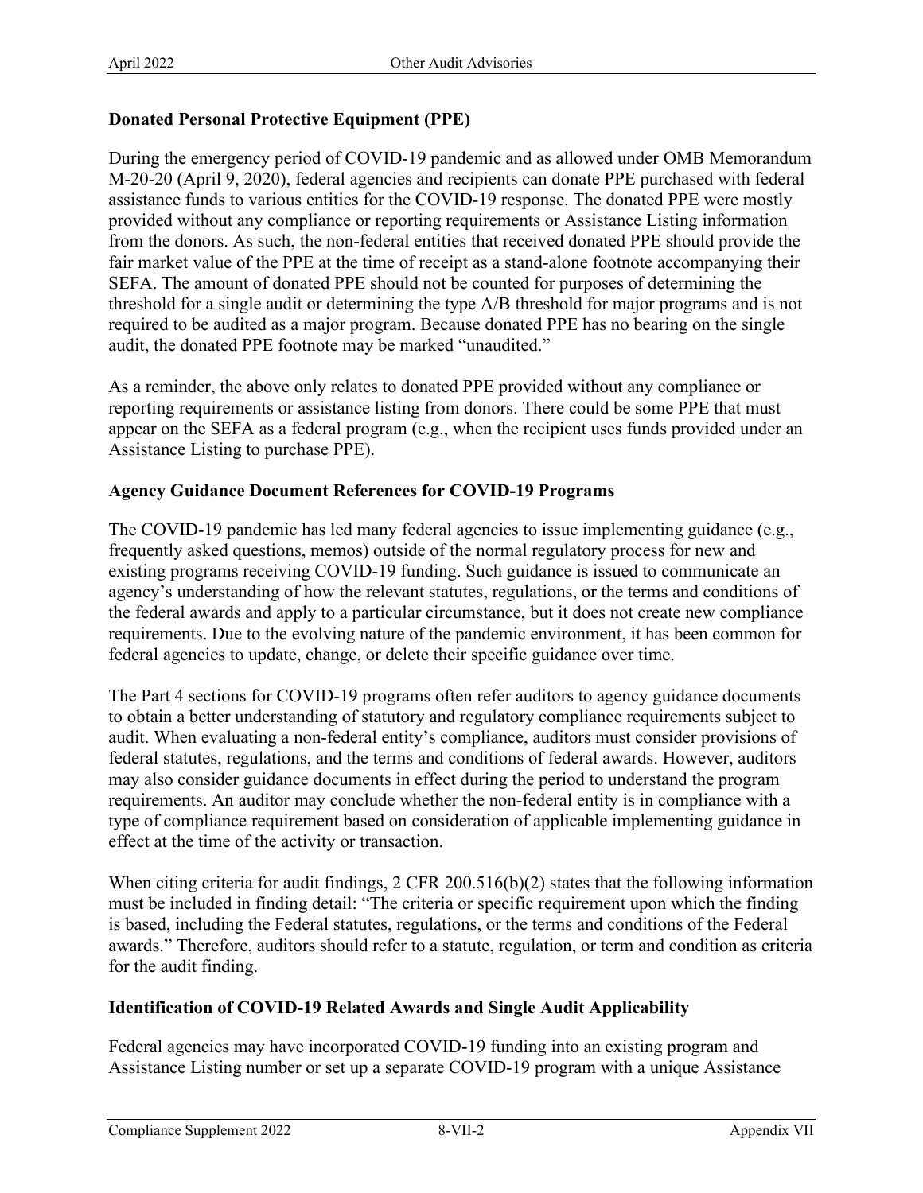## Donated Personal Protective Equipment (PPE)

During the emergency period of COVID-19 pandemic and as allowed under OMB Memorandum M-20-20 (April 9, 2020), federal agencies and recipients can donate PPE purchased with federal assistance funds to various entities for the COVID-19 response. The donated PPE were mostly provided without any compliance or reporting requirements or Assistance Listing information from the donors. As such, the non-federal entities that received donated PPE should provide the fair market value of the PPE at the time of receipt as a stand-alone footnote accompanying their SEFA. The amount of donated PPE should not be counted for purposes of determining the threshold for a single audit or determining the type A/B threshold for major programs and is not required to be audited as a major program. Because donated PPE has no bearing on the single audit, the donated PPE footnote may be marked "unaudited."

As a reminder, the above only relates to donated PPE provided without any compliance or reporting requirements or assistance listing from donors. There could be some PPE that must appear on the SEFA as a federal program (e.g., when the recipient uses funds provided under an Assistance Listing to purchase PPE).

## Agency Guidance Document References for COVID-19 Programs

The COVID-19 pandemic has led many federal agencies to issue implementing guidance (e.g., frequently asked questions, memos) outside of the normal regulatory process for new and existing programs receiving COVID-19 funding. Such guidance is issued to communicate an agency's understanding of how the relevant statutes, regulations, or the terms and conditions of the federal awards and apply to a particular circumstance, but it does not create new compliance requirements. Due to the evolving nature of the pandemic environment, it has been common for federal agencies to update, change, or delete their specific guidance over time.

The Part 4 sections for COVID-19 programs often refer auditors to agency guidance documents to obtain a better understanding of statutory and regulatory compliance requirements subject to audit. When evaluating a non-federal entity's compliance, auditors must consider provisions of federal statutes, regulations, and the terms and conditions of federal awards. However, auditors may also consider guidance documents in effect during the period to understand the program requirements. An auditor may conclude whether the non-federal entity is in compliance with a type of compliance requirement based on consideration of applicable implementing guidance in effect at the time of the activity or transaction.

When citing criteria for audit findings, 2 CFR 200.516(b)(2) states that the following information must be included in finding detail: "The criteria or specific requirement upon which the finding is based, including the Federal statutes, regulations, or the terms and conditions of the Federal awards." Therefore, auditors should refer to a statute, regulation, or term and condition as criteria for the audit finding.

## Identification of COVID-19 Related Awards and Single Audit Applicability

Federal agencies may have incorporated COVID-19 funding into an existing program and Assistance Listing number or set up a separate COVID-19 program with a unique Assistance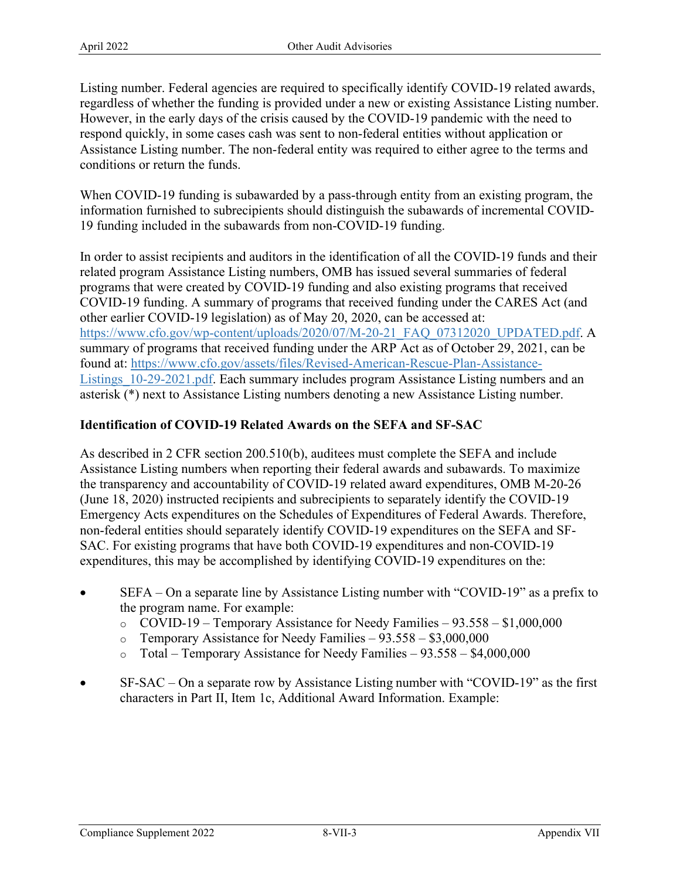Listing number. Federal agencies are required to specifically identify COVID-19 related awards, regardless of whether the funding is provided under a new or existing Assistance Listing number. However, in the early days of the crisis caused by the COVID-19 pandemic with the need to respond quickly, in some cases cash was sent to non-federal entities without application or Assistance Listing number. The non-federal entity was required to either agree to the terms and conditions or return the funds.

When COVID-19 funding is subawarded by a pass-through entity from an existing program, the information furnished to subrecipients should distinguish the subawards of incremental COVID-19 funding included in the subawards from non-COVID-19 funding.

In order to assist recipients and auditors in the identification of all the COVID-19 funds and their related program Assistance Listing numbers, OMB has issued several summaries of federal programs that were created by COVID-19 funding and also existing programs that received COVID-19 funding. A summary of programs that received funding under the CARES Act (and other earlier COVID-19 legislation) as of May 20, 2020, can be accessed at: https://www.cfo.gov/wp-content/uploads/2020/07/M-20-21_FAQ_07312020_UPDATED.pdf. A summary of programs that received funding under the ARP Act as of October 29, 2021, can be found at: https://www.cfo.gov/assets/files/Revised-American-Rescue-Plan-Assistance-Listings_10-29-2021.pdf. Each summary includes program Assistance Listing numbers and an asterisk (*) next to Assistance Listing numbers denoting a new Assistance Listing number.

**Identification of COVID-19 Related Awards on the SEFA and SF-SAC**

As described in 2 CFR section 200.510(b), auditees must complete the SEFA and include Assistance Listing numbers when reporting their federal awards and subawards. To maximize the transparency and accountability of COVID-19 related award expenditures, OMB M-20-26 (June 18, 2020) instructed recipients and subrecipients to separately identify the COVID-19 Emergency Acts expenditures on the Schedules of Expenditures of Federal Awards. Therefore, non-federal entities should separately identify COVID-19 expenditures on the SEFA and SF-SAC. For existing programs that have both COVID-19 expenditures and non-COVID-19 expenditures, this may be accomplished by identifying COVID-19 expenditures on the:

- SEFA – On a separate line by Assistance Listing number with “COVID-19” as a prefix to the program name. For example:
  - COVID-19 – Temporary Assistance for Needy Families – 93.558 – $1,000,000
  - Temporary Assistance for Needy Families – 93.558 – $3,000,000
  - Total – Temporary Assistance for Needy Families – 93.558 – $4,000,000

- SF-SAC – On a separate row by Assistance Listing number with “COVID-19” as the first characters in Part II, Item 1c, Additional Award Information. Example: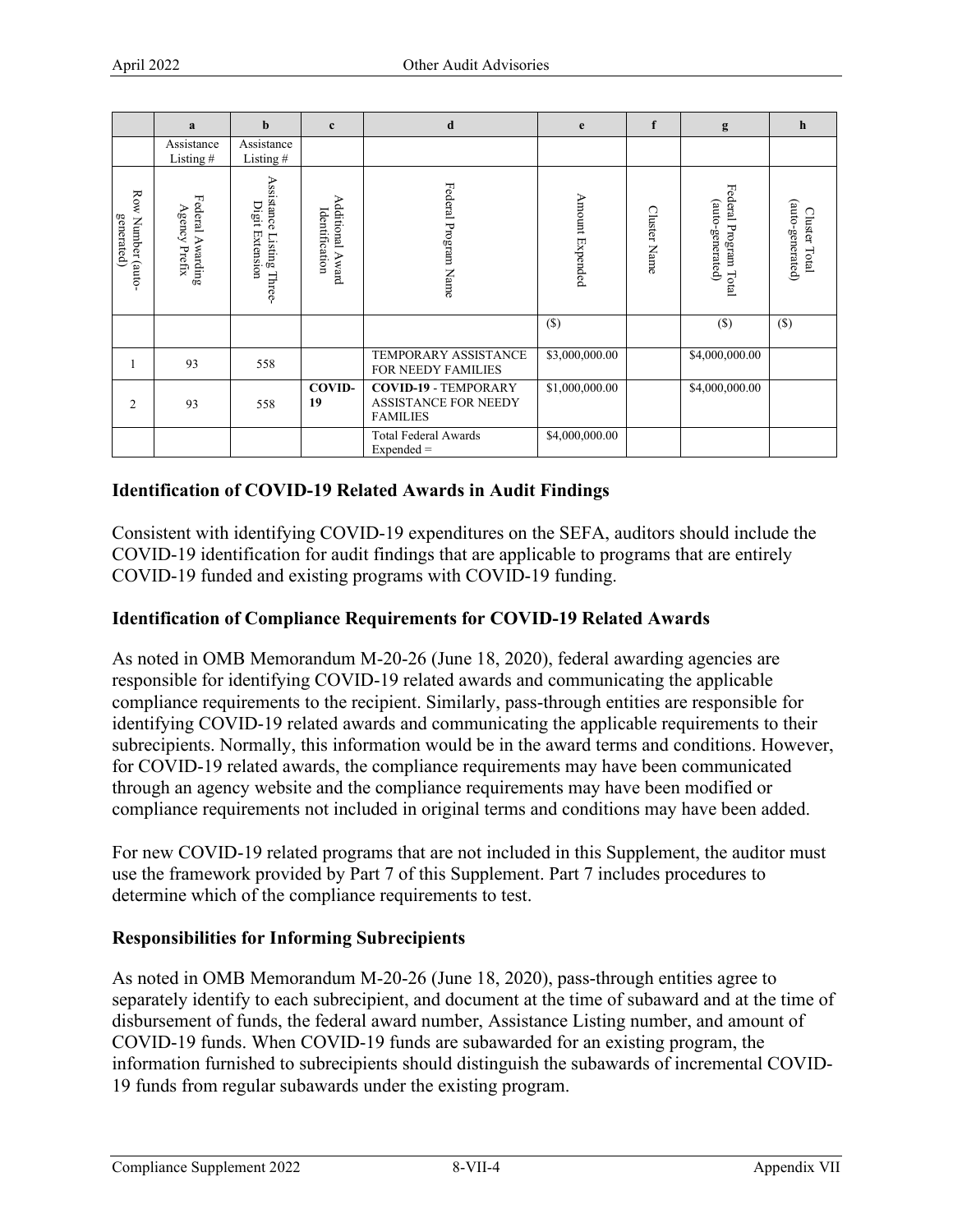| | a | b | c | d | e | f | g | h |
|---|---|---|---|---|---|---|---|---|
| | Assistance Listing # | Assistance Listing # | | | | | | |
| Row Number (auto-generated) | Federal Awarding Agency Prefix | Assistance Listing Three-Digit Extension | Additional Award Identification | Federal Program Name | Amount Expended | Cluster Name | Federal Program Total (auto-generated) | Cluster Total (auto-generated) |
| | | | | | ($) | | ($) | ($) |
| 1 | 93 | 558 | | TEMPORARY ASSISTANCE FOR NEEDY FAMILIES | $3,000,000.00 | | $4,000,000.00 | |
| 2 | 93 | 558 | **COVID-19** | **COVID-19** - TEMPORARY ASSISTANCE FOR NEEDY FAMILIES | $1,000,000.00 | | $4,000,000.00 | |
| | | | | Total Federal Awards Expended = | $4,000,000.00 | | | |

### Identification of COVID-19 Related Awards in Audit Findings

Consistent with identifying COVID-19 expenditures on the SEFA, auditors should include the COVID-19 identification for audit findings that are applicable to programs that are entirely COVID-19 funded and existing programs with COVID-19 funding.

### Identification of Compliance Requirements for COVID-19 Related Awards

As noted in OMB Memorandum M-20-26 (June 18, 2020), federal awarding agencies are responsible for identifying COVID-19 related awards and communicating the applicable compliance requirements to the recipient. Similarly, pass-through entities are responsible for identifying COVID-19 related awards and communicating the applicable requirements to their subrecipients. Normally, this information would be in the award terms and conditions. However, for COVID-19 related awards, the compliance requirements may have been communicated through an agency website and the compliance requirements may have been modified or compliance requirements not included in original terms and conditions may have been added.

For new COVID-19 related programs that are not included in this Supplement, the auditor must use the framework provided by Part 7 of this Supplement. Part 7 includes procedures to determine which of the compliance requirements to test.

### Responsibilities for Informing Subrecipients

As noted in OMB Memorandum M-20-26 (June 18, 2020), pass-through entities agree to separately identify to each subrecipient, and document at the time of subaward and at the time of disbursement of funds, the federal award number, Assistance Listing number, and amount of COVID-19 funds. When COVID-19 funds are subawarded for an existing program, the information furnished to subrecipients should distinguish the subawards of incremental COVID-19 funds from regular subawards under the existing program.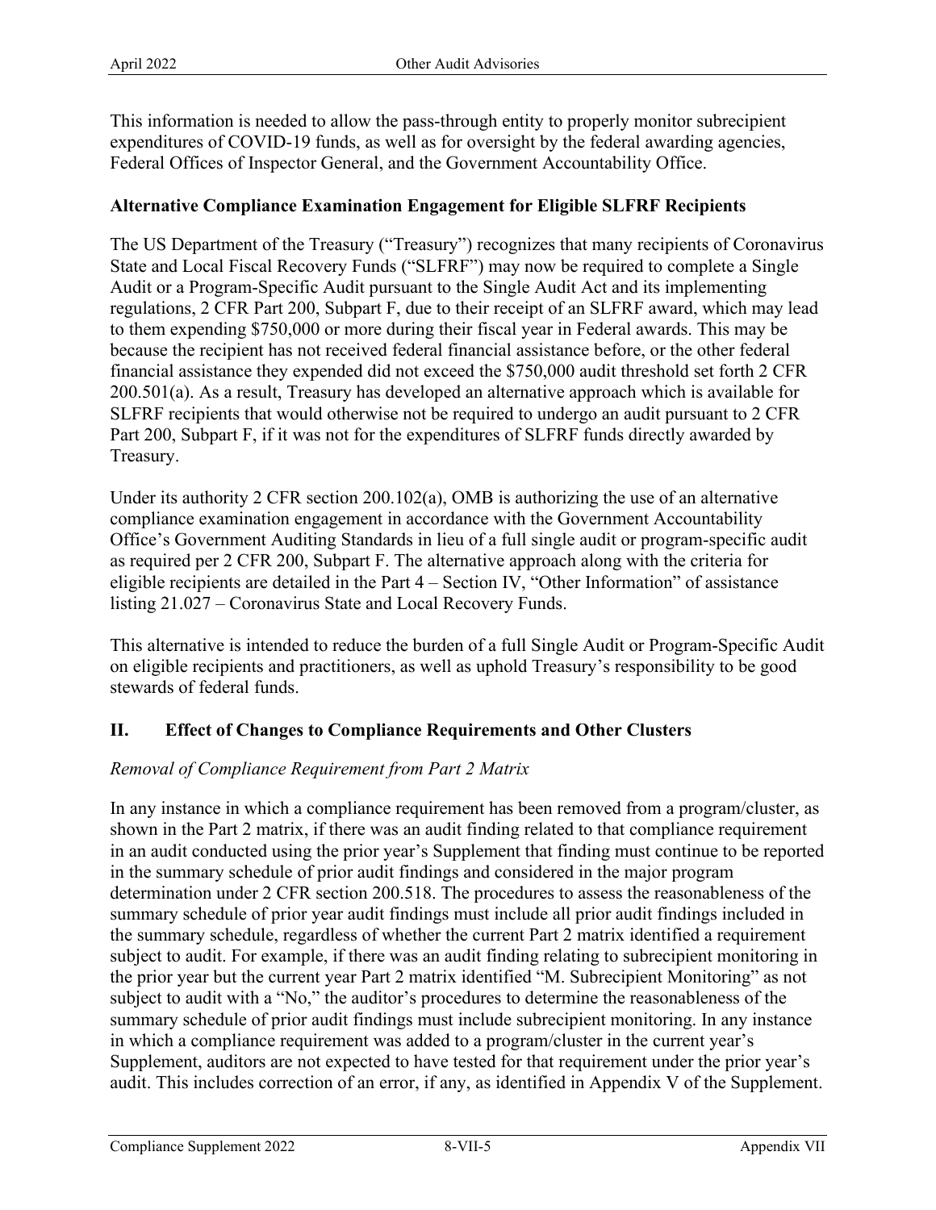This information is needed to allow the pass-through entity to properly monitor subrecipient expenditures of COVID-19 funds, as well as for oversight by the federal awarding agencies, Federal Offices of Inspector General, and the Government Accountability Office.

**Alternative Compliance Examination Engagement for Eligible SLFRF Recipients**

The US Department of the Treasury ("Treasury") recognizes that many recipients of Coronavirus State and Local Fiscal Recovery Funds ("SLFRF") may now be required to complete a Single Audit or a Program-Specific Audit pursuant to the Single Audit Act and its implementing regulations, 2 CFR Part 200, Subpart F, due to their receipt of an SLFRF award, which may lead to them expending $750,000 or more during their fiscal year in Federal awards. This may be because the recipient has not received federal financial assistance before, or the other federal financial assistance they expended did not exceed the $750,000 audit threshold set forth 2 CFR 200.501(a). As a result, Treasury has developed an alternative approach which is available for SLFRF recipients that would otherwise not be required to undergo an audit pursuant to 2 CFR Part 200, Subpart F, if it was not for the expenditures of SLFRF funds directly awarded by Treasury.

Under its authority 2 CFR section 200.102(a), OMB is authorizing the use of an alternative compliance examination engagement in accordance with the Government Accountability Office's Government Auditing Standards in lieu of a full single audit or program-specific audit as required per 2 CFR 200, Subpart F. The alternative approach along with the criteria for eligible recipients are detailed in the Part 4 – Section IV, "Other Information" of assistance listing 21.027 – Coronavirus State and Local Recovery Funds.

This alternative is intended to reduce the burden of a full Single Audit or Program-Specific Audit on eligible recipients and practitioners, as well as uphold Treasury's responsibility to be good stewards of federal funds.

## II. Effect of Changes to Compliance Requirements and Other Clusters

*Removal of Compliance Requirement from Part 2 Matrix*

In any instance in which a compliance requirement has been removed from a program/cluster, as shown in the Part 2 matrix, if there was an audit finding related to that compliance requirement in an audit conducted using the prior year's Supplement that finding must continue to be reported in the summary schedule of prior audit findings and considered in the major program determination under 2 CFR section 200.518. The procedures to assess the reasonableness of the summary schedule of prior year audit findings must include all prior audit findings included in the summary schedule, regardless of whether the current Part 2 matrix identified a requirement subject to audit. For example, if there was an audit finding relating to subrecipient monitoring in the prior year but the current year Part 2 matrix identified "M. Subrecipient Monitoring" as not subject to audit with a "No," the auditor's procedures to determine the reasonableness of the summary schedule of prior audit findings must include subrecipient monitoring. In any instance in which a compliance requirement was added to a program/cluster in the current year's Supplement, auditors are not expected to have tested for that requirement under the prior year's audit. This includes correction of an error, if any, as identified in Appendix V of the Supplement.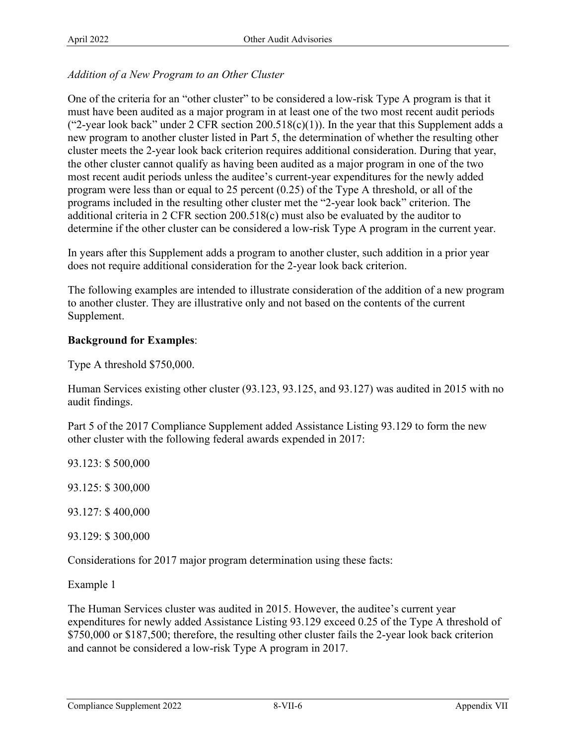*Addition of a New Program to an Other Cluster*

One of the criteria for an "other cluster" to be considered a low-risk Type A program is that it must have been audited as a major program in at least one of the two most recent audit periods ("2-year look back" under 2 CFR section 200.518(c)(1)). In the year that this Supplement adds a new program to another cluster listed in Part 5, the determination of whether the resulting other cluster meets the 2-year look back criterion requires additional consideration. During that year, the other cluster cannot qualify as having been audited as a major program in one of the two most recent audit periods unless the auditee's current-year expenditures for the newly added program were less than or equal to 25 percent (0.25) of the Type A threshold, or all of the programs included in the resulting other cluster met the "2-year look back" criterion. The additional criteria in 2 CFR section 200.518(c) must also be evaluated by the auditor to determine if the other cluster can be considered a low-risk Type A program in the current year.

In years after this Supplement adds a program to another cluster, such addition in a prior year does not require additional consideration for the 2-year look back criterion.

The following examples are intended to illustrate consideration of the addition of a new program to another cluster. They are illustrative only and not based on the contents of the current Supplement.

**Background for Examples**:

Type A threshold $750,000.

Human Services existing other cluster (93.123, 93.125, and 93.127) was audited in 2015 with no audit findings.

Part 5 of the 2017 Compliance Supplement added Assistance Listing 93.129 to form the new other cluster with the following federal awards expended in 2017:

93.123: $ 500,000

93.125: $ 300,000

93.127: $ 400,000

93.129: $ 300,000

Considerations for 2017 major program determination using these facts:

Example 1

The Human Services cluster was audited in 2015. However, the auditee's current year expenditures for newly added Assistance Listing 93.129 exceed 0.25 of the Type A threshold of $750,000 or $187,500; therefore, the resulting other cluster fails the 2-year look back criterion and cannot be considered a low-risk Type A program in 2017.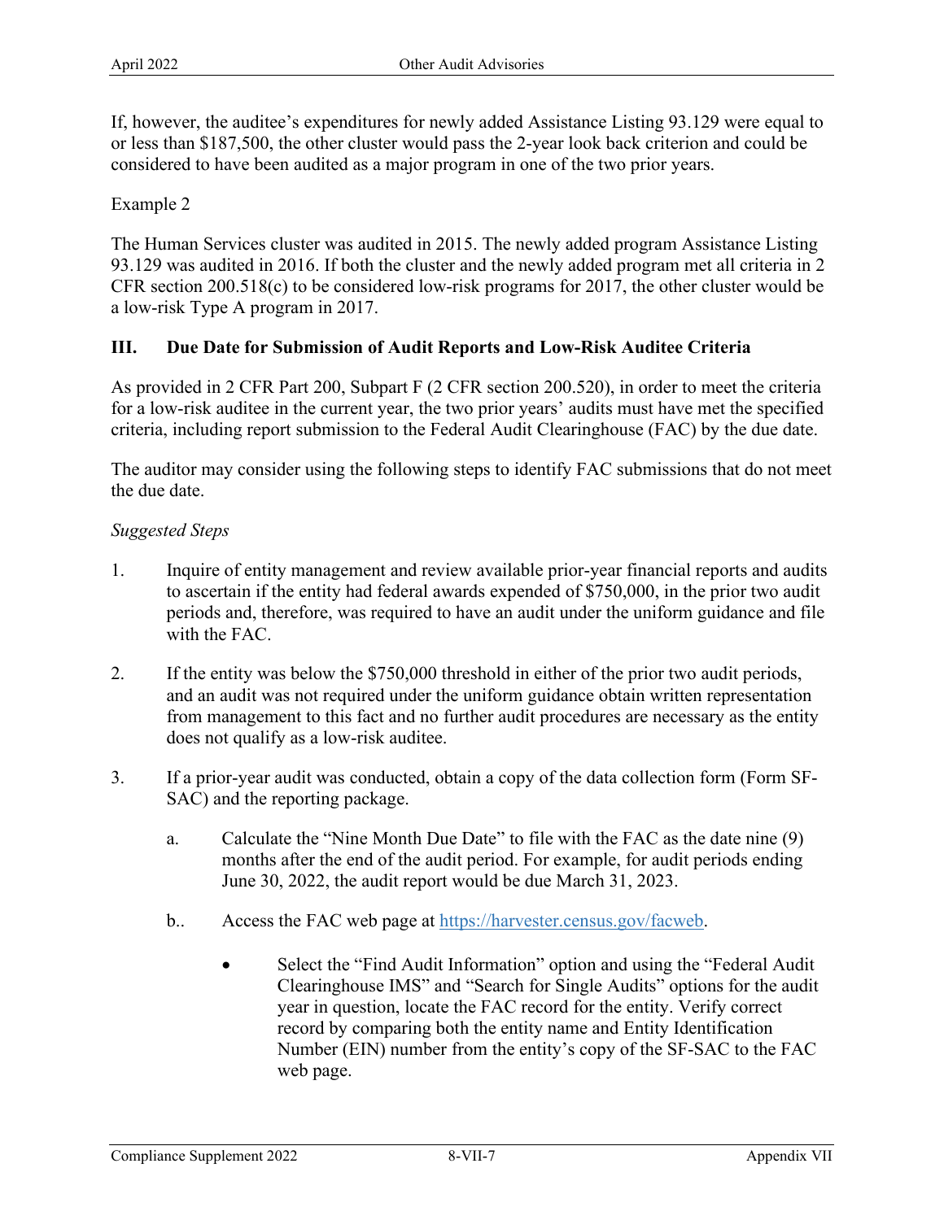If, however, the auditee's expenditures for newly added Assistance Listing 93.129 were equal to or less than $187,500, the other cluster would pass the 2-year look back criterion and could be considered to have been audited as a major program in one of the two prior years.

Example 2

The Human Services cluster was audited in 2015. The newly added program Assistance Listing 93.129 was audited in 2016. If both the cluster and the newly added program met all criteria in 2 CFR section 200.518(c) to be considered low-risk programs for 2017, the other cluster would be a low-risk Type A program in 2017.

## III. Due Date for Submission of Audit Reports and Low-Risk Auditee Criteria

As provided in 2 CFR Part 200, Subpart F (2 CFR section 200.520), in order to meet the criteria for a low-risk auditee in the current year, the two prior years' audits must have met the specified criteria, including report submission to the Federal Audit Clearinghouse (FAC) by the due date.

The auditor may consider using the following steps to identify FAC submissions that do not meet the due date.

*Suggested Steps*

1. Inquire of entity management and review available prior-year financial reports and audits to ascertain if the entity had federal awards expended of $750,000, in the prior two audit periods and, therefore, was required to have an audit under the uniform guidance and file with the FAC.

2. If the entity was below the $750,000 threshold in either of the prior two audit periods, and an audit was not required under the uniform guidance obtain written representation from management to this fact and no further audit procedures are necessary as the entity does not qualify as a low-risk auditee.

3. If a prior-year audit was conducted, obtain a copy of the data collection form (Form SF-SAC) and the reporting package.

   a. Calculate the "Nine Month Due Date" to file with the FAC as the date nine (9) months after the end of the audit period. For example, for audit periods ending June 30, 2022, the audit report would be due March 31, 2023.

   b.. Access the FAC web page at https://harvester.census.gov/facweb.

   - Select the "Find Audit Information" option and using the "Federal Audit Clearinghouse IMS" and "Search for Single Audits" options for the audit year in question, locate the FAC record for the entity. Verify correct record by comparing both the entity name and Entity Identification Number (EIN) number from the entity's copy of the SF-SAC to the FAC web page.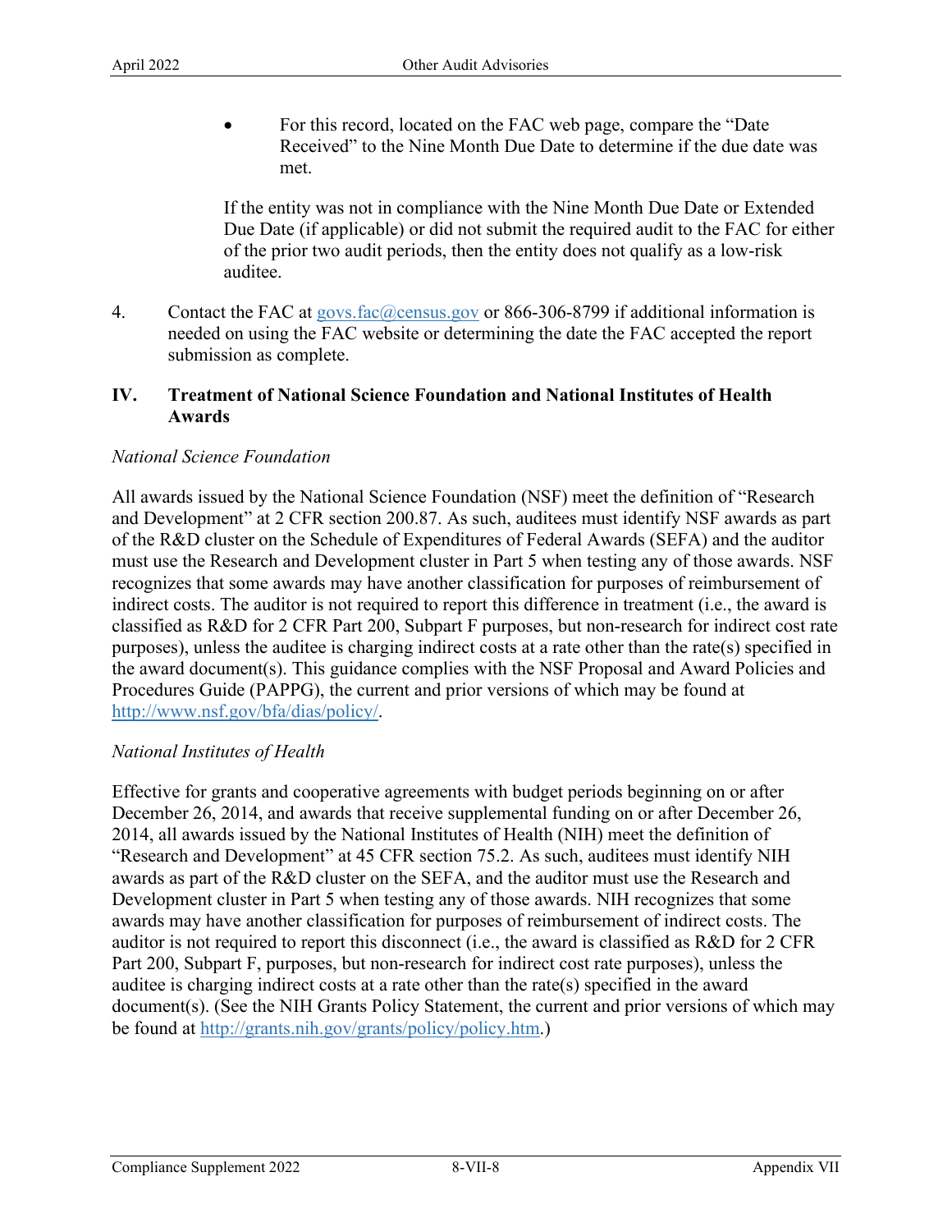- For this record, located on the FAC web page, compare the "Date Received" to the Nine Month Due Date to determine if the due date was met.

  If the entity was not in compliance with the Nine Month Due Date or Extended Due Date (if applicable) or did not submit the required audit to the FAC for either of the prior two audit periods, then the entity does not qualify as a low-risk auditee.

4. Contact the FAC at govs.fac@census.gov or 866-306-8799 if additional information is needed on using the FAC website or determining the date the FAC accepted the report submission as complete.

## IV. Treatment of National Science Foundation and National Institutes of Health Awards

*National Science Foundation*

All awards issued by the National Science Foundation (NSF) meet the definition of "Research and Development" at 2 CFR section 200.87. As such, auditees must identify NSF awards as part of the R&D cluster on the Schedule of Expenditures of Federal Awards (SEFA) and the auditor must use the Research and Development cluster in Part 5 when testing any of those awards. NSF recognizes that some awards may have another classification for purposes of reimbursement of indirect costs. The auditor is not required to report this difference in treatment (i.e., the award is classified as R&D for 2 CFR Part 200, Subpart F purposes, but non-research for indirect cost rate purposes), unless the auditee is charging indirect costs at a rate other than the rate(s) specified in the award document(s). This guidance complies with the NSF Proposal and Award Policies and Procedures Guide (PAPPG), the current and prior versions of which may be found at http://www.nsf.gov/bfa/dias/policy/.

*National Institutes of Health*

Effective for grants and cooperative agreements with budget periods beginning on or after December 26, 2014, and awards that receive supplemental funding on or after December 26, 2014, all awards issued by the National Institutes of Health (NIH) meet the definition of "Research and Development" at 45 CFR section 75.2. As such, auditees must identify NIH awards as part of the R&D cluster on the SEFA, and the auditor must use the Research and Development cluster in Part 5 when testing any of those awards. NIH recognizes that some awards may have another classification for purposes of reimbursement of indirect costs. The auditor is not required to report this disconnect (i.e., the award is classified as R&D for 2 CFR Part 200, Subpart F, purposes, but non-research for indirect cost rate purposes), unless the auditee is charging indirect costs at a rate other than the rate(s) specified in the award document(s). (See the NIH Grants Policy Statement, the current and prior versions of which may be found at http://grants.nih.gov/grants/policy/policy.htm.)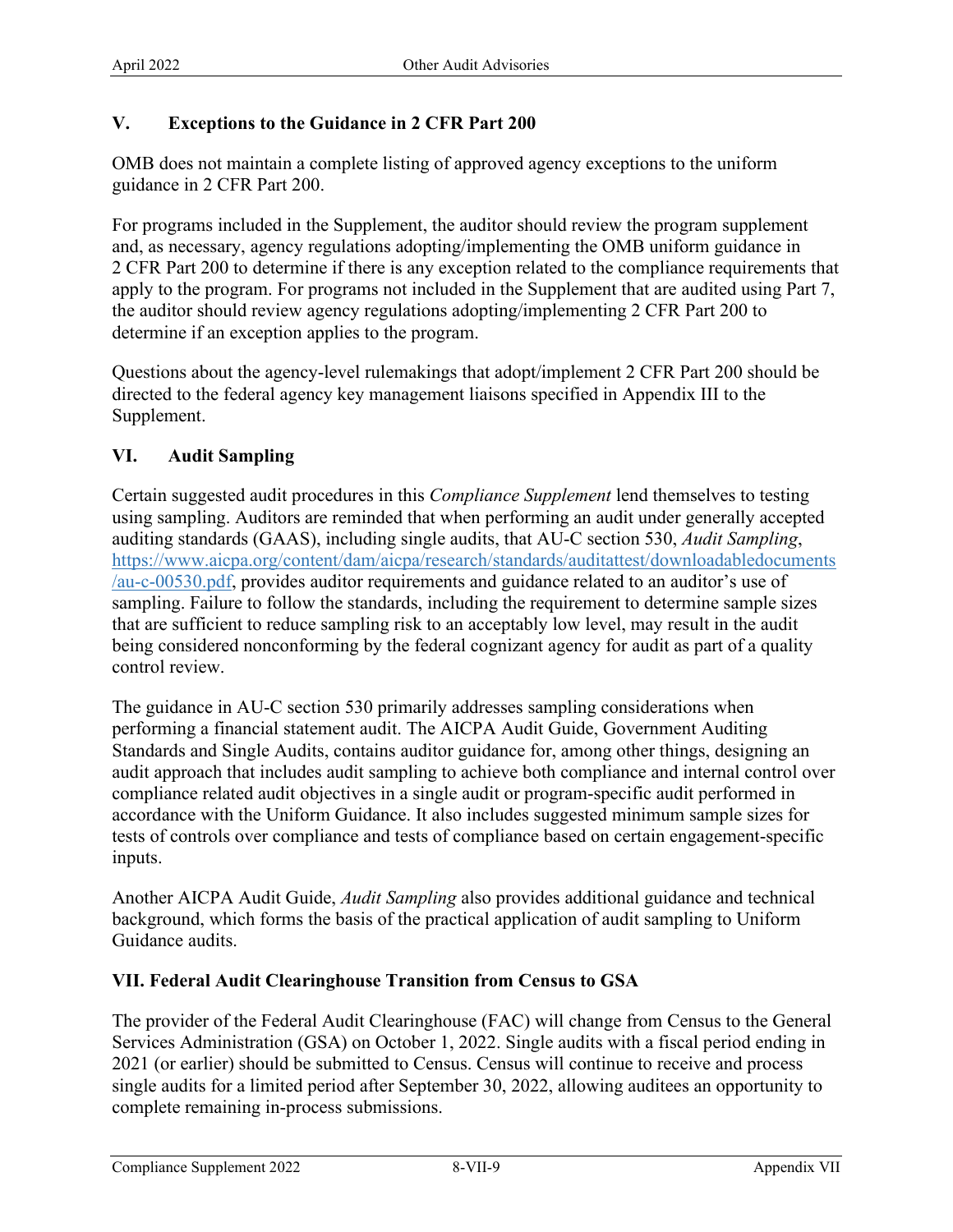## V. Exceptions to the Guidance in 2 CFR Part 200

OMB does not maintain a complete listing of approved agency exceptions to the uniform guidance in 2 CFR Part 200.

For programs included in the Supplement, the auditor should review the program supplement and, as necessary, agency regulations adopting/implementing the OMB uniform guidance in 2 CFR Part 200 to determine if there is any exception related to the compliance requirements that apply to the program. For programs not included in the Supplement that are audited using Part 7, the auditor should review agency regulations adopting/implementing 2 CFR Part 200 to determine if an exception applies to the program.

Questions about the agency-level rulemakings that adopt/implement 2 CFR Part 200 should be directed to the federal agency key management liaisons specified in Appendix III to the Supplement.

## VI. Audit Sampling

Certain suggested audit procedures in this *Compliance Supplement* lend themselves to testing using sampling. Auditors are reminded that when performing an audit under generally accepted auditing standards (GAAS), including single audits, that AU-C section 530, *Audit Sampling*, https://www.aicpa.org/content/dam/aicpa/research/standards/auditattest/downloadabledocuments/au-c-00530.pdf, provides auditor requirements and guidance related to an auditor's use of sampling. Failure to follow the standards, including the requirement to determine sample sizes that are sufficient to reduce sampling risk to an acceptably low level, may result in the audit being considered nonconforming by the federal cognizant agency for audit as part of a quality control review.

The guidance in AU-C section 530 primarily addresses sampling considerations when performing a financial statement audit. The AICPA Audit Guide, Government Auditing Standards and Single Audits, contains auditor guidance for, among other things, designing an audit approach that includes audit sampling to achieve both compliance and internal control over compliance related audit objectives in a single audit or program-specific audit performed in accordance with the Uniform Guidance. It also includes suggested minimum sample sizes for tests of controls over compliance and tests of compliance based on certain engagement-specific inputs.

Another AICPA Audit Guide, *Audit Sampling* also provides additional guidance and technical background, which forms the basis of the practical application of audit sampling to Uniform Guidance audits.

## VII. Federal Audit Clearinghouse Transition from Census to GSA

The provider of the Federal Audit Clearinghouse (FAC) will change from Census to the General Services Administration (GSA) on October 1, 2022. Single audits with a fiscal period ending in 2021 (or earlier) should be submitted to Census. Census will continue to receive and process single audits for a limited period after September 30, 2022, allowing auditees an opportunity to complete remaining in-process submissions.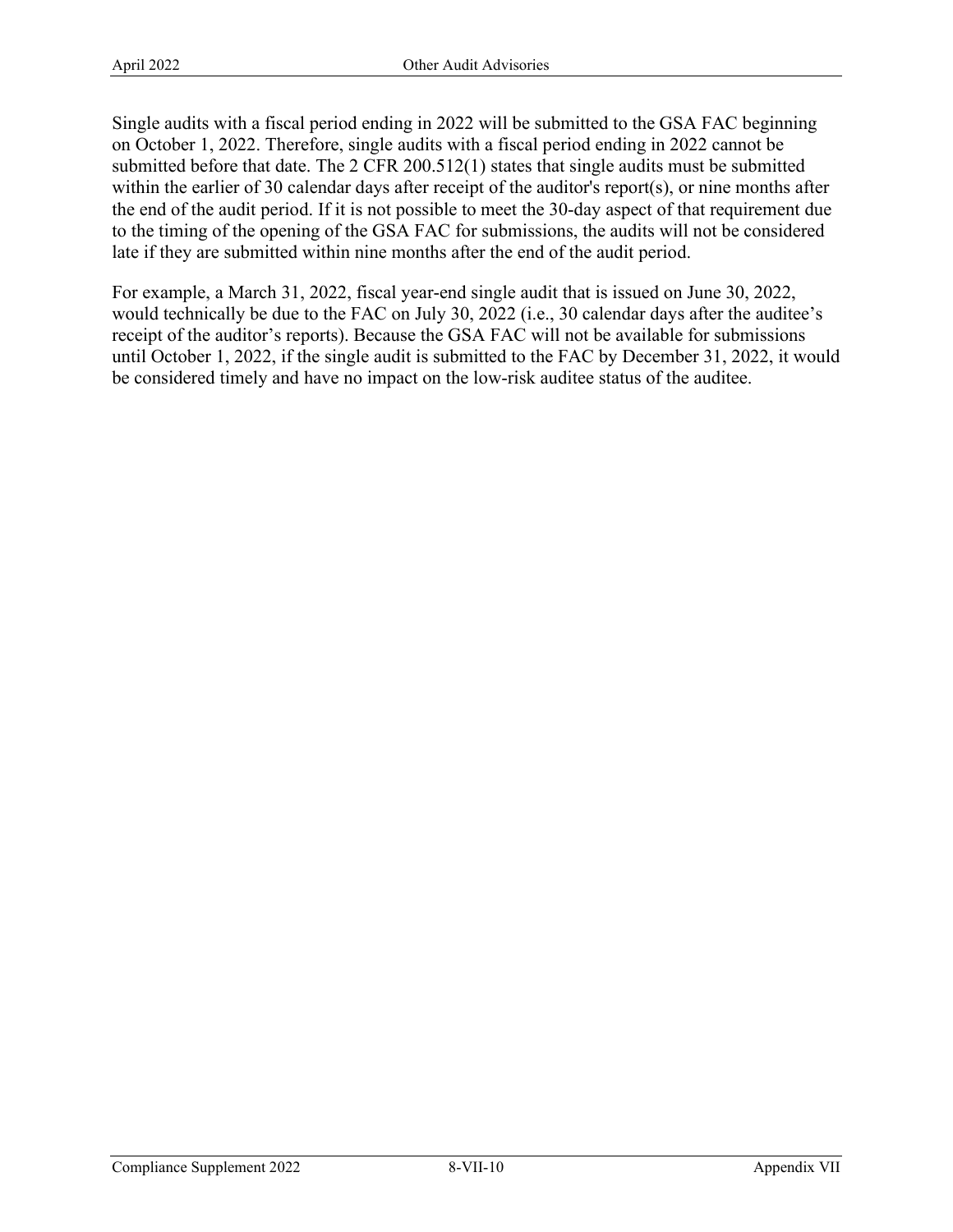Single audits with a fiscal period ending in 2022 will be submitted to the GSA FAC beginning on October 1, 2022. Therefore, single audits with a fiscal period ending in 2022 cannot be submitted before that date. The 2 CFR 200.512(1) states that single audits must be submitted within the earlier of 30 calendar days after receipt of the auditor's report(s), or nine months after the end of the audit period. If it is not possible to meet the 30-day aspect of that requirement due to the timing of the opening of the GSA FAC for submissions, the audits will not be considered late if they are submitted within nine months after the end of the audit period.

For example, a March 31, 2022, fiscal year-end single audit that is issued on June 30, 2022, would technically be due to the FAC on July 30, 2022 (i.e., 30 calendar days after the auditee's receipt of the auditor's reports). Because the GSA FAC will not be available for submissions until October 1, 2022, if the single audit is submitted to the FAC by December 31, 2022, it would be considered timely and have no impact on the low-risk auditee status of the auditee.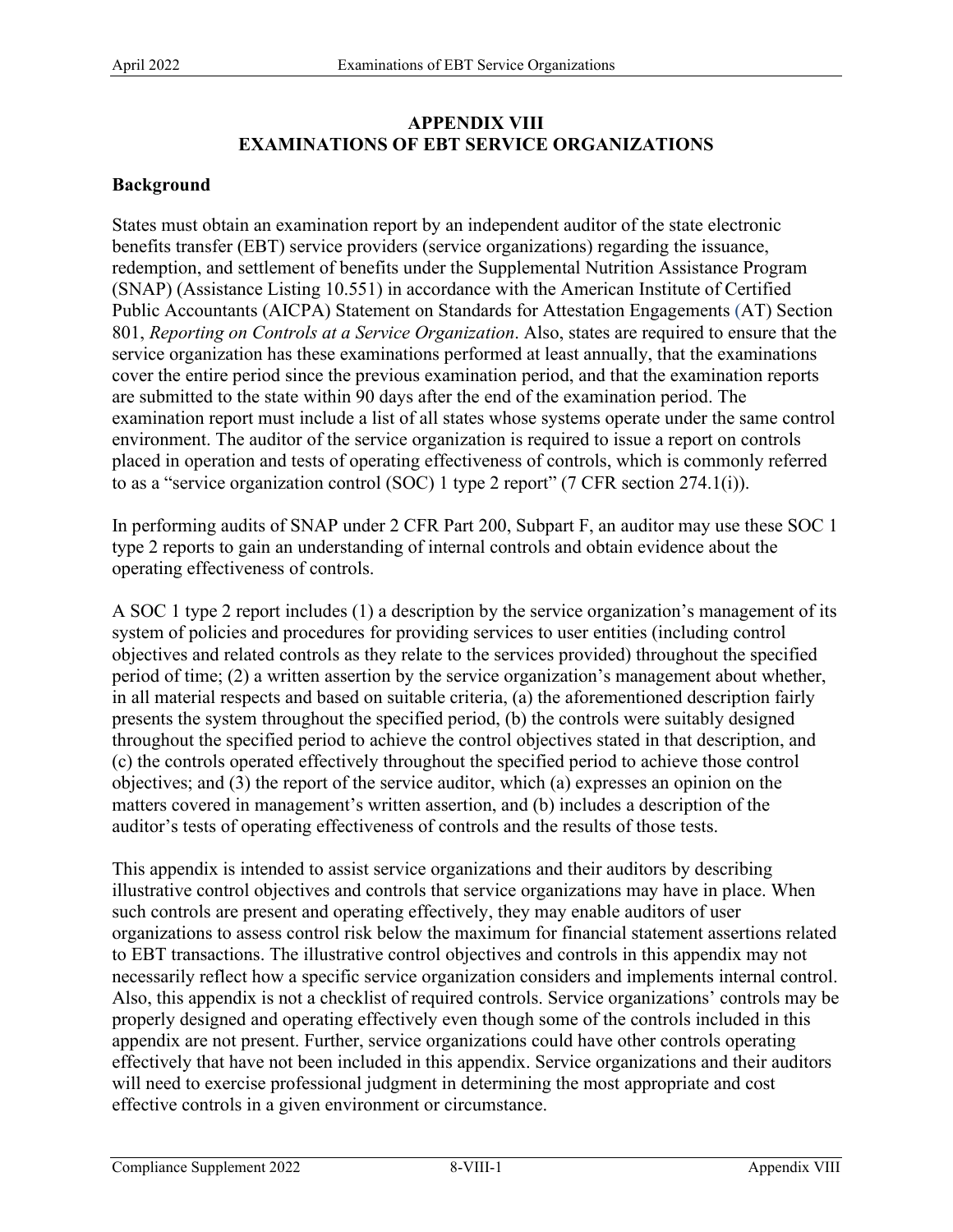# APPENDIX VIII
# EXAMINATIONS OF EBT SERVICE ORGANIZATIONS

## Background

States must obtain an examination report by an independent auditor of the state electronic benefits transfer (EBT) service providers (service organizations) regarding the issuance, redemption, and settlement of benefits under the Supplemental Nutrition Assistance Program (SNAP) (Assistance Listing 10.551) in accordance with the American Institute of Certified Public Accountants (AICPA) Statement on Standards for Attestation Engagements (AT) Section 801, *Reporting on Controls at a Service Organization*. Also, states are required to ensure that the service organization has these examinations performed at least annually, that the examinations cover the entire period since the previous examination period, and that the examination reports are submitted to the state within 90 days after the end of the examination period. The examination report must include a list of all states whose systems operate under the same control environment. The auditor of the service organization is required to issue a report on controls placed in operation and tests of operating effectiveness of controls, which is commonly referred to as a "service organization control (SOC) 1 type 2 report" (7 CFR section 274.1(i)).

In performing audits of SNAP under 2 CFR Part 200, Subpart F, an auditor may use these SOC 1 type 2 reports to gain an understanding of internal controls and obtain evidence about the operating effectiveness of controls.

A SOC 1 type 2 report includes (1) a description by the service organization's management of its system of policies and procedures for providing services to user entities (including control objectives and related controls as they relate to the services provided) throughout the specified period of time; (2) a written assertion by the service organization's management about whether, in all material respects and based on suitable criteria, (a) the aforementioned description fairly presents the system throughout the specified period, (b) the controls were suitably designed throughout the specified period to achieve the control objectives stated in that description, and (c) the controls operated effectively throughout the specified period to achieve those control objectives; and (3) the report of the service auditor, which (a) expresses an opinion on the matters covered in management's written assertion, and (b) includes a description of the auditor's tests of operating effectiveness of controls and the results of those tests.

This appendix is intended to assist service organizations and their auditors by describing illustrative control objectives and controls that service organizations may have in place. When such controls are present and operating effectively, they may enable auditors of user organizations to assess control risk below the maximum for financial statement assertions related to EBT transactions. The illustrative control objectives and controls in this appendix may not necessarily reflect how a specific service organization considers and implements internal control. Also, this appendix is not a checklist of required controls. Service organizations' controls may be properly designed and operating effectively even though some of the controls included in this appendix are not present. Further, service organizations could have other controls operating effectively that have not been included in this appendix. Service organizations and their auditors will need to exercise professional judgment in determining the most appropriate and cost effective controls in a given environment or circumstance.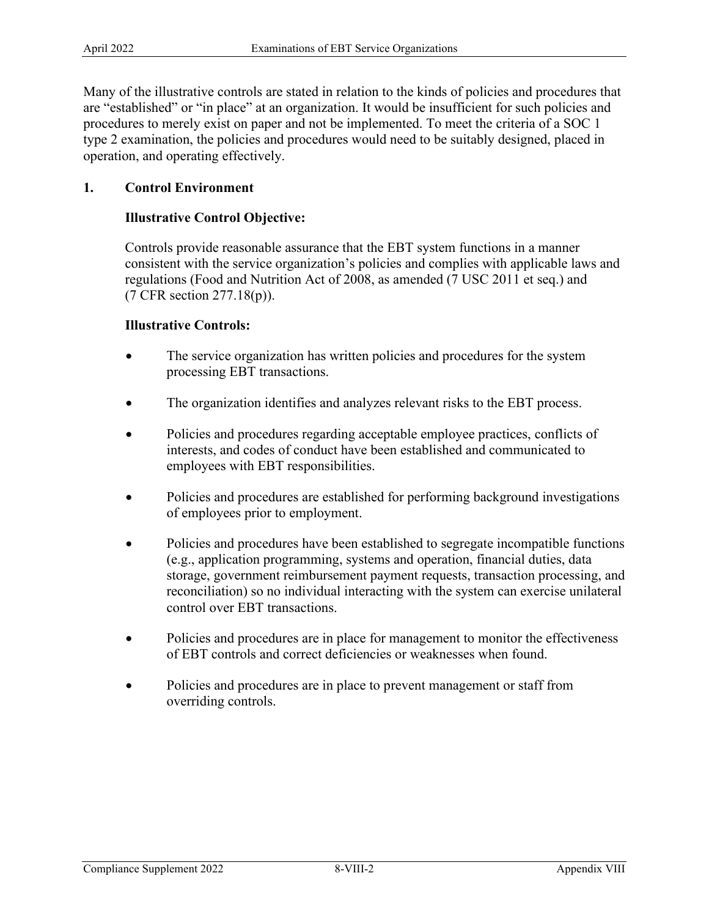Many of the illustrative controls are stated in relation to the kinds of policies and procedures that are "established" or "in place" at an organization. It would be insufficient for such policies and procedures to merely exist on paper and not be implemented. To meet the criteria of a SOC 1 type 2 examination, the policies and procedures would need to be suitably designed, placed in operation, and operating effectively.

## 1. Control Environment

### Illustrative Control Objective:

Controls provide reasonable assurance that the EBT system functions in a manner consistent with the service organization's policies and complies with applicable laws and regulations (Food and Nutrition Act of 2008, as amended (7 USC 2011 et seq.) and (7 CFR section 277.18(p)).

### Illustrative Controls:

- The service organization has written policies and procedures for the system processing EBT transactions.
- The organization identifies and analyzes relevant risks to the EBT process.
- Policies and procedures regarding acceptable employee practices, conflicts of interests, and codes of conduct have been established and communicated to employees with EBT responsibilities.
- Policies and procedures are established for performing background investigations of employees prior to employment.
- Policies and procedures have been established to segregate incompatible functions (e.g., application programming, systems and operation, financial duties, data storage, government reimbursement payment requests, transaction processing, and reconciliation) so no individual interacting with the system can exercise unilateral control over EBT transactions.
- Policies and procedures are in place for management to monitor the effectiveness of EBT controls and correct deficiencies or weaknesses when found.
- Policies and procedures are in place to prevent management or staff from overriding controls.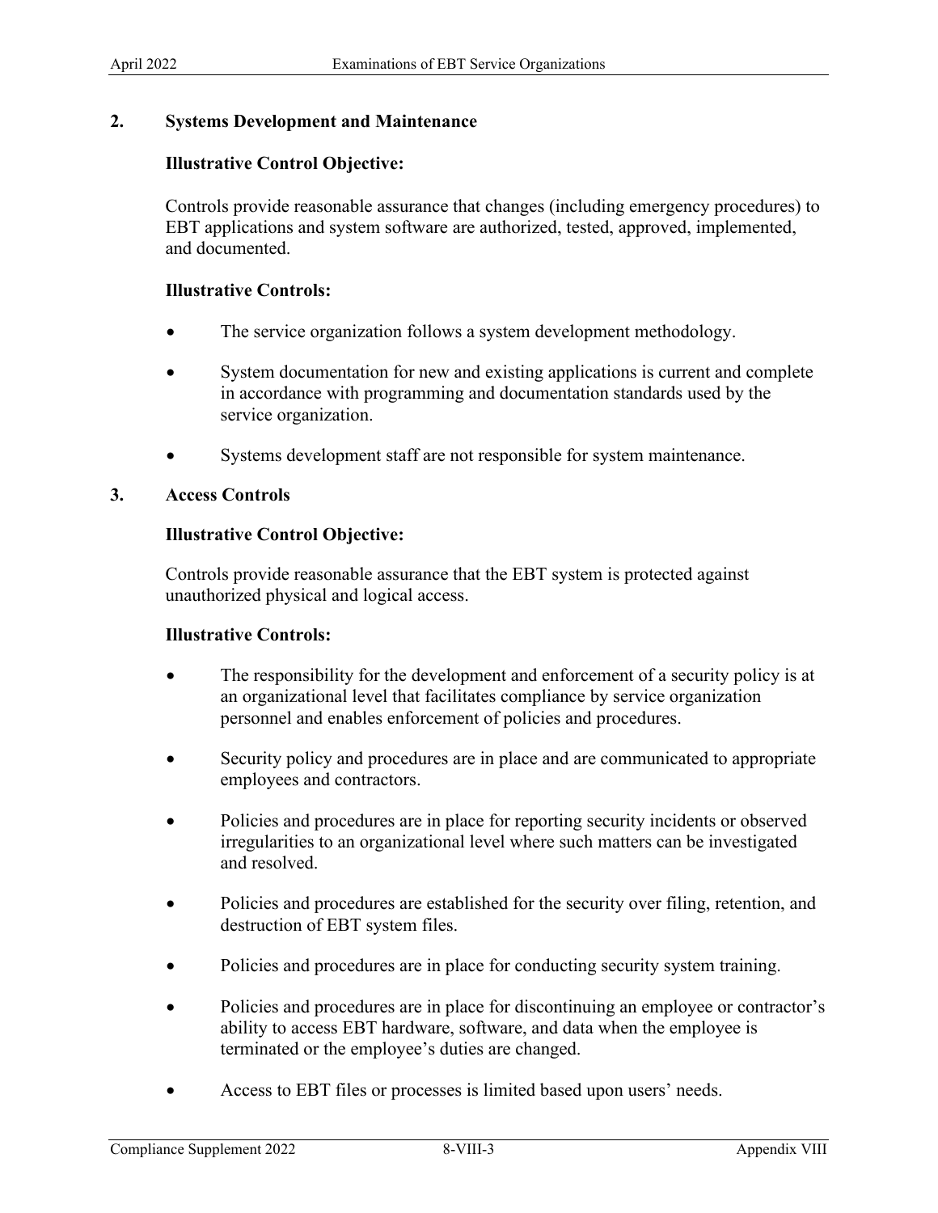## 2. Systems Development and Maintenance

**Illustrative Control Objective:**

Controls provide reasonable assurance that changes (including emergency procedures) to EBT applications and system software are authorized, tested, approved, implemented, and documented.

**Illustrative Controls:**

- The service organization follows a system development methodology.
- System documentation for new and existing applications is current and complete in accordance with programming and documentation standards used by the service organization.
- Systems development staff are not responsible for system maintenance.

## 3. Access Controls

**Illustrative Control Objective:**

Controls provide reasonable assurance that the EBT system is protected against unauthorized physical and logical access.

**Illustrative Controls:**

- The responsibility for the development and enforcement of a security policy is at an organizational level that facilitates compliance by service organization personnel and enables enforcement of policies and procedures.
- Security policy and procedures are in place and are communicated to appropriate employees and contractors.
- Policies and procedures are in place for reporting security incidents or observed irregularities to an organizational level where such matters can be investigated and resolved.
- Policies and procedures are established for the security over filing, retention, and destruction of EBT system files.
- Policies and procedures are in place for conducting security system training.
- Policies and procedures are in place for discontinuing an employee or contractor's ability to access EBT hardware, software, and data when the employee is terminated or the employee's duties are changed.
- Access to EBT files or processes is limited based upon users' needs.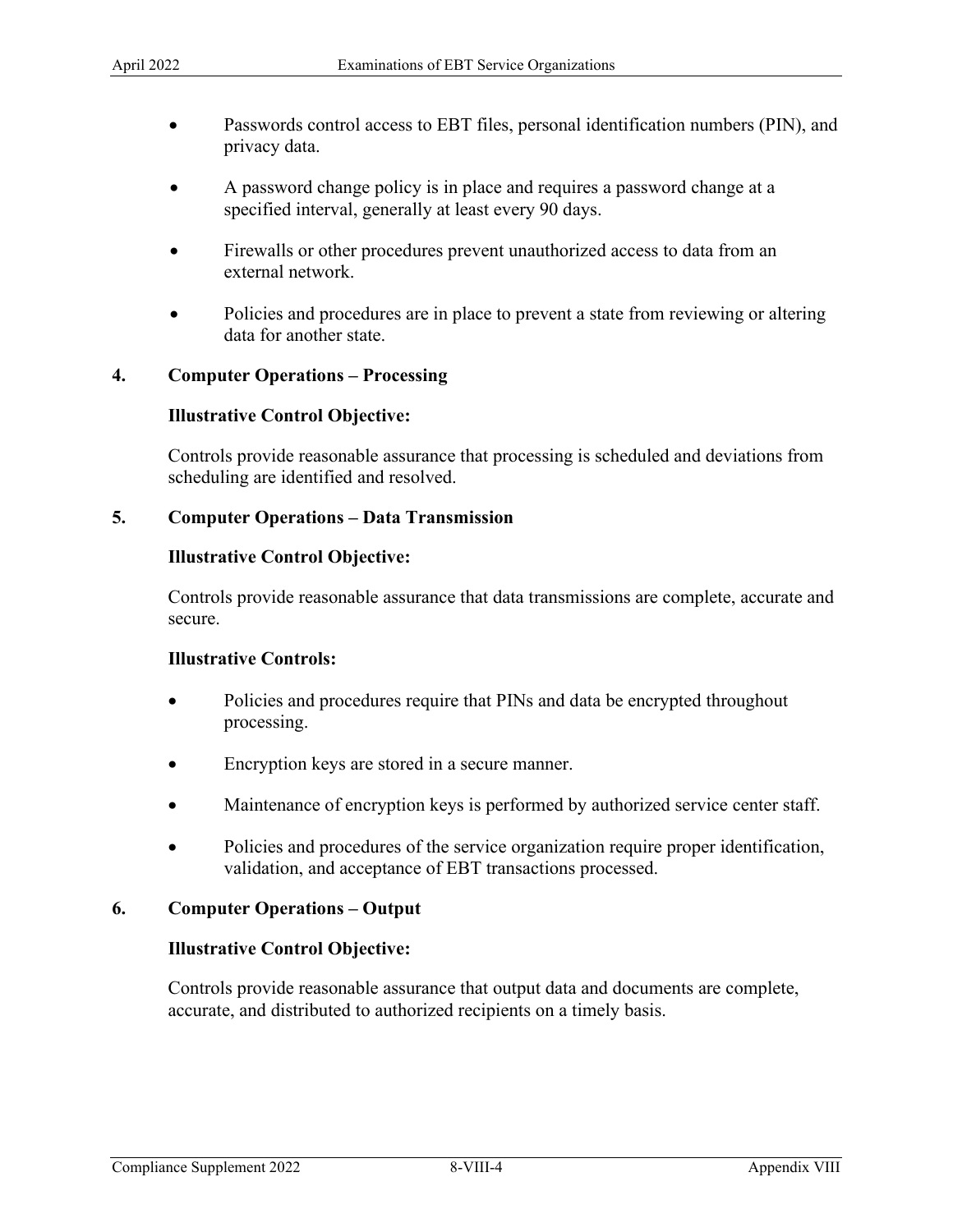- Passwords control access to EBT files, personal identification numbers (PIN), and privacy data.
- A password change policy is in place and requires a password change at a specified interval, generally at least every 90 days.
- Firewalls or other procedures prevent unauthorized access to data from an external network.
- Policies and procedures are in place to prevent a state from reviewing or altering data for another state.

### 4. Computer Operations – Processing

**Illustrative Control Objective:**

Controls provide reasonable assurance that processing is scheduled and deviations from scheduling are identified and resolved.

### 5. Computer Operations – Data Transmission

**Illustrative Control Objective:**

Controls provide reasonable assurance that data transmissions are complete, accurate and secure.

**Illustrative Controls:**

- Policies and procedures require that PINs and data be encrypted throughout processing.
- Encryption keys are stored in a secure manner.
- Maintenance of encryption keys is performed by authorized service center staff.
- Policies and procedures of the service organization require proper identification, validation, and acceptance of EBT transactions processed.

### 6. Computer Operations – Output

**Illustrative Control Objective:**

Controls provide reasonable assurance that output data and documents are complete, accurate, and distributed to authorized recipients on a timely basis.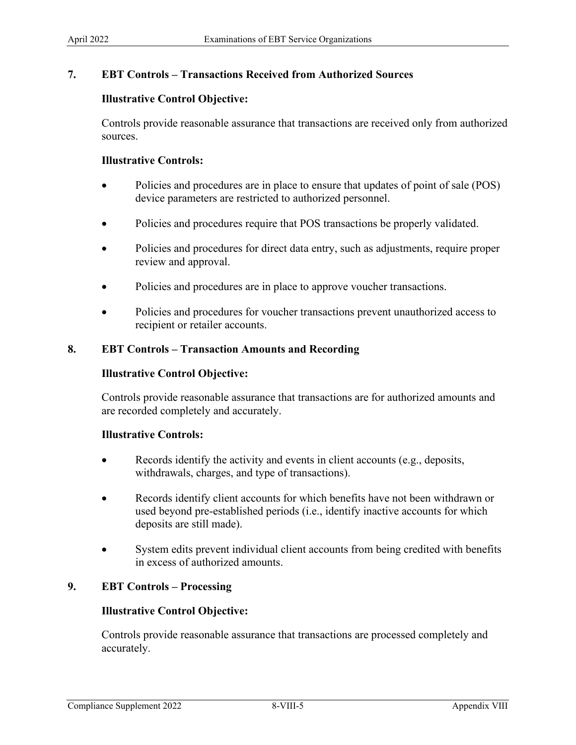### 7. EBT Controls – Transactions Received from Authorized Sources

**Illustrative Control Objective:**

Controls provide reasonable assurance that transactions are received only from authorized sources.

**Illustrative Controls:**

- Policies and procedures are in place to ensure that updates of point of sale (POS) device parameters are restricted to authorized personnel.
- Policies and procedures require that POS transactions be properly validated.
- Policies and procedures for direct data entry, such as adjustments, require proper review and approval.
- Policies and procedures are in place to approve voucher transactions.
- Policies and procedures for voucher transactions prevent unauthorized access to recipient or retailer accounts.

### 8. EBT Controls – Transaction Amounts and Recording

**Illustrative Control Objective:**

Controls provide reasonable assurance that transactions are for authorized amounts and are recorded completely and accurately.

**Illustrative Controls:**

- Records identify the activity and events in client accounts (e.g., deposits, withdrawals, charges, and type of transactions).
- Records identify client accounts for which benefits have not been withdrawn or used beyond pre-established periods (i.e., identify inactive accounts for which deposits are still made).
- System edits prevent individual client accounts from being credited with benefits in excess of authorized amounts.

### 9. EBT Controls – Processing

**Illustrative Control Objective:**

Controls provide reasonable assurance that transactions are processed completely and accurately.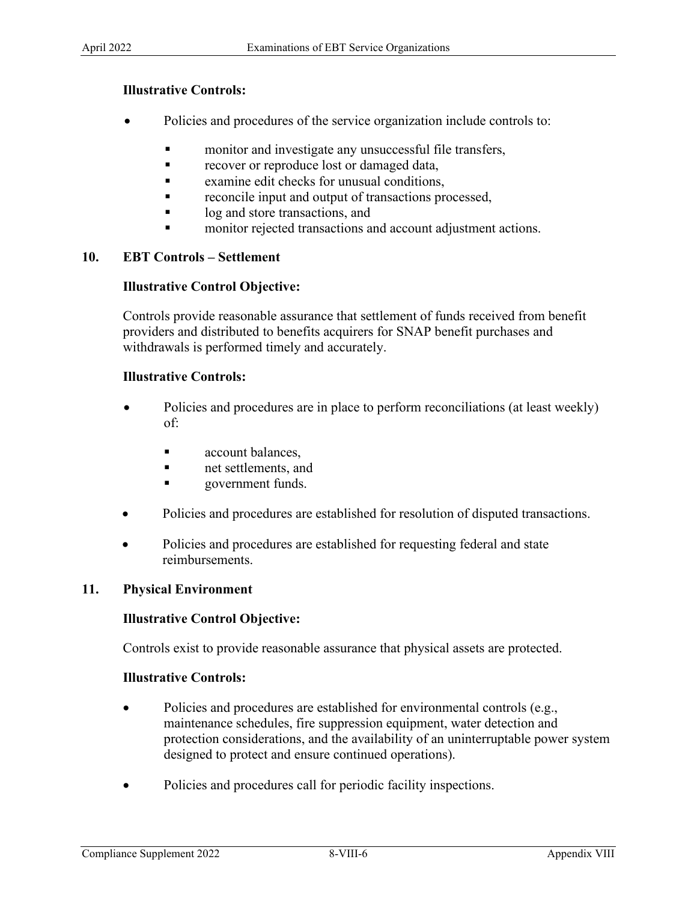**Illustrative Controls:**

- Policies and procedures of the service organization include controls to:
  - monitor and investigate any unsuccessful file transfers,
  - recover or reproduce lost or damaged data,
  - examine edit checks for unusual conditions,
  - reconcile input and output of transactions processed,
  - log and store transactions, and
  - monitor rejected transactions and account adjustment actions.

## 10. EBT Controls – Settlement

**Illustrative Control Objective:**

Controls provide reasonable assurance that settlement of funds received from benefit providers and distributed to benefits acquirers for SNAP benefit purchases and withdrawals is performed timely and accurately.

**Illustrative Controls:**

- Policies and procedures are in place to perform reconciliations (at least weekly) of:
  - account balances,
  - net settlements, and
  - government funds.
- Policies and procedures are established for resolution of disputed transactions.
- Policies and procedures are established for requesting federal and state reimbursements.

## 11. Physical Environment

**Illustrative Control Objective:**

Controls exist to provide reasonable assurance that physical assets are protected.

**Illustrative Controls:**

- Policies and procedures are established for environmental controls (e.g., maintenance schedules, fire suppression equipment, water detection and protection considerations, and the availability of an uninterruptable power system designed to protect and ensure continued operations).
- Policies and procedures call for periodic facility inspections.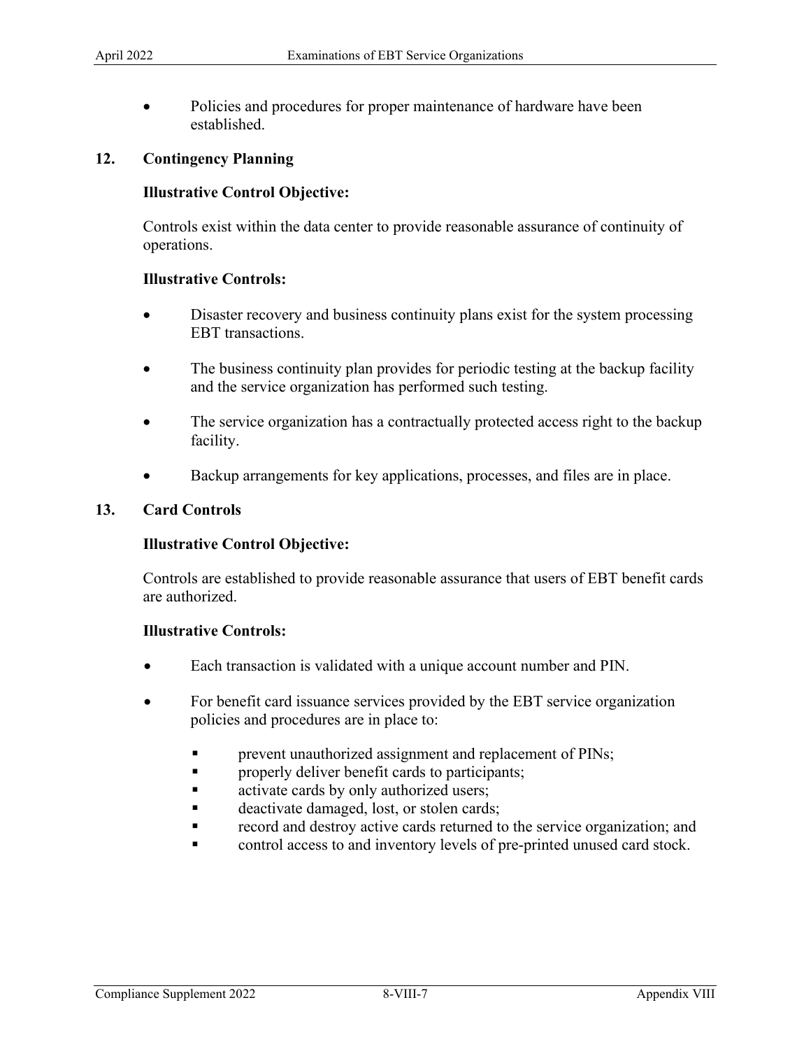- Policies and procedures for proper maintenance of hardware have been established.

### 12. Contingency Planning

**Illustrative Control Objective:**

Controls exist within the data center to provide reasonable assurance of continuity of operations.

**Illustrative Controls:**

- Disaster recovery and business continuity plans exist for the system processing EBT transactions.
- The business continuity plan provides for periodic testing at the backup facility and the service organization has performed such testing.
- The service organization has a contractually protected access right to the backup facility.
- Backup arrangements for key applications, processes, and files are in place.

### 13. Card Controls

**Illustrative Control Objective:**

Controls are established to provide reasonable assurance that users of EBT benefit cards are authorized.

**Illustrative Controls:**

- Each transaction is validated with a unique account number and PIN.
- For benefit card issuance services provided by the EBT service organization policies and procedures are in place to:
  - prevent unauthorized assignment and replacement of PINs;
  - properly deliver benefit cards to participants;
  - activate cards by only authorized users;
  - deactivate damaged, lost, or stolen cards;
  - record and destroy active cards returned to the service organization; and
  - control access to and inventory levels of pre-printed unused card stock.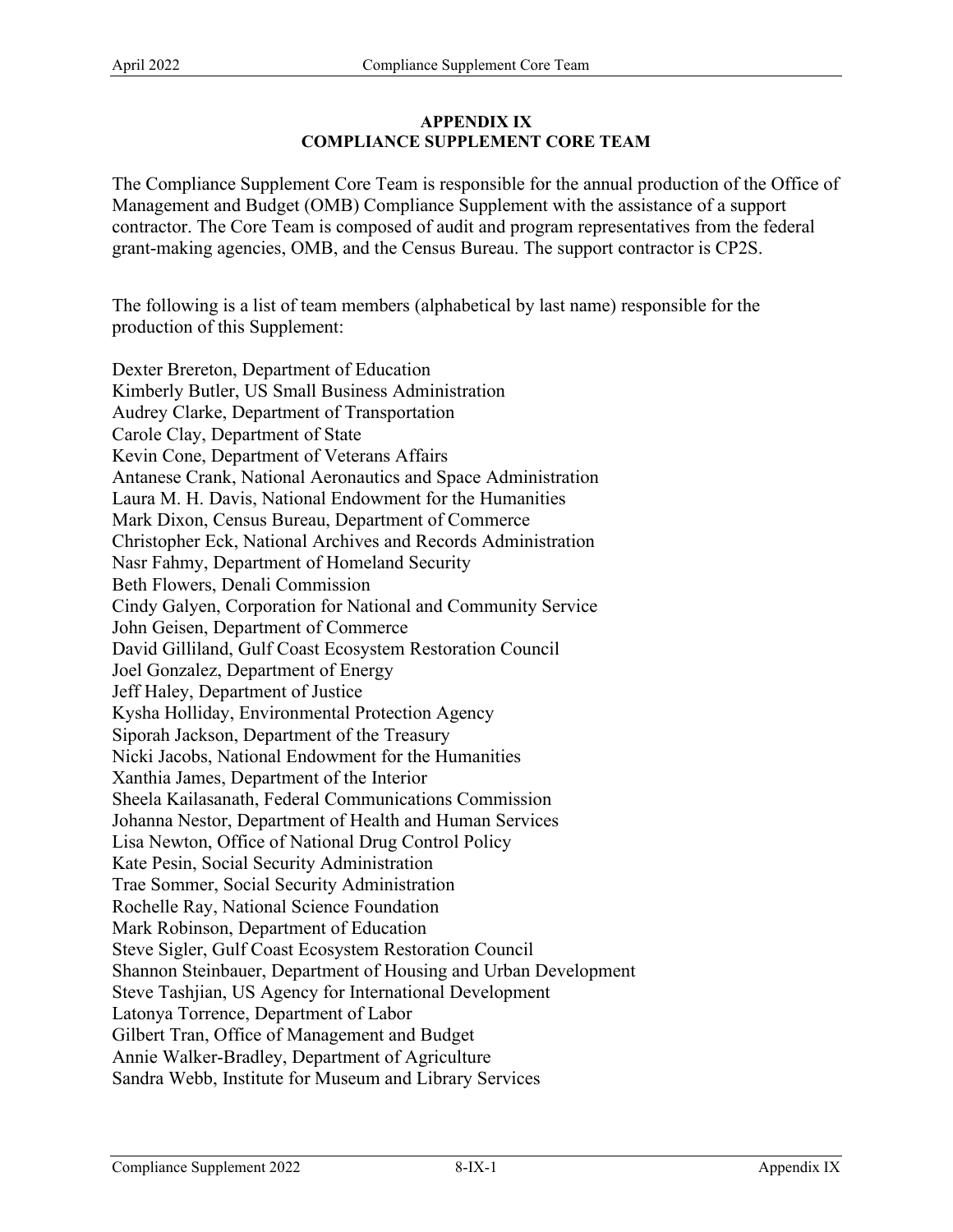# APPENDIX IX
# COMPLIANCE SUPPLEMENT CORE TEAM

The Compliance Supplement Core Team is responsible for the annual production of the Office of Management and Budget (OMB) Compliance Supplement with the assistance of a support contractor. The Core Team is composed of audit and program representatives from the federal grant-making agencies, OMB, and the Census Bureau. The support contractor is CP2S.

The following is a list of team members (alphabetical by last name) responsible for the production of this Supplement:

Dexter Brereton, Department of Education
Kimberly Butler, US Small Business Administration
Audrey Clarke, Department of Transportation
Carole Clay, Department of State
Kevin Cone, Department of Veterans Affairs
Antanese Crank, National Aeronautics and Space Administration
Laura M. H. Davis, National Endowment for the Humanities
Mark Dixon, Census Bureau, Department of Commerce
Christopher Eck, National Archives and Records Administration
Nasr Fahmy, Department of Homeland Security
Beth Flowers, Denali Commission
Cindy Galyen, Corporation for National and Community Service
John Geisen, Department of Commerce
David Gilliland, Gulf Coast Ecosystem Restoration Council
Joel Gonzalez, Department of Energy
Jeff Haley, Department of Justice
Kysha Holliday, Environmental Protection Agency
Siporah Jackson, Department of the Treasury
Nicki Jacobs, National Endowment for the Humanities
Xanthia James, Department of the Interior
Sheela Kailasanath, Federal Communications Commission
Johanna Nestor, Department of Health and Human Services
Lisa Newton, Office of National Drug Control Policy
Kate Pesin, Social Security Administration
Trae Sommer, Social Security Administration
Rochelle Ray, National Science Foundation
Mark Robinson, Department of Education
Steve Sigler, Gulf Coast Ecosystem Restoration Council
Shannon Steinbauer, Department of Housing and Urban Development
Steve Tashjian, US Agency for International Development
Latonya Torrence, Department of Labor
Gilbert Tran, Office of Management and Budget
Annie Walker-Bradley, Department of Agriculture
Sandra Webb, Institute for Museum and Library Services